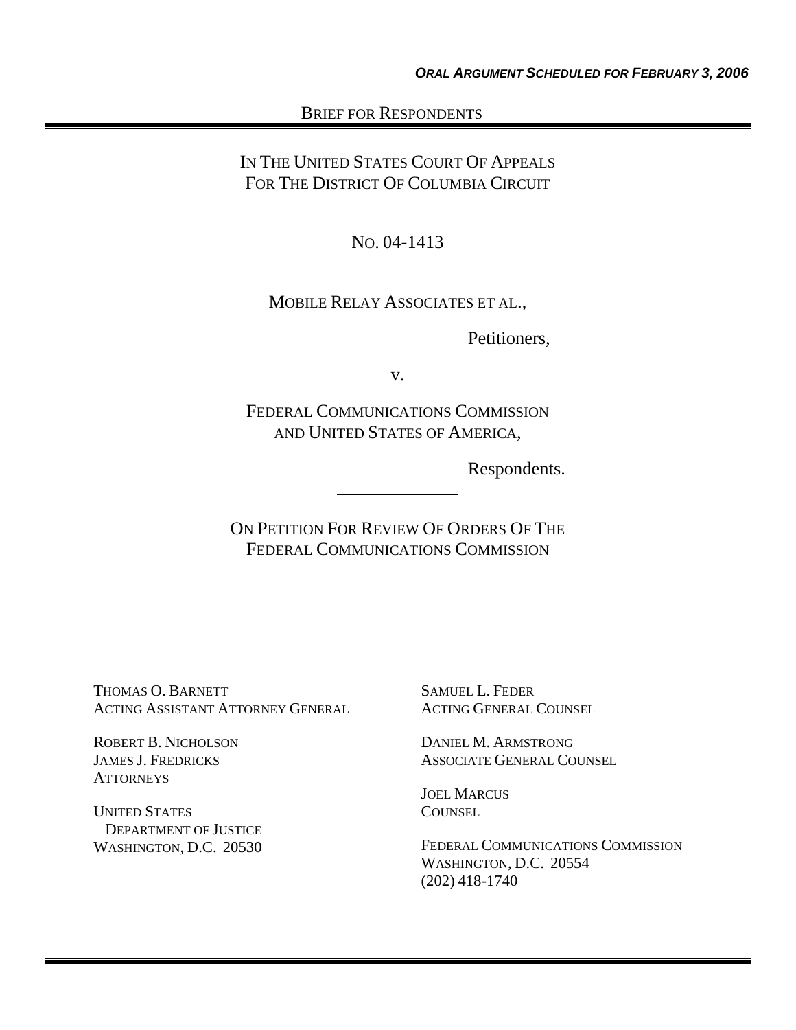***ORAL ARGUMENT SCHEDULED FOR FEBRUARY 3, 2006***

BRIEF FOR RESPONDENTS

IN THE UNITED STATES COURT OF APPEALS
FOR THE DISTRICT OF COLUMBIA CIRCUIT

NO. 04-1413

MOBILE RELAY ASSOCIATES ET AL.,

Petitioners,

v.

FEDERAL COMMUNICATIONS COMMISSION
AND UNITED STATES OF AMERICA,

Respondents.

ON PETITION FOR REVIEW OF ORDERS OF THE
FEDERAL COMMUNICATIONS COMMISSION

THOMAS O. BARNETT
ACTING ASSISTANT ATTORNEY GENERAL

ROBERT B. NICHOLSON
JAMES J. FREDRICKS
ATTORNEYS

UNITED STATES
DEPARTMENT OF JUSTICE
WASHINGTON, D.C. 20530

SAMUEL L. FEDER
ACTING GENERAL COUNSEL

DANIEL M. ARMSTRONG
ASSOCIATE GENERAL COUNSEL

JOEL MARCUS
COUNSEL

FEDERAL COMMUNICATIONS COMMISSION
WASHINGTON, D.C. 20554
(202) 418-1740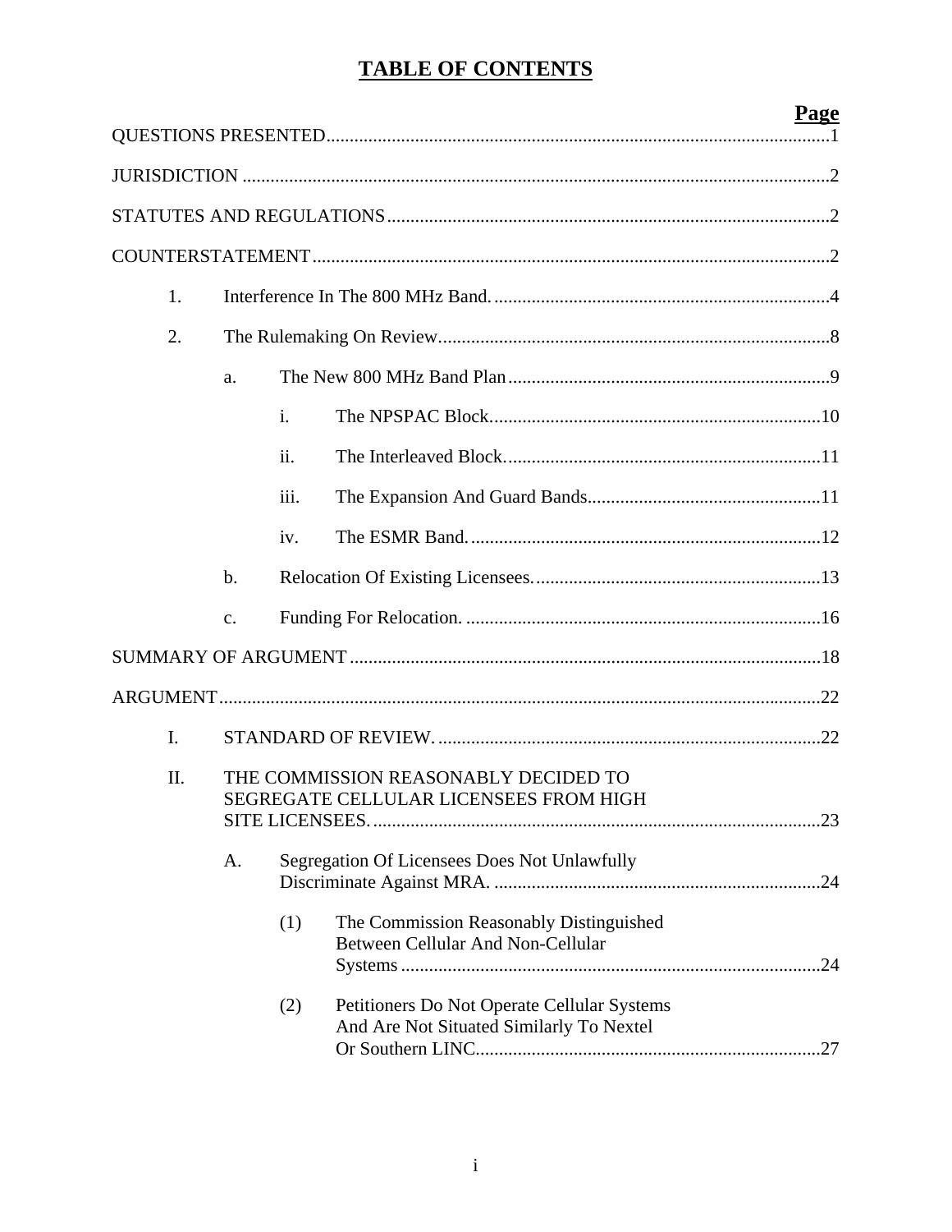# TABLE OF CONTENTS

| | Page |
|---|---|
| QUESTIONS PRESENTED | 1 |
| JURISDICTION | 2 |
| STATUTES AND REGULATIONS | 2 |
| COUNTERSTATEMENT | 2 |
| 1. Interference In The 800 MHz Band. | 4 |
| 2. The Rulemaking On Review. | 8 |
| a. The New 800 MHz Band Plan | 9 |
| i. The NPSPAC Block. | 10 |
| ii. The Interleaved Block. | 11 |
| iii. The Expansion And Guard Bands. | 11 |
| iv. The ESMR Band. | 12 |
| b. Relocation Of Existing Licensees. | 13 |
| c. Funding For Relocation. | 16 |
| SUMMARY OF ARGUMENT | 18 |
| ARGUMENT | 22 |
| I. STANDARD OF REVIEW. | 22 |
| II. THE COMMISSION REASONABLY DECIDED TO SEGREGATE CELLULAR LICENSEES FROM HIGH SITE LICENSEES. | 23 |
| A. Segregation Of Licensees Does Not Unlawfully Discriminate Against MRA. | 24 |
| (1) The Commission Reasonably Distinguished Between Cellular And Non-Cellular Systems | 24 |
| (2) Petitioners Do Not Operate Cellular Systems And Are Not Situated Similarly To Nextel Or Southern LINC. | 27 |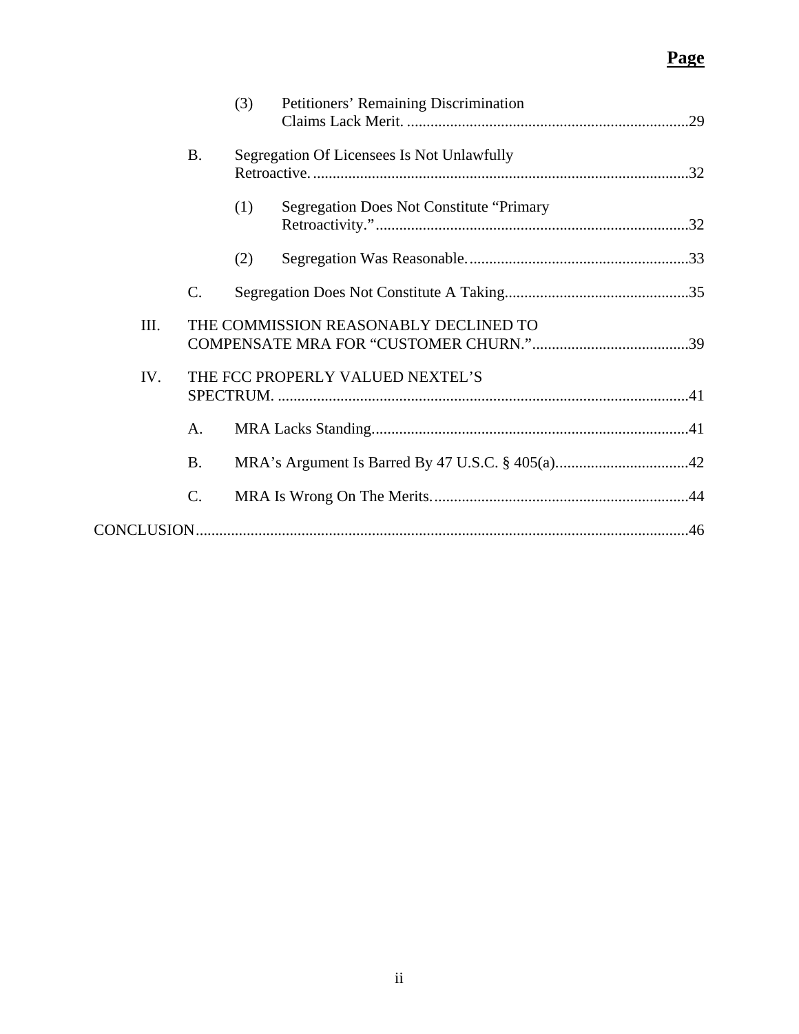**Page**

- (3) Petitioners' Remaining Discrimination Claims Lack Merit. ........................................................................29
- B. Segregation Of Licensees Is Not Unlawfully Retroactive. ...............................................................................................32
  - (1) Segregation Does Not Constitute "Primary Retroactivity." ...............................................................................32
  - (2) Segregation Was Reasonable. ........................................................33
- C. Segregation Does Not Constitute A Taking...............................................35

III. THE COMMISSION REASONABLY DECLINED TO COMPENSATE MRA FOR "CUSTOMER CHURN." .......................................39

IV. THE FCC PROPERLY VALUED NEXTEL'S SPECTRUM. ........................................................................................................41

- A. MRA Lacks Standing................................................................................41
- B. MRA's Argument Is Barred By 47 U.S.C. § 405(a)..................................42
- C. MRA Is Wrong On The Merits. ................................................................44

CONCLUSION............................................................................................................................46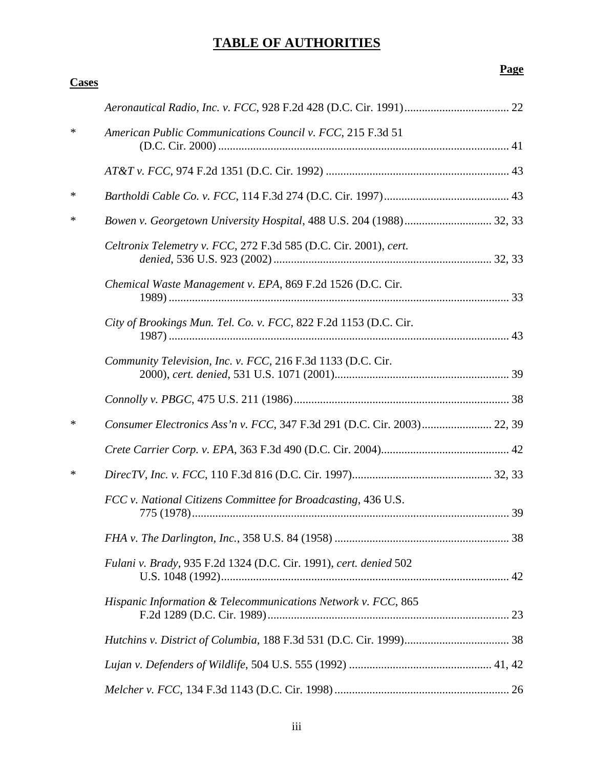# TABLE OF AUTHORITIES

**Page**

**Cases**

*Aeronautical Radio, Inc. v. FCC*, 928 F.2d 428 (D.C. Cir. 1991) .................................... 22

\* *American Public Communications Council v. FCC*, 215 F.3d 51 (D.C. Cir. 2000) .................................................................................................... 41

*AT&T v. FCC*, 974 F.2d 1351 (D.C. Cir. 1992) ............................................................... 43

\* *Bartholdi Cable Co. v. FCC*, 114 F.3d 274 (D.C. Cir. 1997) ........................................... 43

\* *Bowen v. Georgetown University Hospital*, 488 U.S. 204 (1988) .............................. 32, 33

*Celtronix Telemetry v. FCC*, 272 F.3d 585 (D.C. Cir. 2001), *cert. denied*, 536 U.S. 923 (2002) ........................................................................... 32, 33

*Chemical Waste Management v. EPA*, 869 F.2d 1526 (D.C. Cir. 1989) ..................................................................................................................... 33

*City of Brookings Mun. Tel. Co. v. FCC*, 822 F.2d 1153 (D.C. Cir. 1987) ..................................................................................................................... 43

*Community Television, Inc. v. FCC*, 216 F.3d 1133 (D.C. Cir. 2000), *cert. denied*, 531 U.S. 1071 (2001)............................................................ 39

*Connolly v. PBGC*, 475 U.S. 211 (1986) .......................................................................... 38

\* *Consumer Electronics Ass'n v. FCC*, 347 F.3d 291 (D.C. Cir. 2003) ........................ 22, 39

*Crete Carrier Corp. v. EPA*, 363 F.3d 490 (D.C. Cir. 2004) ............................................ 42

\* *DirecTV, Inc. v. FCC*, 110 F.3d 816 (D.C. Cir. 1997) ................................................ 32, 33

*FCC v. National Citizens Committee for Broadcasting*, 436 U.S. 775 (1978) ............................................................................................................. 39

*FHA v. The Darlington, Inc.*, 358 U.S. 84 (1958) ............................................................ 38

*Fulani v. Brady*, 935 F.2d 1324 (D.C. Cir. 1991), *cert. denied* 502 U.S. 1048 (1992) ................................................................................................... 42

*Hispanic Information & Telecommunications Network v. FCC*, 865 F.2d 1289 (D.C. Cir. 1989) ................................................................................... 23

*Hutchins v. District of Columbia*, 188 F.3d 531 (D.C. Cir. 1999) .................................... 38

*Lujan v. Defenders of Wildlife*, 504 U.S. 555 (1992) ................................................. 41, 42

*Melcher v. FCC*, 134 F.3d 1143 (D.C. Cir. 1998) ............................................................ 26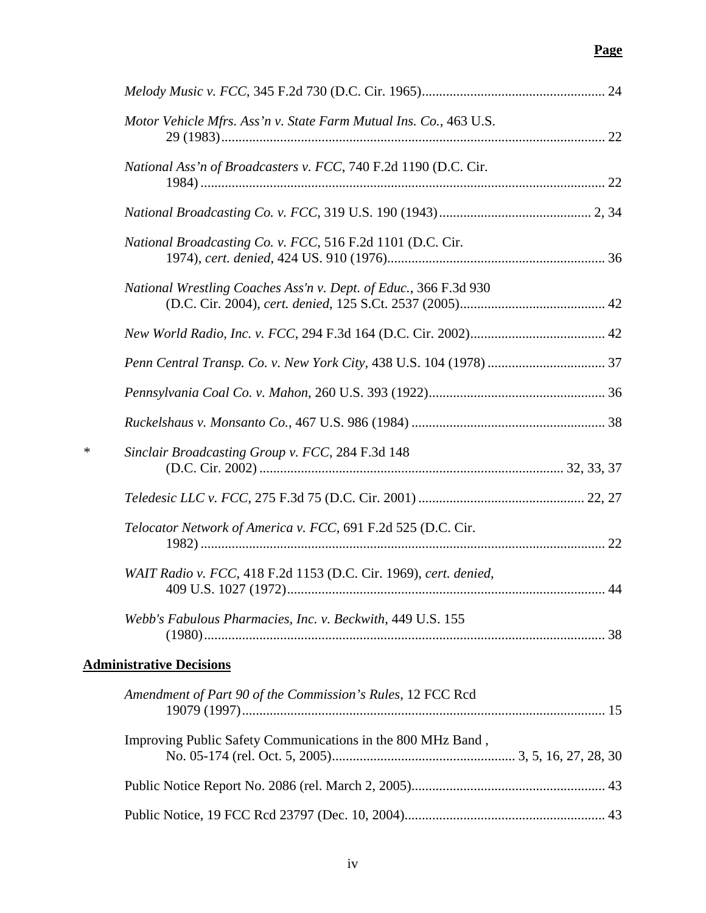**Page**

*Melody Music v. FCC*, 345 F.2d 730 (D.C. Cir. 1965).................................................... 24

*Motor Vehicle Mfrs. Ass'n v. State Farm Mutual Ins. Co.*, 463 U.S. 29 (1983)............................................................................................................... 22

*National Ass'n of Broadcasters v. FCC*, 740 F.2d 1190 (D.C. Cir. 1984) ..................................................................................................................... 22

*National Broadcasting Co. v. FCC*, 319 U.S. 190 (1943) ............................................ 2, 34

*National Broadcasting Co. v. FCC*, 516 F.2d 1101 (D.C. Cir. 1974), *cert. denied*, 424 US. 910 (1976)............................................................... 36

*National Wrestling Coaches Ass'n v. Dept. of Educ.*, 366 F.3d 930 (D.C. Cir. 2004), *cert. denied*, 125 S.Ct. 2537 (2005).......................................... 42

*New World Radio, Inc. v. FCC*, 294 F.3d 164 (D.C. Cir. 2002)....................................... 42

*Penn Central Transp. Co. v. New York City*, 438 U.S. 104 (1978) .................................. 37

*Pennsylvania Coal Co. v. Mahon*, 260 U.S. 393 (1922)................................................... 36

*Ruckelshaus v. Monsanto Co.*, 467 U.S. 986 (1984) ........................................................ 38

\* *Sinclair Broadcasting Group v. FCC*, 284 F.3d 148 (D.C. Cir. 2002) ....................................................................................... 32, 33, 37

*Teledesic LLC v. FCC*, 275 F.3d 75 (D.C. Cir. 2001) ................................................ 22, 27

*Telocator Network of America v. FCC*, 691 F.2d 525 (D.C. Cir. 1982) ..................................................................................................................... 22

*WAIT Radio v. FCC*, 418 F.2d 1153 (D.C. Cir. 1969), *cert. denied*, 409 U.S. 1027 (1972)............................................................................................ 44

*Webb's Fabulous Pharmacies, Inc. v. Beckwith*, 449 U.S. 155 (1980).................................................................................................................... 38

**Administrative Decisions**

*Amendment of Part 90 of the Commission's Rules*, 12 FCC Rcd 19079 (1997)......................................................................................................... 15

Improving Public Safety Communications in the 800 MHz Band , No. 05-174 (rel. Oct. 5, 2005).................................................... 3, 5, 16, 27, 28, 30

Public Notice Report No. 2086 (rel. March 2, 2005)........................................................ 43

Public Notice, 19 FCC Rcd 23797 (Dec. 10, 2004).......................................................... 43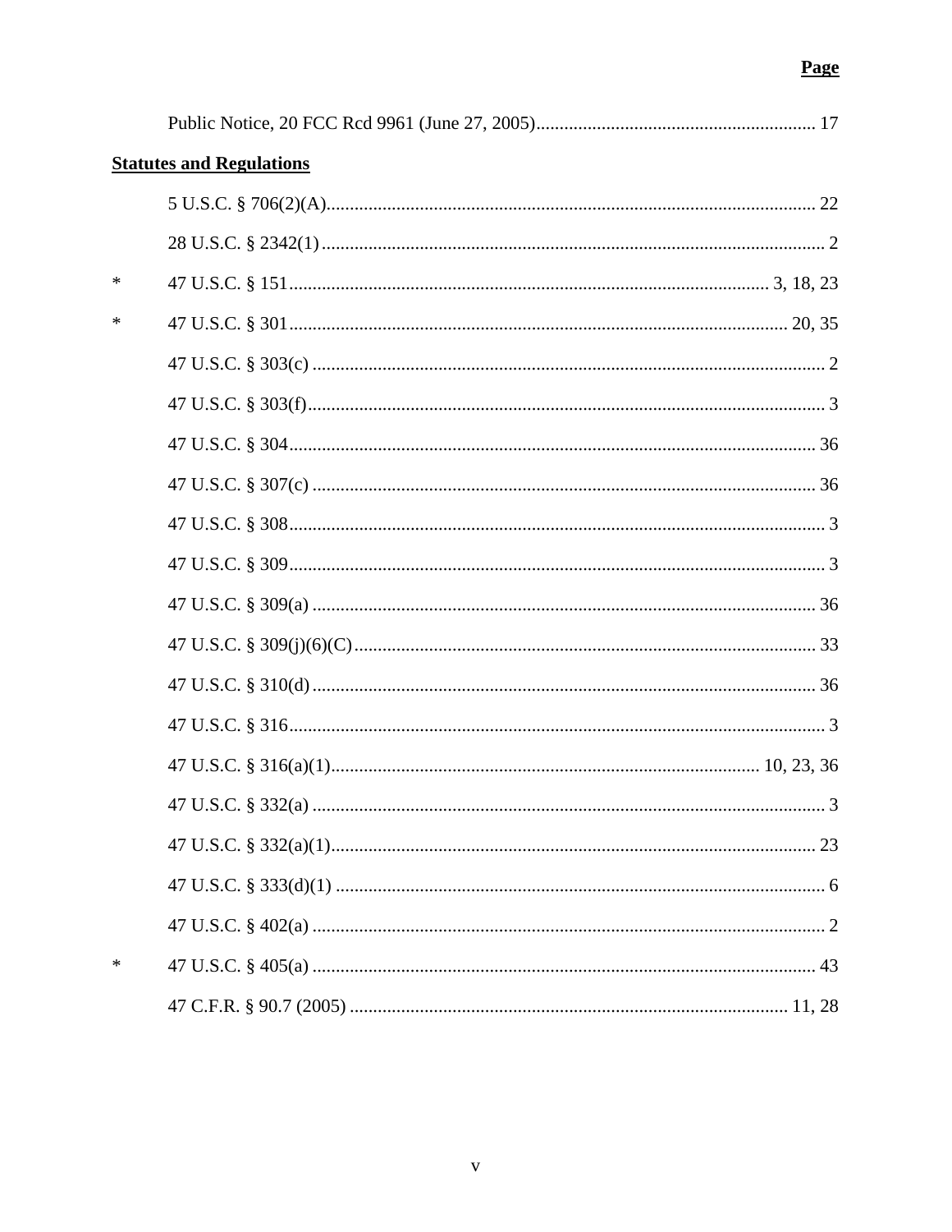Page

Public Notice, 20 FCC Rcd 9961 (June 27, 2005) ........................................................... 17

**Statutes and Regulations**

5 U.S.C. § 706(2)(A) ........................................................................................................ 22

28 U.S.C. § 2342(1) ........................................................................................................... 2

\* 47 U.S.C. § 151 ..................................................................................................... 3, 18, 23

\* 47 U.S.C. § 301 .......................................................................................................... 20, 35

47 U.S.C. § 303(c) ............................................................................................................. 2

47 U.S.C. § 303(f) .............................................................................................................. 3

47 U.S.C. § 304 ................................................................................................................. 36

47 U.S.C. § 307(c) ........................................................................................................... 36

47 U.S.C. § 308 .................................................................................................................. 3

47 U.S.C. § 309 .................................................................................................................. 3

47 U.S.C. § 309(a) ........................................................................................................... 36

47 U.S.C. § 309(j)(6)(C) .................................................................................................. 33

47 U.S.C. § 310(d) ........................................................................................................... 36

47 U.S.C. § 316 .................................................................................................................. 3

47 U.S.C. § 316(a)(1) ......................................................................................... 10, 23, 36

47 U.S.C. § 332(a) ............................................................................................................. 3

47 U.S.C. § 332(a)(1) ....................................................................................................... 23

47 U.S.C. § 333(d)(1) ........................................................................................................ 6

47 U.S.C. § 402(a) ............................................................................................................. 2

\* 47 U.S.C. § 405(a) ........................................................................................................... 43

47 C.F.R. § 90.7 (2005) ............................................................................................. 11, 28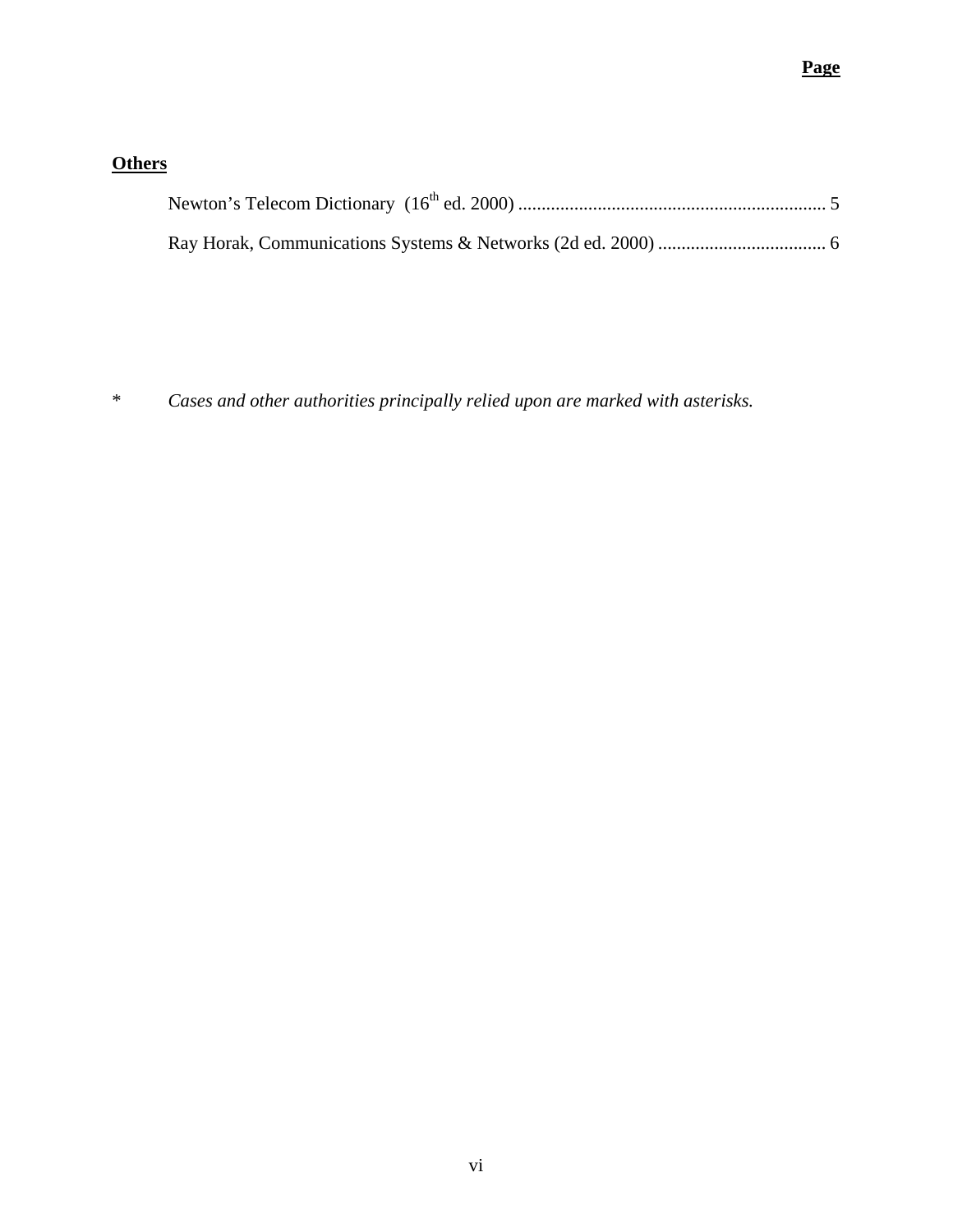**Page**

**Others**

Newton's Telecom Dictionary (16th ed. 2000) .................................................................. 5

Ray Horak, Communications Systems & Networks (2d ed. 2000) .................................... 6

* *Cases and other authorities principally relied upon are marked with asterisks.*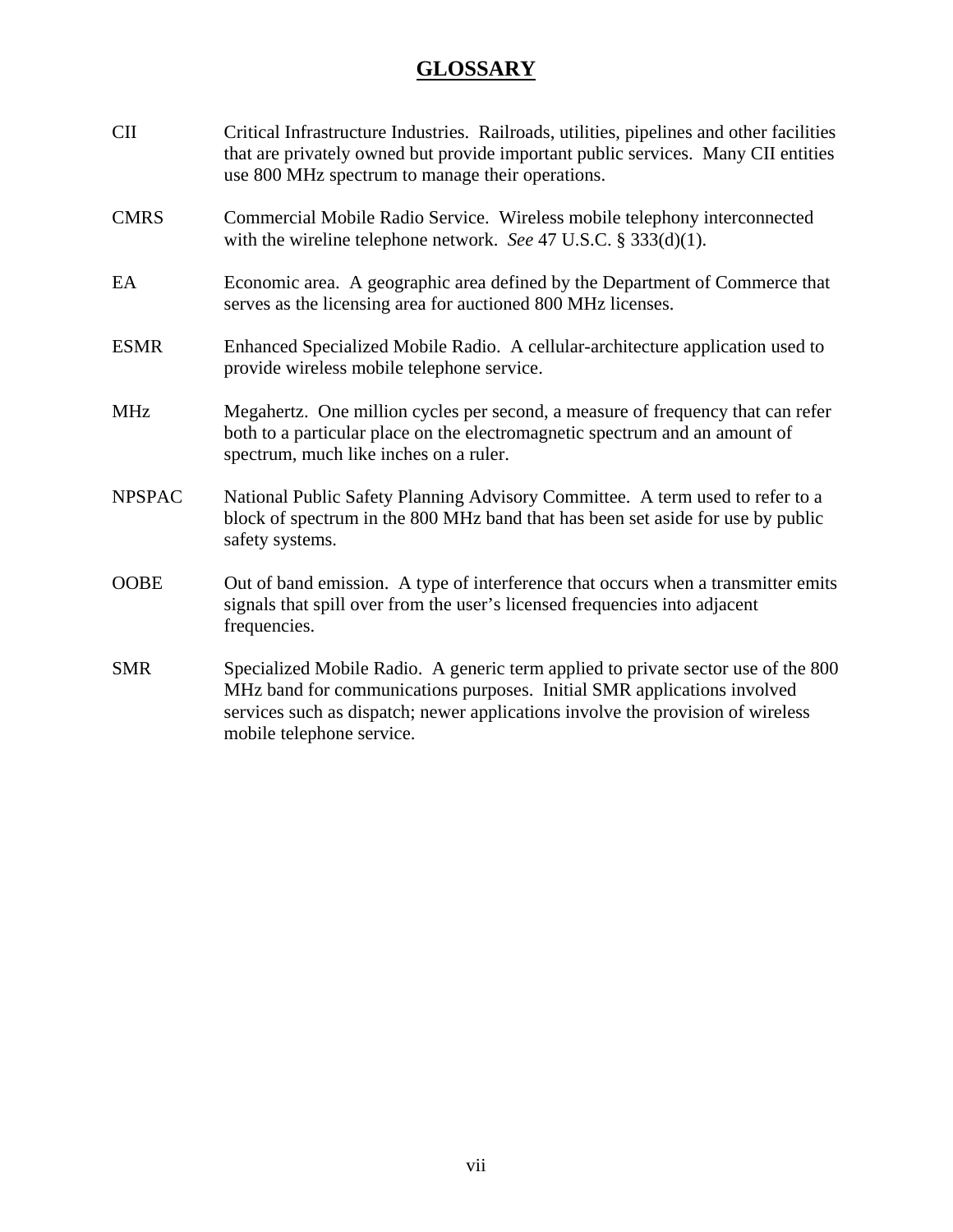# GLOSSARY

| | |
|---|---|
| CII | Critical Infrastructure Industries. Railroads, utilities, pipelines and other facilities that are privately owned but provide important public services. Many CII entities use 800 MHz spectrum to manage their operations. |
| CMRS | Commercial Mobile Radio Service. Wireless mobile telephony interconnected with the wireline telephone network. *See* 47 U.S.C. § 333(d)(1). |
| EA | Economic area. A geographic area defined by the Department of Commerce that serves as the licensing area for auctioned 800 MHz licenses. |
| ESMR | Enhanced Specialized Mobile Radio. A cellular-architecture application used to provide wireless mobile telephone service. |
| MHz | Megahertz. One million cycles per second, a measure of frequency that can refer both to a particular place on the electromagnetic spectrum and an amount of spectrum, much like inches on a ruler. |
| NPSPAC | National Public Safety Planning Advisory Committee. A term used to refer to a block of spectrum in the 800 MHz band that has been set aside for use by public safety systems. |
| OOBE | Out of band emission. A type of interference that occurs when a transmitter emits signals that spill over from the user's licensed frequencies into adjacent frequencies. |
| SMR | Specialized Mobile Radio. A generic term applied to private sector use of the 800 MHz band for communications purposes. Initial SMR applications involved services such as dispatch; newer applications involve the provision of wireless mobile telephone service. |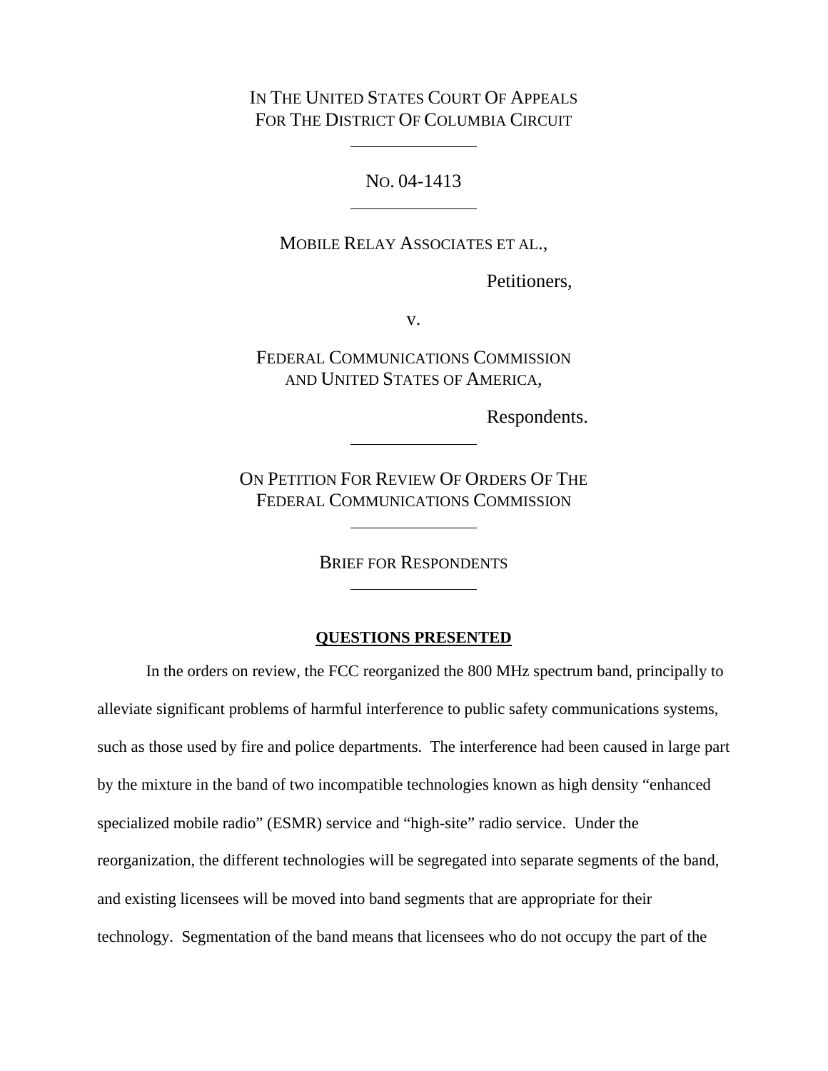IN THE UNITED STATES COURT OF APPEALS
FOR THE DISTRICT OF COLUMBIA CIRCUIT

---

NO. 04-1413

---

MOBILE RELAY ASSOCIATES ET AL.,

Petitioners,

v.

FEDERAL COMMUNICATIONS COMMISSION
AND UNITED STATES OF AMERICA,

Respondents.

---

ON PETITION FOR REVIEW OF ORDERS OF THE
FEDERAL COMMUNICATIONS COMMISSION

---

BRIEF FOR RESPONDENTS

---

## QUESTIONS PRESENTED

In the orders on review, the FCC reorganized the 800 MHz spectrum band, principally to alleviate significant problems of harmful interference to public safety communications systems, such as those used by fire and police departments. The interference had been caused in large part by the mixture in the band of two incompatible technologies known as high density "enhanced specialized mobile radio" (ESMR) service and "high-site" radio service. Under the reorganization, the different technologies will be segregated into separate segments of the band, and existing licensees will be moved into band segments that are appropriate for their technology. Segmentation of the band means that licensees who do not occupy the part of the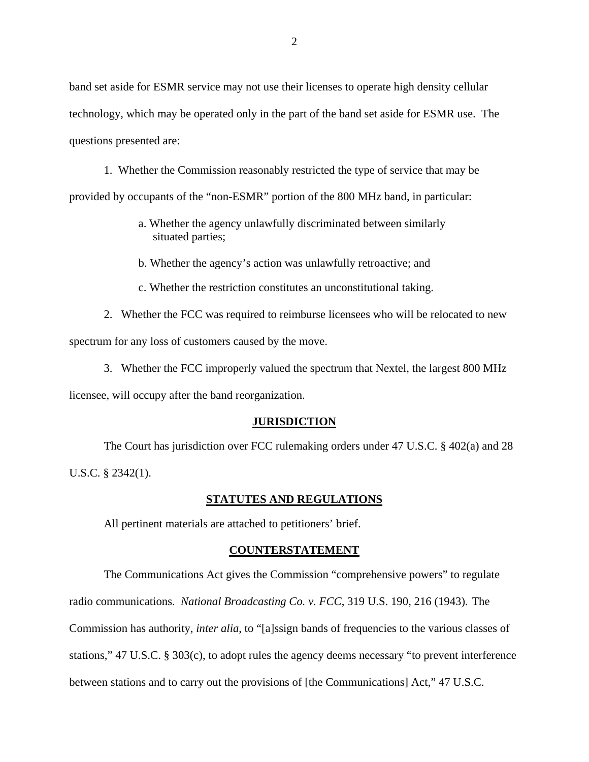band set aside for ESMR service may not use their licenses to operate high density cellular technology, which may be operated only in the part of the band set aside for ESMR use. The questions presented are:

1. Whether the Commission reasonably restricted the type of service that may be provided by occupants of the "non-ESMR" portion of the 800 MHz band, in particular:

   a. Whether the agency unlawfully discriminated between similarly situated parties;

   b. Whether the agency's action was unlawfully retroactive; and

   c. Whether the restriction constitutes an unconstitutional taking.

2. Whether the FCC was required to reimburse licensees who will be relocated to new spectrum for any loss of customers caused by the move.

3. Whether the FCC improperly valued the spectrum that Nextel, the largest 800 MHz licensee, will occupy after the band reorganization.

## JURISDICTION

The Court has jurisdiction over FCC rulemaking orders under 47 U.S.C. § 402(a) and 28 U.S.C. § 2342(1).

## STATUTES AND REGULATIONS

All pertinent materials are attached to petitioners' brief.

## COUNTERSTATEMENT

The Communications Act gives the Commission "comprehensive powers" to regulate radio communications. *National Broadcasting Co. v. FCC*, 319 U.S. 190, 216 (1943). The Commission has authority, *inter alia*, to "[a]ssign bands of frequencies to the various classes of stations," 47 U.S.C. § 303(c), to adopt rules the agency deems necessary "to prevent interference between stations and to carry out the provisions of [the Communications] Act," 47 U.S.C.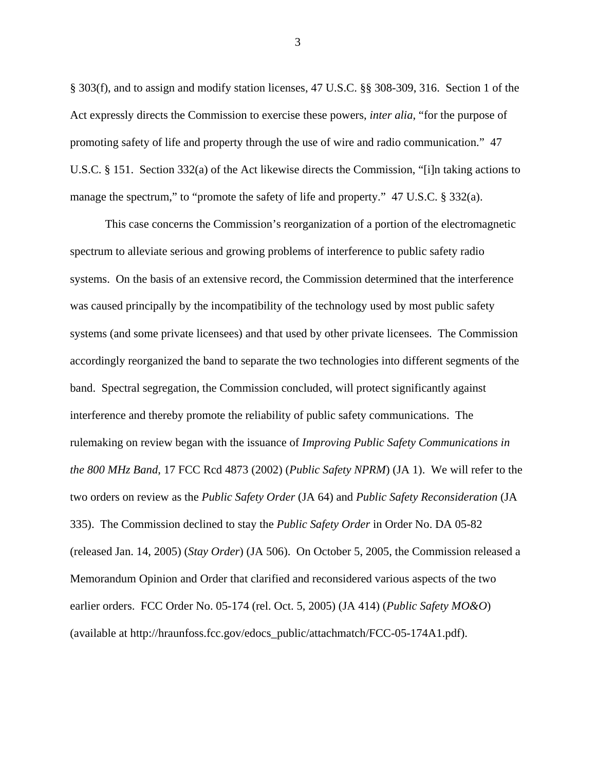§ 303(f), and to assign and modify station licenses, 47 U.S.C. §§ 308-309, 316. Section 1 of the Act expressly directs the Commission to exercise these powers, *inter alia*, "for the purpose of promoting safety of life and property through the use of wire and radio communication." 47 U.S.C. § 151. Section 332(a) of the Act likewise directs the Commission, "[i]n taking actions to manage the spectrum," to "promote the safety of life and property." 47 U.S.C. § 332(a).

This case concerns the Commission's reorganization of a portion of the electromagnetic spectrum to alleviate serious and growing problems of interference to public safety radio systems. On the basis of an extensive record, the Commission determined that the interference was caused principally by the incompatibility of the technology used by most public safety systems (and some private licensees) and that used by other private licensees. The Commission accordingly reorganized the band to separate the two technologies into different segments of the band. Spectral segregation, the Commission concluded, will protect significantly against interference and thereby promote the reliability of public safety communications. The rulemaking on review began with the issuance of *Improving Public Safety Communications in the 800 MHz Band*, 17 FCC Rcd 4873 (2002) (*Public Safety NPRM*) (JA 1). We will refer to the two orders on review as the *Public Safety Order* (JA 64) and *Public Safety Reconsideration* (JA 335). The Commission declined to stay the *Public Safety Order* in Order No. DA 05-82 (released Jan. 14, 2005) (*Stay Order*) (JA 506). On October 5, 2005, the Commission released a Memorandum Opinion and Order that clarified and reconsidered various aspects of the two earlier orders. FCC Order No. 05-174 (rel. Oct. 5, 2005) (JA 414) (*Public Safety MO&O*) (available at http://hraunfoss.fcc.gov/edocs_public/attachmatch/FCC-05-174A1.pdf).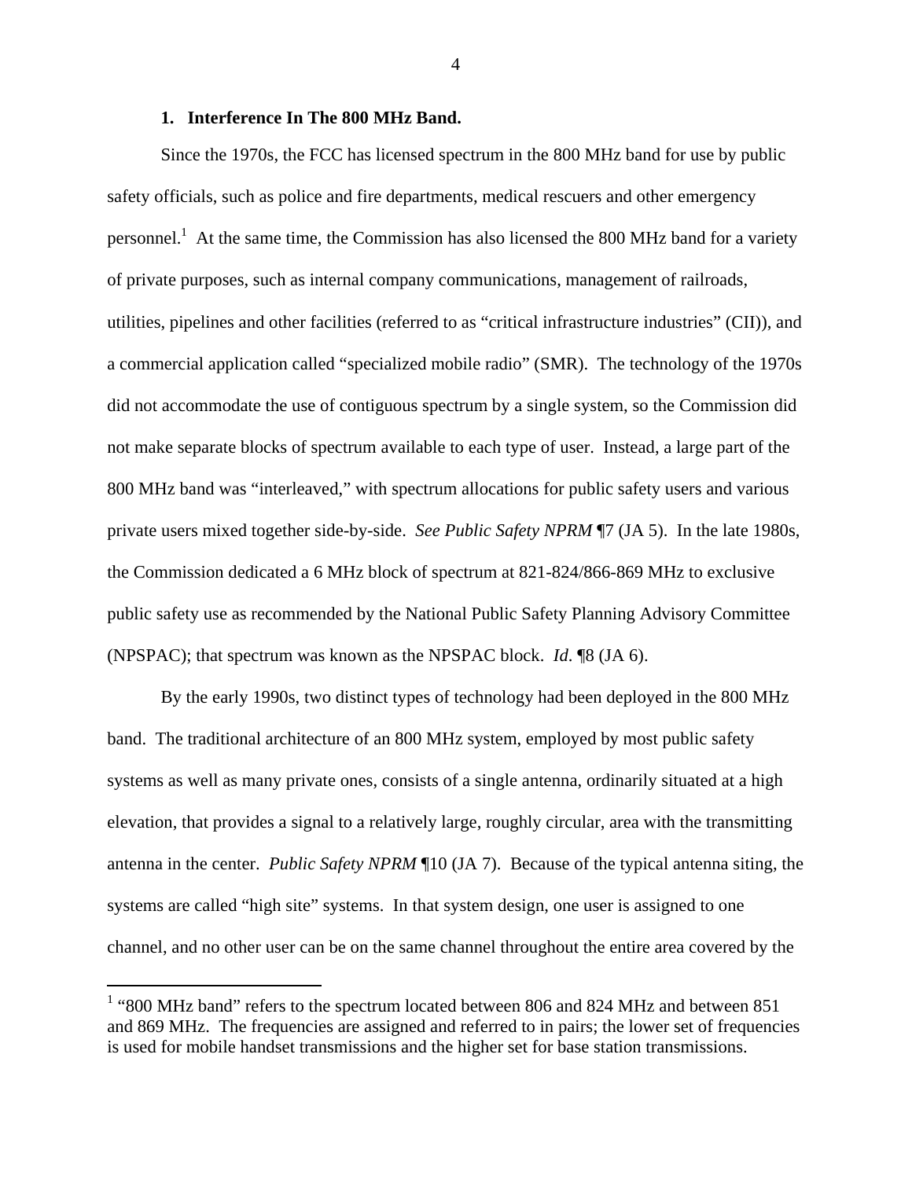### 1. Interference In The 800 MHz Band.

Since the 1970s, the FCC has licensed spectrum in the 800 MHz band for use by public safety officials, such as police and fire departments, medical rescuers and other emergency personnel.[1] At the same time, the Commission has also licensed the 800 MHz band for a variety of private purposes, such as internal company communications, management of railroads, utilities, pipelines and other facilities (referred to as "critical infrastructure industries" (CII)), and a commercial application called "specialized mobile radio" (SMR). The technology of the 1970s did not accommodate the use of contiguous spectrum by a single system, so the Commission did not make separate blocks of spectrum available to each type of user. Instead, a large part of the 800 MHz band was "interleaved," with spectrum allocations for public safety users and various private users mixed together side-by-side. *See Public Safety NPRM* ¶7 (JA 5). In the late 1980s, the Commission dedicated a 6 MHz block of spectrum at 821-824/866-869 MHz to exclusive public safety use as recommended by the National Public Safety Planning Advisory Committee (NPSPAC); that spectrum was known as the NPSPAC block. *Id*. ¶8 (JA 6).

By the early 1990s, two distinct types of technology had been deployed in the 800 MHz band. The traditional architecture of an 800 MHz system, employed by most public safety systems as well as many private ones, consists of a single antenna, ordinarily situated at a high elevation, that provides a signal to a relatively large, roughly circular, area with the transmitting antenna in the center. *Public Safety NPRM* ¶10 (JA 7). Because of the typical antenna siting, the systems are called "high site" systems. In that system design, one user is assigned to one channel, and no other user can be on the same channel throughout the entire area covered by the

[1] "800 MHz band" refers to the spectrum located between 806 and 824 MHz and between 851 and 869 MHz. The frequencies are assigned and referred to in pairs; the lower set of frequencies is used for mobile handset transmissions and the higher set for base station transmissions.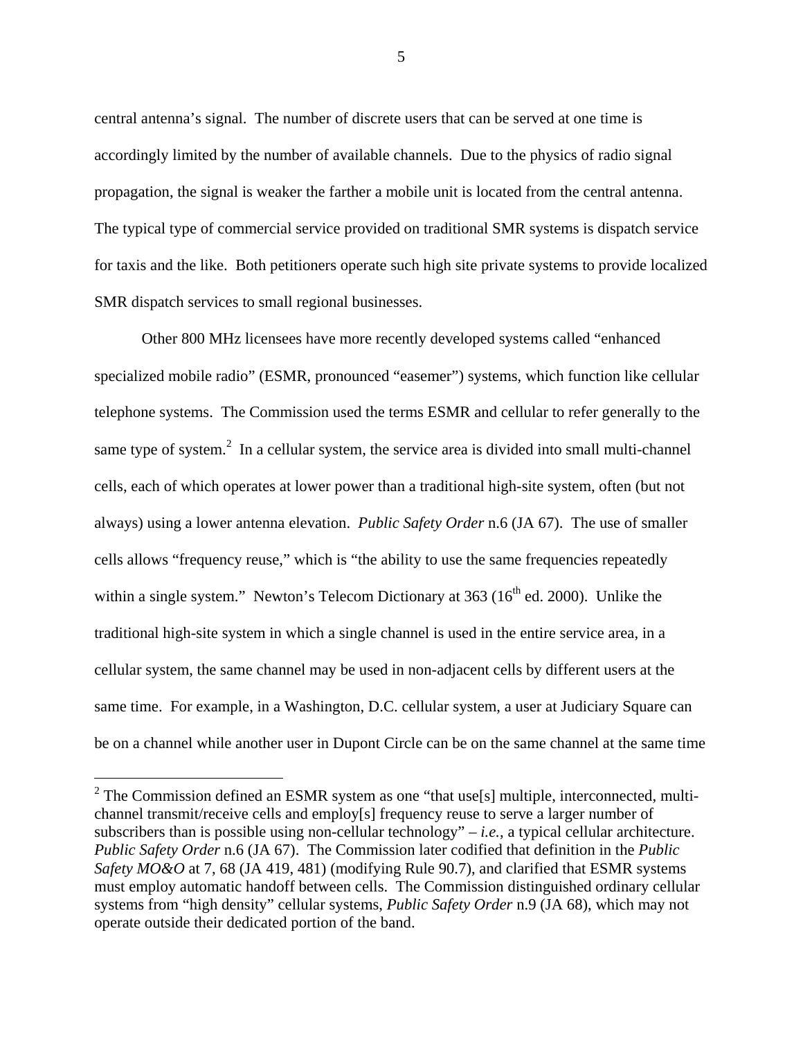central antenna's signal. The number of discrete users that can be served at one time is accordingly limited by the number of available channels. Due to the physics of radio signal propagation, the signal is weaker the farther a mobile unit is located from the central antenna. The typical type of commercial service provided on traditional SMR systems is dispatch service for taxis and the like. Both petitioners operate such high site private systems to provide localized SMR dispatch services to small regional businesses.

Other 800 MHz licensees have more recently developed systems called "enhanced specialized mobile radio" (ESMR, pronounced "easemer") systems, which function like cellular telephone systems. The Commission used the terms ESMR and cellular to refer generally to the same type of system.[2] In a cellular system, the service area is divided into small multi-channel cells, each of which operates at lower power than a traditional high-site system, often (but not always) using a lower antenna elevation. *Public Safety Order* n.6 (JA 67). The use of smaller cells allows "frequency reuse," which is "the ability to use the same frequencies repeatedly within a single system." Newton's Telecom Dictionary at 363 (16th ed. 2000). Unlike the traditional high-site system in which a single channel is used in the entire service area, in a cellular system, the same channel may be used in non-adjacent cells by different users at the same time. For example, in a Washington, D.C. cellular system, a user at Judiciary Square can be on a channel while another user in Dupont Circle can be on the same channel at the same time

---

[2] The Commission defined an ESMR system as one "that use[s] multiple, interconnected, multi-channel transmit/receive cells and employ[s] frequency reuse to serve a larger number of subscribers than is possible using non-cellular technology" – *i.e.*, a typical cellular architecture. *Public Safety Order* n.6 (JA 67). The Commission later codified that definition in the *Public Safety MO&O* at 7, 68 (JA 419, 481) (modifying Rule 90.7), and clarified that ESMR systems must employ automatic handoff between cells. The Commission distinguished ordinary cellular systems from "high density" cellular systems, *Public Safety Order* n.9 (JA 68), which may not operate outside their dedicated portion of the band.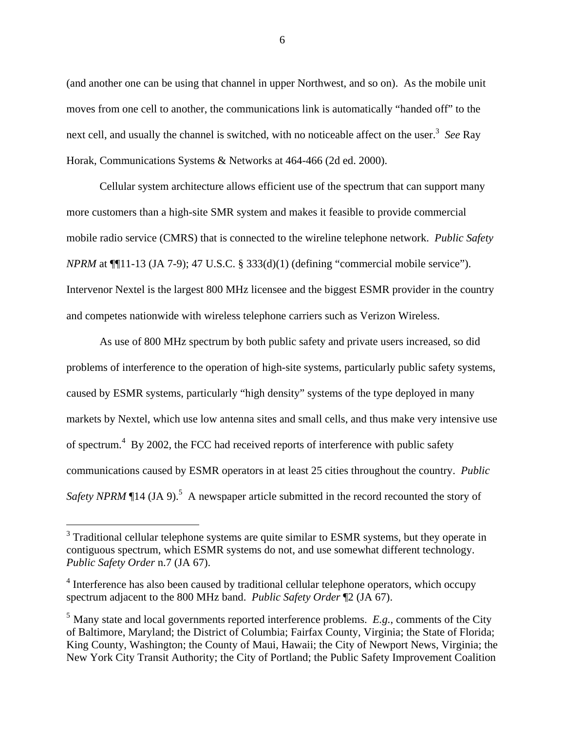(and another one can be using that channel in upper Northwest, and so on). As the mobile unit moves from one cell to another, the communications link is automatically "handed off" to the next cell, and usually the channel is switched, with no noticeable affect on the user.[3] *See* Ray Horak, Communications Systems & Networks at 464-466 (2d ed. 2000).

Cellular system architecture allows efficient use of the spectrum that can support many more customers than a high-site SMR system and makes it feasible to provide commercial mobile radio service (CMRS) that is connected to the wireline telephone network. *Public Safety NPRM* at ¶¶11-13 (JA 7-9); 47 U.S.C. § 333(d)(1) (defining "commercial mobile service"). Intervenor Nextel is the largest 800 MHz licensee and the biggest ESMR provider in the country and competes nationwide with wireless telephone carriers such as Verizon Wireless.

As use of 800 MHz spectrum by both public safety and private users increased, so did problems of interference to the operation of high-site systems, particularly public safety systems, caused by ESMR systems, particularly "high density" systems of the type deployed in many markets by Nextel, which use low antenna sites and small cells, and thus make very intensive use of spectrum.[4] By 2002, the FCC had received reports of interference with public safety communications caused by ESMR operators in at least 25 cities throughout the country. *Public Safety NPRM* ¶14 (JA 9).[5] A newspaper article submitted in the record recounted the story of

---

[3] Traditional cellular telephone systems are quite similar to ESMR systems, but they operate in contiguous spectrum, which ESMR systems do not, and use somewhat different technology. *Public Safety Order* n.7 (JA 67).

[4] Interference has also been caused by traditional cellular telephone operators, which occupy spectrum adjacent to the 800 MHz band. *Public Safety Order* ¶2 (JA 67).

[5] Many state and local governments reported interference problems. *E.g.*, comments of the City of Baltimore, Maryland; the District of Columbia; Fairfax County, Virginia; the State of Florida; King County, Washington; the County of Maui, Hawaii; the City of Newport News, Virginia; the New York City Transit Authority; the City of Portland; the Public Safety Improvement Coalition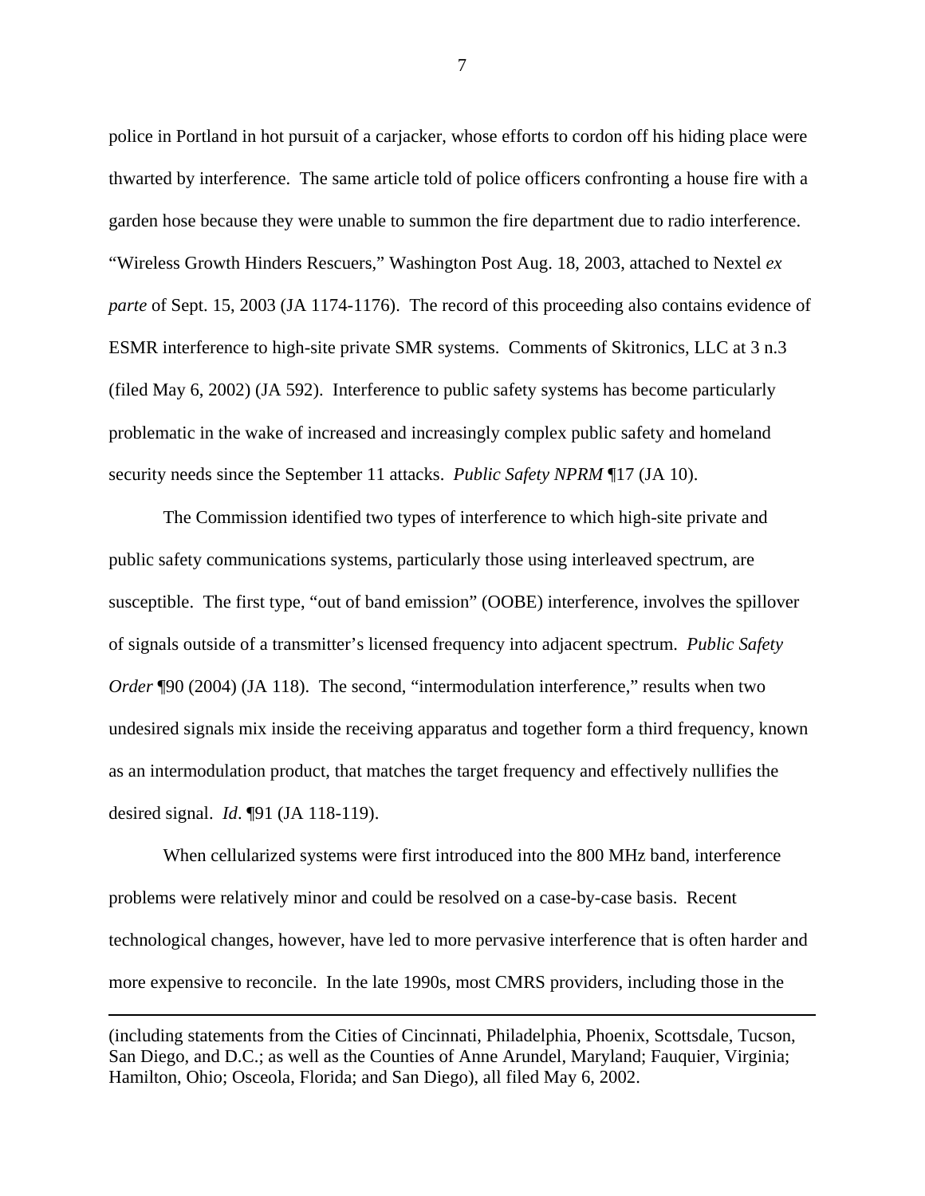police in Portland in hot pursuit of a carjacker, whose efforts to cordon off his hiding place were thwarted by interference. The same article told of police officers confronting a house fire with a garden hose because they were unable to summon the fire department due to radio interference. "Wireless Growth Hinders Rescuers," Washington Post Aug. 18, 2003, attached to Nextel *ex parte* of Sept. 15, 2003 (JA 1174-1176). The record of this proceeding also contains evidence of ESMR interference to high-site private SMR systems. Comments of Skitronics, LLC at 3 n.3 (filed May 6, 2002) (JA 592). Interference to public safety systems has become particularly problematic in the wake of increased and increasingly complex public safety and homeland security needs since the September 11 attacks. *Public Safety NPRM* ¶17 (JA 10).

The Commission identified two types of interference to which high-site private and public safety communications systems, particularly those using interleaved spectrum, are susceptible. The first type, "out of band emission" (OOBE) interference, involves the spillover of signals outside of a transmitter's licensed frequency into adjacent spectrum. *Public Safety Order* ¶90 (2004) (JA 118). The second, "intermodulation interference," results when two undesired signals mix inside the receiving apparatus and together form a third frequency, known as an intermodulation product, that matches the target frequency and effectively nullifies the desired signal. *Id*. ¶91 (JA 118-119).

When cellularized systems were first introduced into the 800 MHz band, interference problems were relatively minor and could be resolved on a case-by-case basis. Recent technological changes, however, have led to more pervasive interference that is often harder and more expensive to reconcile. In the late 1990s, most CMRS providers, including those in the

---

(including statements from the Cities of Cincinnati, Philadelphia, Phoenix, Scottsdale, Tucson, San Diego, and D.C.; as well as the Counties of Anne Arundel, Maryland; Fauquier, Virginia; Hamilton, Ohio; Osceola, Florida; and San Diego), all filed May 6, 2002.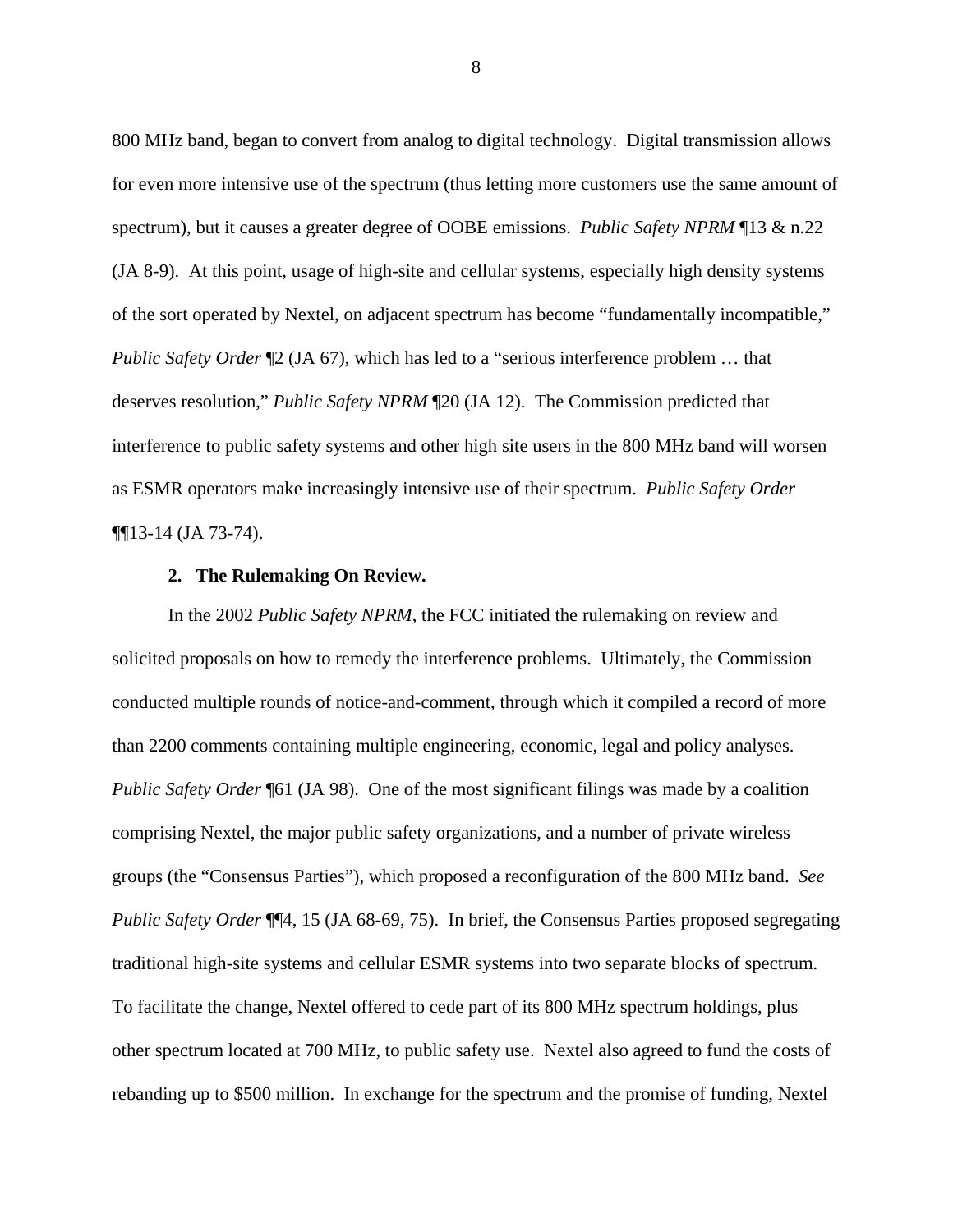800 MHz band, began to convert from analog to digital technology. Digital transmission allows for even more intensive use of the spectrum (thus letting more customers use the same amount of spectrum), but it causes a greater degree of OOBE emissions. *Public Safety NPRM* ¶13 & n.22 (JA 8-9). At this point, usage of high-site and cellular systems, especially high density systems of the sort operated by Nextel, on adjacent spectrum has become "fundamentally incompatible," *Public Safety Order* ¶2 (JA 67), which has led to a "serious interference problem … that deserves resolution," *Public Safety NPRM* ¶20 (JA 12). The Commission predicted that interference to public safety systems and other high site users in the 800 MHz band will worsen as ESMR operators make increasingly intensive use of their spectrum. *Public Safety Order* ¶¶13-14 (JA 73-74).

**2. The Rulemaking On Review.**

In the 2002 *Public Safety NPRM*, the FCC initiated the rulemaking on review and solicited proposals on how to remedy the interference problems. Ultimately, the Commission conducted multiple rounds of notice-and-comment, through which it compiled a record of more than 2200 comments containing multiple engineering, economic, legal and policy analyses. *Public Safety Order* ¶61 (JA 98). One of the most significant filings was made by a coalition comprising Nextel, the major public safety organizations, and a number of private wireless groups (the "Consensus Parties"), which proposed a reconfiguration of the 800 MHz band. *See Public Safety Order* ¶¶4, 15 (JA 68-69, 75). In brief, the Consensus Parties proposed segregating traditional high-site systems and cellular ESMR systems into two separate blocks of spectrum. To facilitate the change, Nextel offered to cede part of its 800 MHz spectrum holdings, plus other spectrum located at 700 MHz, to public safety use. Nextel also agreed to fund the costs of rebanding up to $500 million. In exchange for the spectrum and the promise of funding, Nextel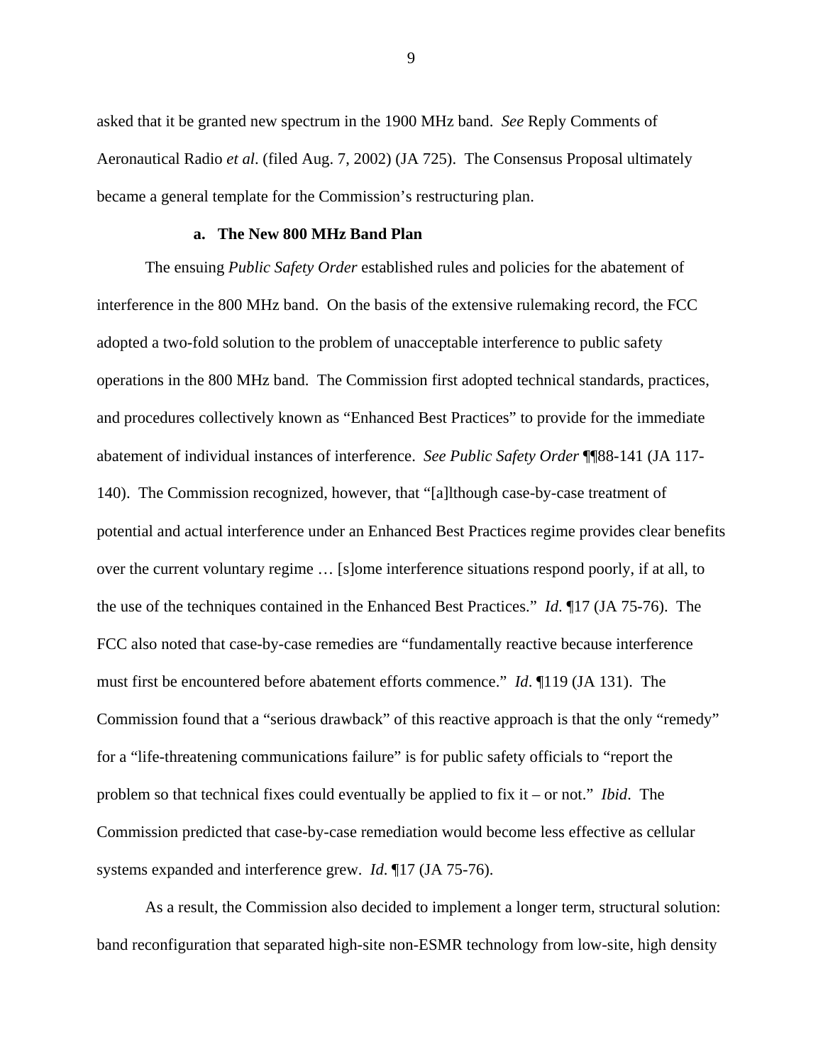asked that it be granted new spectrum in the 1900 MHz band. *See* Reply Comments of Aeronautical Radio *et al*. (filed Aug. 7, 2002) (JA 725). The Consensus Proposal ultimately became a general template for the Commission's restructuring plan.

#### a. The New 800 MHz Band Plan

The ensuing *Public Safety Order* established rules and policies for the abatement of interference in the 800 MHz band. On the basis of the extensive rulemaking record, the FCC adopted a two-fold solution to the problem of unacceptable interference to public safety operations in the 800 MHz band. The Commission first adopted technical standards, practices, and procedures collectively known as "Enhanced Best Practices" to provide for the immediate abatement of individual instances of interference. *See Public Safety Order* ¶¶88-141 (JA 117-140). The Commission recognized, however, that "[a]lthough case-by-case treatment of potential and actual interference under an Enhanced Best Practices regime provides clear benefits over the current voluntary regime … [s]ome interference situations respond poorly, if at all, to the use of the techniques contained in the Enhanced Best Practices." *Id*. ¶17 (JA 75-76). The FCC also noted that case-by-case remedies are "fundamentally reactive because interference must first be encountered before abatement efforts commence." *Id*. ¶119 (JA 131). The Commission found that a "serious drawback" of this reactive approach is that the only "remedy" for a "life-threatening communications failure" is for public safety officials to "report the problem so that technical fixes could eventually be applied to fix it – or not." *Ibid*. The Commission predicted that case-by-case remediation would become less effective as cellular systems expanded and interference grew. *Id*. ¶17 (JA 75-76).

As a result, the Commission also decided to implement a longer term, structural solution: band reconfiguration that separated high-site non-ESMR technology from low-site, high density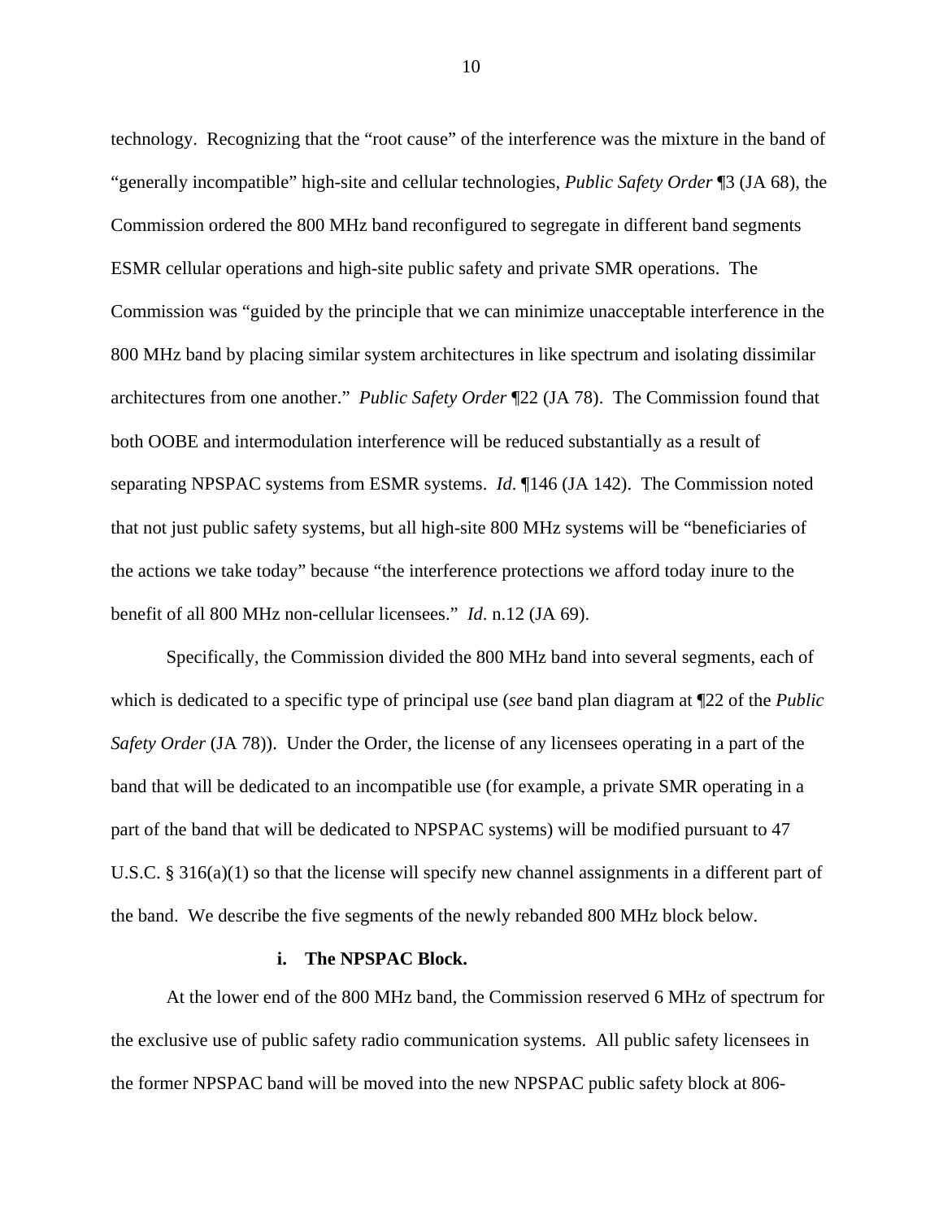technology. Recognizing that the "root cause" of the interference was the mixture in the band of "generally incompatible" high-site and cellular technologies, *Public Safety Order* ¶3 (JA 68), the Commission ordered the 800 MHz band reconfigured to segregate in different band segments ESMR cellular operations and high-site public safety and private SMR operations. The Commission was "guided by the principle that we can minimize unacceptable interference in the 800 MHz band by placing similar system architectures in like spectrum and isolating dissimilar architectures from one another." *Public Safety Order* ¶22 (JA 78). The Commission found that both OOBE and intermodulation interference will be reduced substantially as a result of separating NPSPAC systems from ESMR systems. *Id*. ¶146 (JA 142). The Commission noted that not just public safety systems, but all high-site 800 MHz systems will be "beneficiaries of the actions we take today" because "the interference protections we afford today inure to the benefit of all 800 MHz non-cellular licensees." *Id*. n.12 (JA 69).

Specifically, the Commission divided the 800 MHz band into several segments, each of which is dedicated to a specific type of principal use (*see* band plan diagram at ¶22 of the *Public Safety Order* (JA 78)). Under the Order, the license of any licensees operating in a part of the band that will be dedicated to an incompatible use (for example, a private SMR operating in a part of the band that will be dedicated to NPSPAC systems) will be modified pursuant to 47 U.S.C. § 316(a)(1) so that the license will specify new channel assignments in a different part of the band. We describe the five segments of the newly rebanded 800 MHz block below.

**i. The NPSPAC Block.**

At the lower end of the 800 MHz band, the Commission reserved 6 MHz of spectrum for the exclusive use of public safety radio communication systems. All public safety licensees in the former NPSPAC band will be moved into the new NPSPAC public safety block at 806-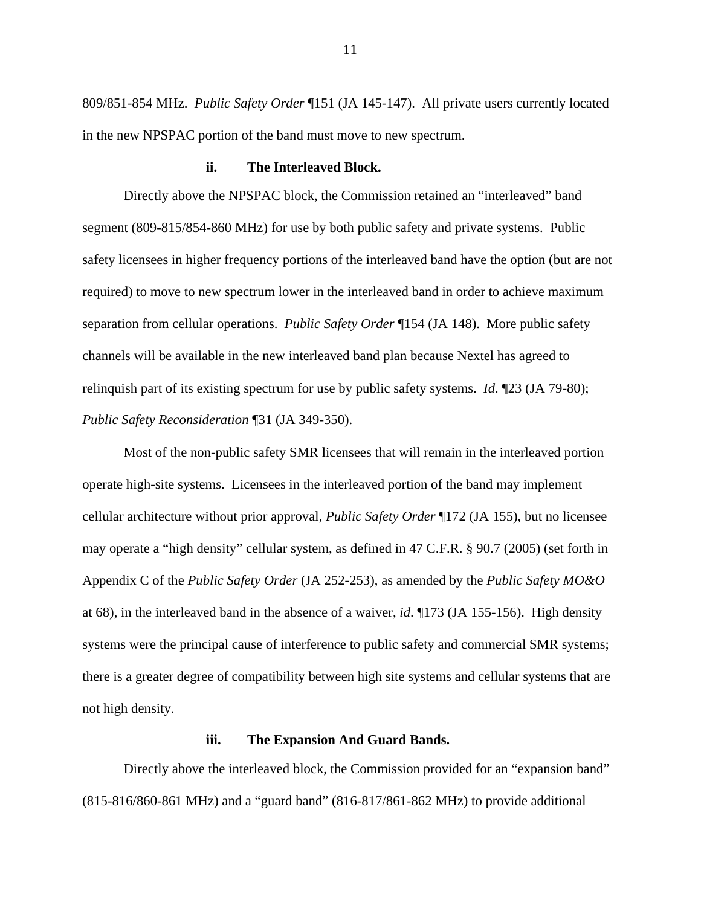809/851-854 MHz. *Public Safety Order* ¶151 (JA 145-147). All private users currently located in the new NPSPAC portion of the band must move to new spectrum.

#### ii. The Interleaved Block.

Directly above the NPSPAC block, the Commission retained an "interleaved" band segment (809-815/854-860 MHz) for use by both public safety and private systems. Public safety licensees in higher frequency portions of the interleaved band have the option (but are not required) to move to new spectrum lower in the interleaved band in order to achieve maximum separation from cellular operations. *Public Safety Order* ¶154 (JA 148). More public safety channels will be available in the new interleaved band plan because Nextel has agreed to relinquish part of its existing spectrum for use by public safety systems. *Id*. ¶23 (JA 79-80); *Public Safety Reconsideration* ¶31 (JA 349-350).

Most of the non-public safety SMR licensees that will remain in the interleaved portion operate high-site systems. Licensees in the interleaved portion of the band may implement cellular architecture without prior approval, *Public Safety Order* ¶172 (JA 155), but no licensee may operate a "high density" cellular system, as defined in 47 C.F.R. § 90.7 (2005) (set forth in Appendix C of the *Public Safety Order* (JA 252-253), as amended by the *Public Safety MO&O* at 68), in the interleaved band in the absence of a waiver, *id*. ¶173 (JA 155-156). High density systems were the principal cause of interference to public safety and commercial SMR systems; there is a greater degree of compatibility between high site systems and cellular systems that are not high density.

#### iii. The Expansion And Guard Bands.

Directly above the interleaved block, the Commission provided for an "expansion band" (815-816/860-861 MHz) and a "guard band" (816-817/861-862 MHz) to provide additional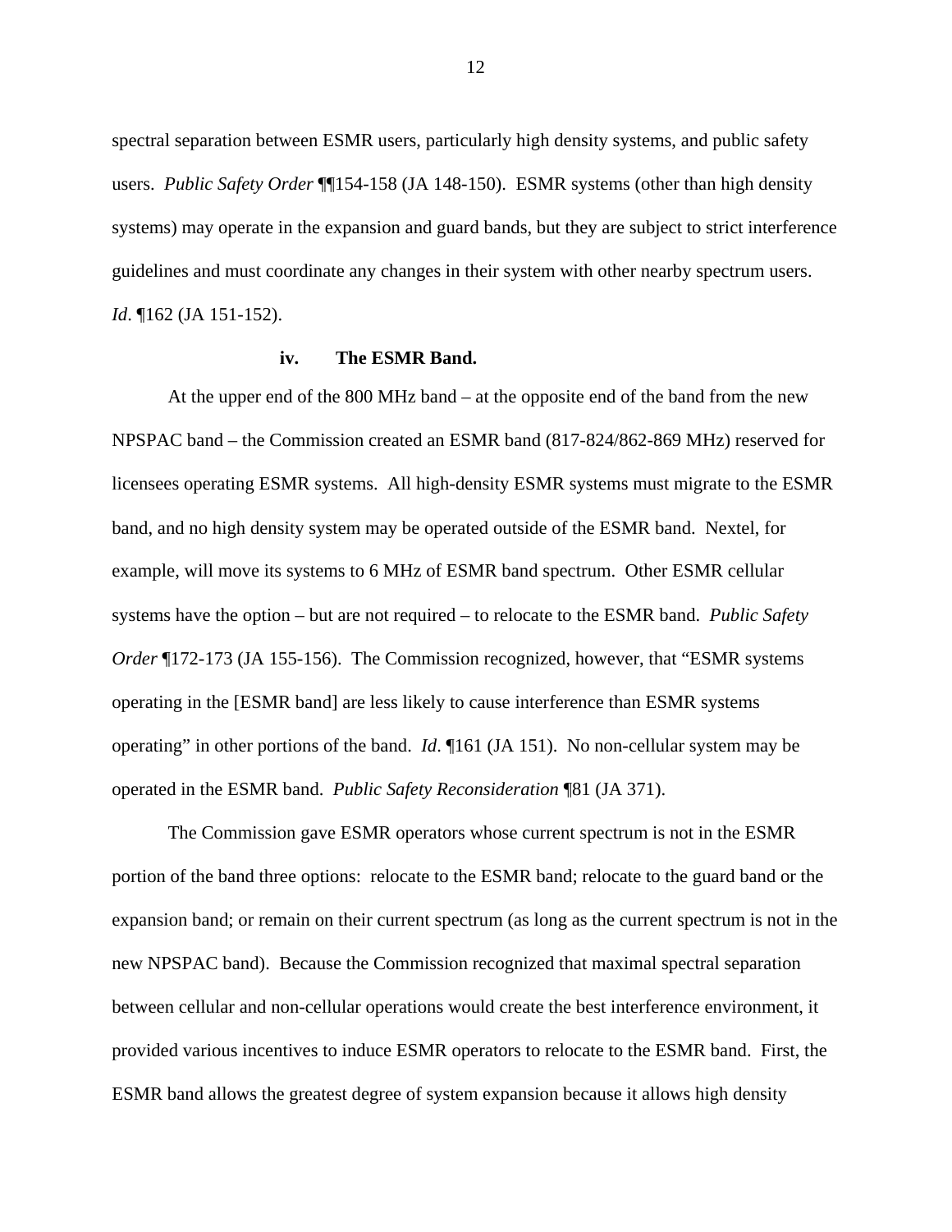spectral separation between ESMR users, particularly high density systems, and public safety users. *Public Safety Order* ¶¶154-158 (JA 148-150). ESMR systems (other than high density systems) may operate in the expansion and guard bands, but they are subject to strict interference guidelines and must coordinate any changes in their system with other nearby spectrum users. *Id*. ¶162 (JA 151-152).

#### iv. The ESMR Band.

At the upper end of the 800 MHz band – at the opposite end of the band from the new NPSPAC band – the Commission created an ESMR band (817-824/862-869 MHz) reserved for licensees operating ESMR systems. All high-density ESMR systems must migrate to the ESMR band, and no high density system may be operated outside of the ESMR band. Nextel, for example, will move its systems to 6 MHz of ESMR band spectrum. Other ESMR cellular systems have the option – but are not required – to relocate to the ESMR band. *Public Safety Order* ¶172-173 (JA 155-156). The Commission recognized, however, that "ESMR systems operating in the [ESMR band] are less likely to cause interference than ESMR systems operating" in other portions of the band. *Id*. ¶161 (JA 151). No non-cellular system may be operated in the ESMR band. *Public Safety Reconsideration* ¶81 (JA 371).

The Commission gave ESMR operators whose current spectrum is not in the ESMR portion of the band three options: relocate to the ESMR band; relocate to the guard band or the expansion band; or remain on their current spectrum (as long as the current spectrum is not in the new NPSPAC band). Because the Commission recognized that maximal spectral separation between cellular and non-cellular operations would create the best interference environment, it provided various incentives to induce ESMR operators to relocate to the ESMR band. First, the ESMR band allows the greatest degree of system expansion because it allows high density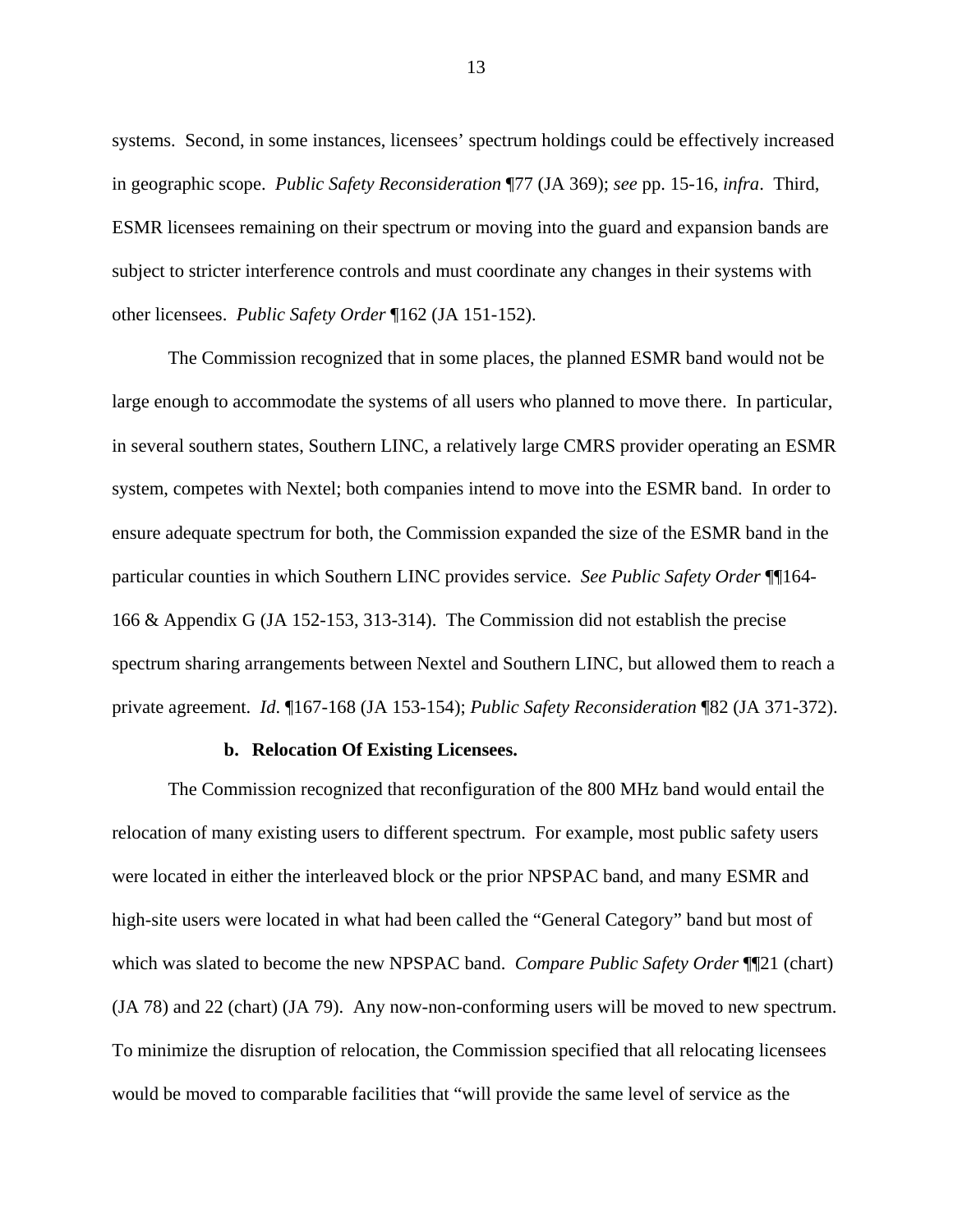systems. Second, in some instances, licensees' spectrum holdings could be effectively increased in geographic scope. *Public Safety Reconsideration* ¶77 (JA 369); *see* pp. 15-16, *infra*. Third, ESMR licensees remaining on their spectrum or moving into the guard and expansion bands are subject to stricter interference controls and must coordinate any changes in their systems with other licensees. *Public Safety Order* ¶162 (JA 151-152).

The Commission recognized that in some places, the planned ESMR band would not be large enough to accommodate the systems of all users who planned to move there. In particular, in several southern states, Southern LINC, a relatively large CMRS provider operating an ESMR system, competes with Nextel; both companies intend to move into the ESMR band. In order to ensure adequate spectrum for both, the Commission expanded the size of the ESMR band in the particular counties in which Southern LINC provides service. *See Public Safety Order* ¶¶164-166 & Appendix G (JA 152-153, 313-314). The Commission did not establish the precise spectrum sharing arrangements between Nextel and Southern LINC, but allowed them to reach a private agreement. *Id*. ¶167-168 (JA 153-154); *Public Safety Reconsideration* ¶82 (JA 371-372).

**b. Relocation Of Existing Licensees.**

The Commission recognized that reconfiguration of the 800 MHz band would entail the relocation of many existing users to different spectrum. For example, most public safety users were located in either the interleaved block or the prior NPSPAC band, and many ESMR and high-site users were located in what had been called the "General Category" band but most of which was slated to become the new NPSPAC band. *Compare Public Safety Order* ¶¶21 (chart) (JA 78) and 22 (chart) (JA 79). Any now-non-conforming users will be moved to new spectrum. To minimize the disruption of relocation, the Commission specified that all relocating licensees would be moved to comparable facilities that "will provide the same level of service as the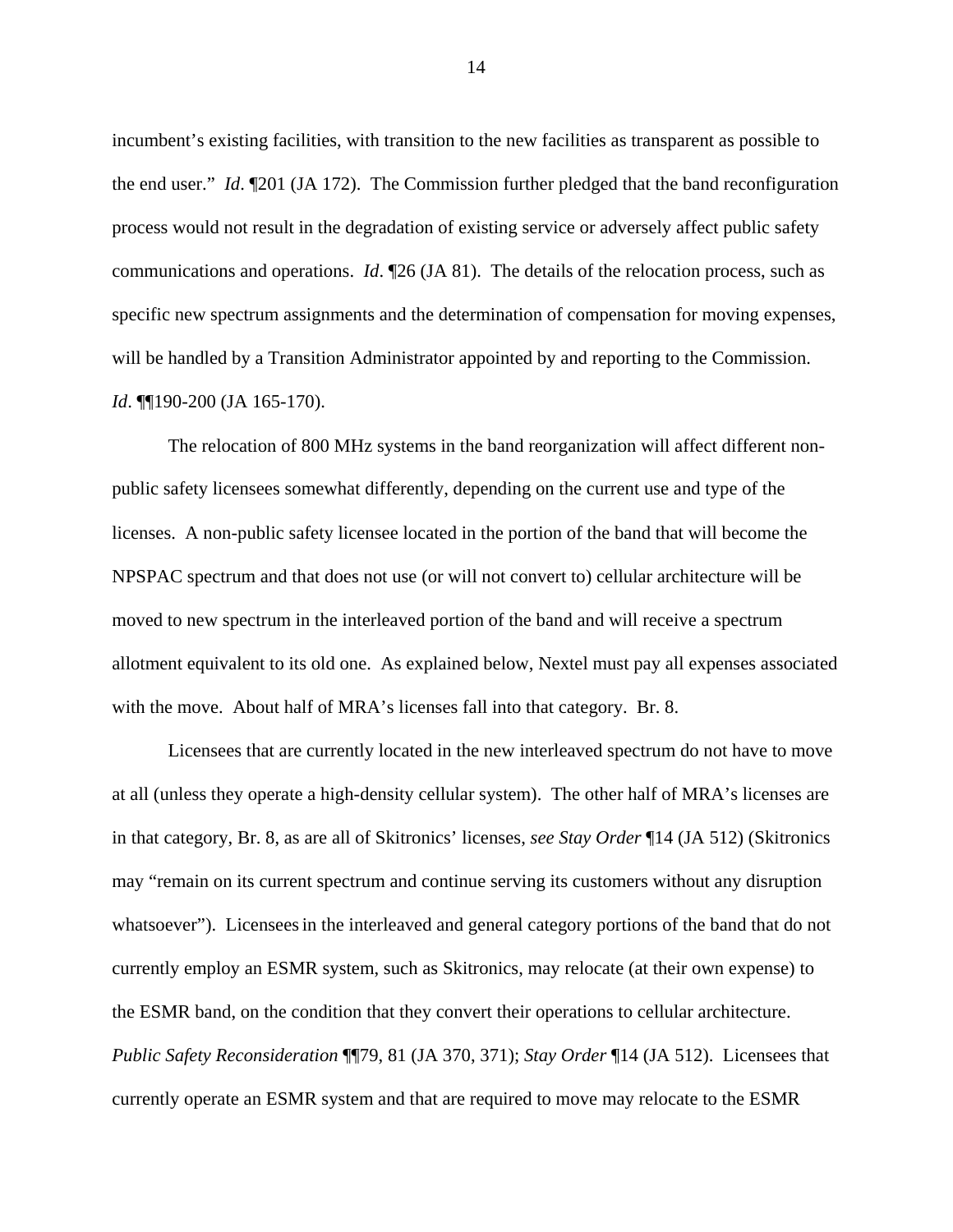incumbent's existing facilities, with transition to the new facilities as transparent as possible to the end user." *Id*. ¶201 (JA 172). The Commission further pledged that the band reconfiguration process would not result in the degradation of existing service or adversely affect public safety communications and operations. *Id*. ¶26 (JA 81). The details of the relocation process, such as specific new spectrum assignments and the determination of compensation for moving expenses, will be handled by a Transition Administrator appointed by and reporting to the Commission. *Id*. ¶¶190-200 (JA 165-170).

The relocation of 800 MHz systems in the band reorganization will affect different non-public safety licensees somewhat differently, depending on the current use and type of the licenses. A non-public safety licensee located in the portion of the band that will become the NPSPAC spectrum and that does not use (or will not convert to) cellular architecture will be moved to new spectrum in the interleaved portion of the band and will receive a spectrum allotment equivalent to its old one. As explained below, Nextel must pay all expenses associated with the move. About half of MRA's licenses fall into that category. Br. 8.

Licensees that are currently located in the new interleaved spectrum do not have to move at all (unless they operate a high-density cellular system). The other half of MRA's licenses are in that category, Br. 8, as are all of Skitronics' licenses, *see Stay Order* ¶14 (JA 512) (Skitronics may "remain on its current spectrum and continue serving its customers without any disruption whatsoever"). Licensees in the interleaved and general category portions of the band that do not currently employ an ESMR system, such as Skitronics, may relocate (at their own expense) to the ESMR band, on the condition that they convert their operations to cellular architecture. *Public Safety Reconsideration* ¶¶79, 81 (JA 370, 371); *Stay Order* ¶14 (JA 512). Licensees that currently operate an ESMR system and that are required to move may relocate to the ESMR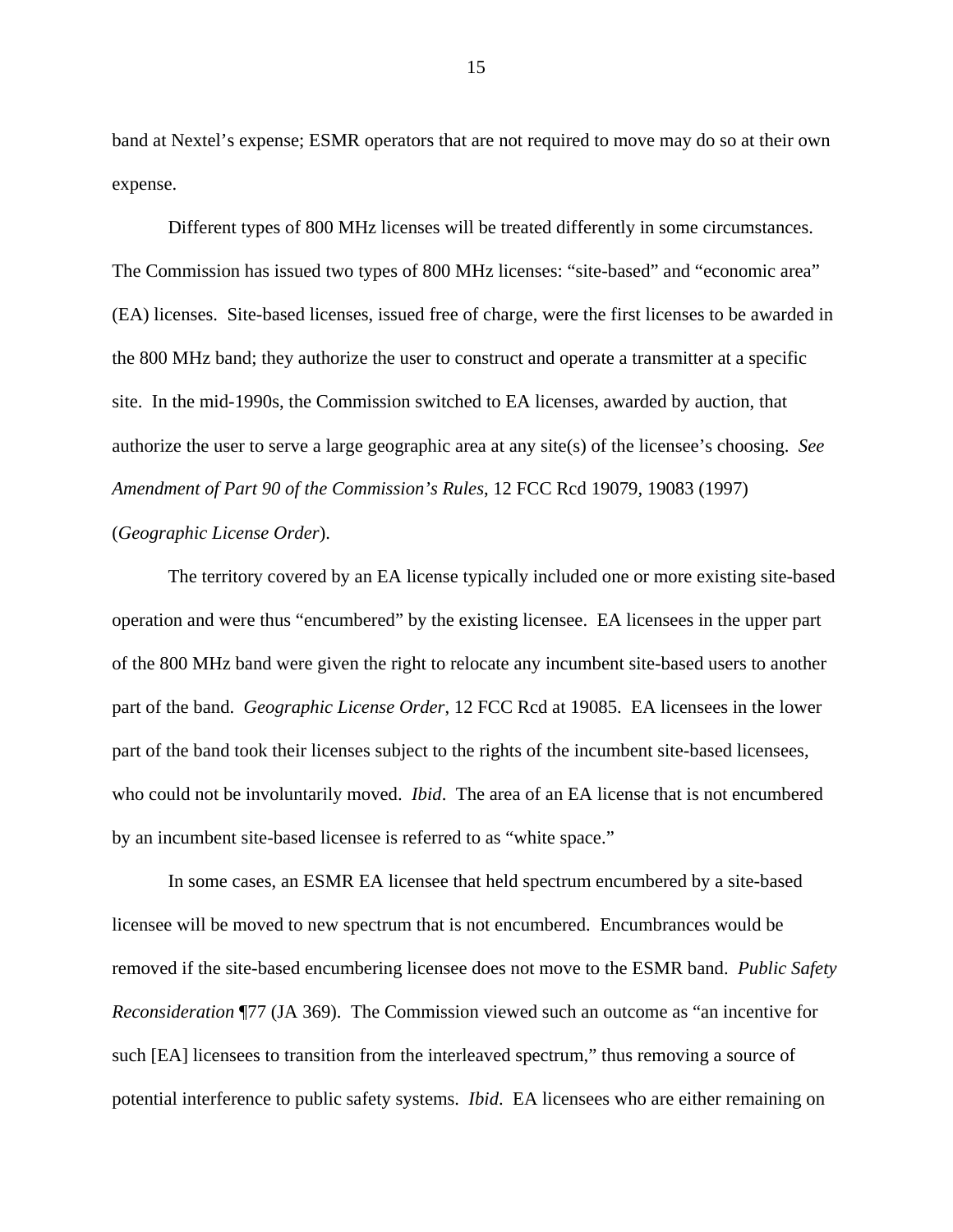band at Nextel's expense; ESMR operators that are not required to move may do so at their own expense.

Different types of 800 MHz licenses will be treated differently in some circumstances. The Commission has issued two types of 800 MHz licenses: "site-based" and "economic area" (EA) licenses. Site-based licenses, issued free of charge, were the first licenses to be awarded in the 800 MHz band; they authorize the user to construct and operate a transmitter at a specific site. In the mid-1990s, the Commission switched to EA licenses, awarded by auction, that authorize the user to serve a large geographic area at any site(s) of the licensee's choosing. *See Amendment of Part 90 of the Commission's Rules*, 12 FCC Rcd 19079, 19083 (1997) (*Geographic License Order*).

The territory covered by an EA license typically included one or more existing site-based operation and were thus "encumbered" by the existing licensee. EA licensees in the upper part of the 800 MHz band were given the right to relocate any incumbent site-based users to another part of the band. *Geographic License Order*, 12 FCC Rcd at 19085. EA licensees in the lower part of the band took their licenses subject to the rights of the incumbent site-based licensees, who could not be involuntarily moved. *Ibid*. The area of an EA license that is not encumbered by an incumbent site-based licensee is referred to as "white space."

In some cases, an ESMR EA licensee that held spectrum encumbered by a site-based licensee will be moved to new spectrum that is not encumbered. Encumbrances would be removed if the site-based encumbering licensee does not move to the ESMR band. *Public Safety Reconsideration* ¶77 (JA 369). The Commission viewed such an outcome as "an incentive for such [EA] licensees to transition from the interleaved spectrum," thus removing a source of potential interference to public safety systems. *Ibid*. EA licensees who are either remaining on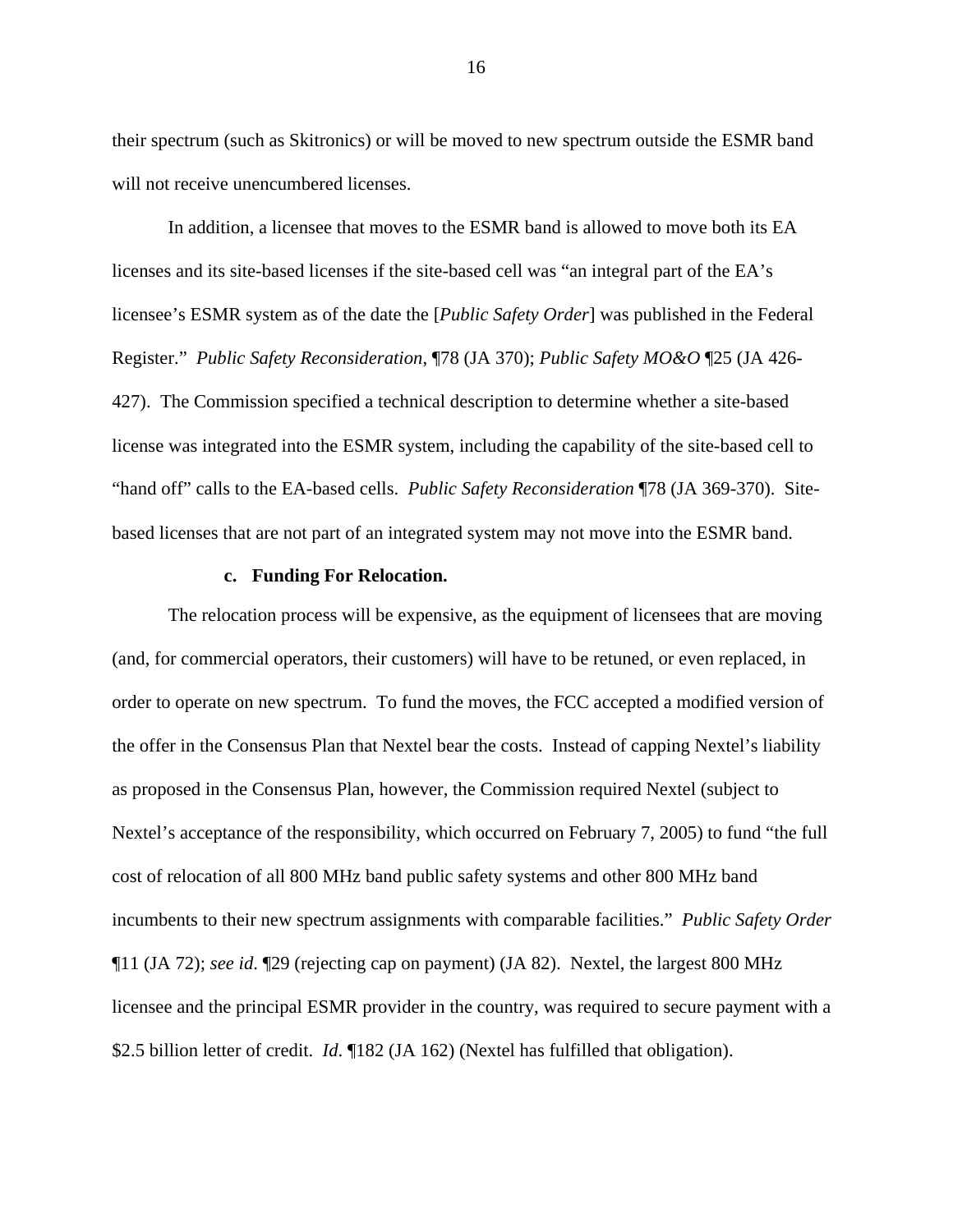their spectrum (such as Skitronics) or will be moved to new spectrum outside the ESMR band will not receive unencumbered licenses.

In addition, a licensee that moves to the ESMR band is allowed to move both its EA licenses and its site-based licenses if the site-based cell was "an integral part of the EA's licensee's ESMR system as of the date the [*Public Safety Order*] was published in the Federal Register." *Public Safety Reconsideration*, ¶78 (JA 370); *Public Safety MO&O* ¶25 (JA 426-427). The Commission specified a technical description to determine whether a site-based license was integrated into the ESMR system, including the capability of the site-based cell to "hand off" calls to the EA-based cells. *Public Safety Reconsideration* ¶78 (JA 369-370). Site-based licenses that are not part of an integrated system may not move into the ESMR band.

#### c. Funding For Relocation.

The relocation process will be expensive, as the equipment of licensees that are moving (and, for commercial operators, their customers) will have to be retuned, or even replaced, in order to operate on new spectrum. To fund the moves, the FCC accepted a modified version of the offer in the Consensus Plan that Nextel bear the costs. Instead of capping Nextel's liability as proposed in the Consensus Plan, however, the Commission required Nextel (subject to Nextel's acceptance of the responsibility, which occurred on February 7, 2005) to fund "the full cost of relocation of all 800 MHz band public safety systems and other 800 MHz band incumbents to their new spectrum assignments with comparable facilities." *Public Safety Order* ¶11 (JA 72); *see id*. ¶29 (rejecting cap on payment) (JA 82). Nextel, the largest 800 MHz licensee and the principal ESMR provider in the country, was required to secure payment with a $2.5 billion letter of credit. *Id*. ¶182 (JA 162) (Nextel has fulfilled that obligation).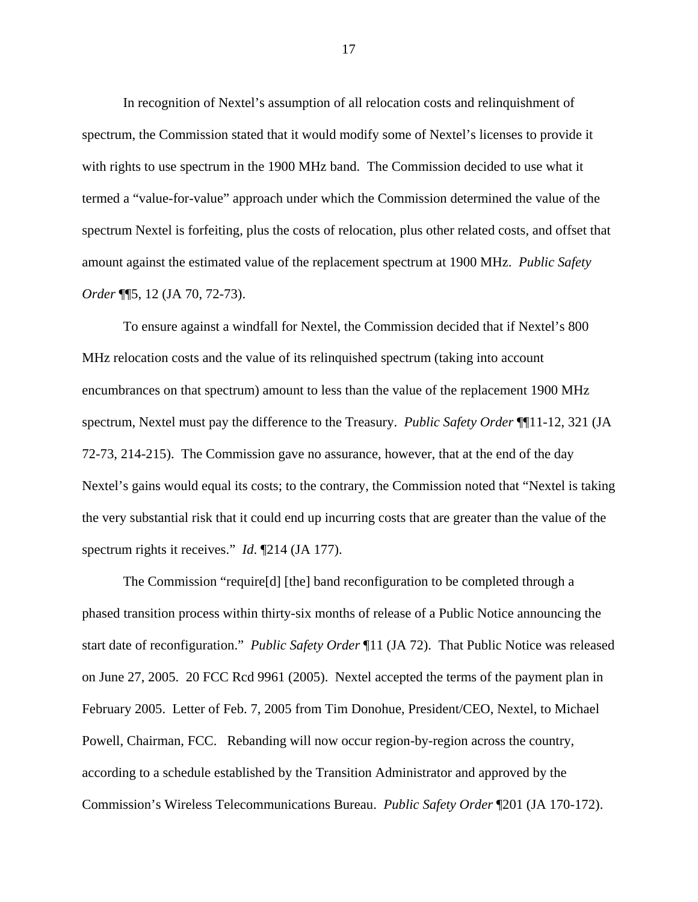In recognition of Nextel's assumption of all relocation costs and relinquishment of spectrum, the Commission stated that it would modify some of Nextel's licenses to provide it with rights to use spectrum in the 1900 MHz band. The Commission decided to use what it termed a "value-for-value" approach under which the Commission determined the value of the spectrum Nextel is forfeiting, plus the costs of relocation, plus other related costs, and offset that amount against the estimated value of the replacement spectrum at 1900 MHz. *Public Safety Order* ¶¶5, 12 (JA 70, 72-73).

To ensure against a windfall for Nextel, the Commission decided that if Nextel's 800 MHz relocation costs and the value of its relinquished spectrum (taking into account encumbrances on that spectrum) amount to less than the value of the replacement 1900 MHz spectrum, Nextel must pay the difference to the Treasury. *Public Safety Order* ¶¶11-12, 321 (JA 72-73, 214-215). The Commission gave no assurance, however, that at the end of the day Nextel's gains would equal its costs; to the contrary, the Commission noted that "Nextel is taking the very substantial risk that it could end up incurring costs that are greater than the value of the spectrum rights it receives." *Id.* ¶214 (JA 177).

The Commission "require[d] [the] band reconfiguration to be completed through a phased transition process within thirty-six months of release of a Public Notice announcing the start date of reconfiguration." *Public Safety Order* ¶11 (JA 72). That Public Notice was released on June 27, 2005. 20 FCC Rcd 9961 (2005). Nextel accepted the terms of the payment plan in February 2005. Letter of Feb. 7, 2005 from Tim Donohue, President/CEO, Nextel, to Michael Powell, Chairman, FCC. Rebanding will now occur region-by-region across the country, according to a schedule established by the Transition Administrator and approved by the Commission's Wireless Telecommunications Bureau. *Public Safety Order* ¶201 (JA 170-172).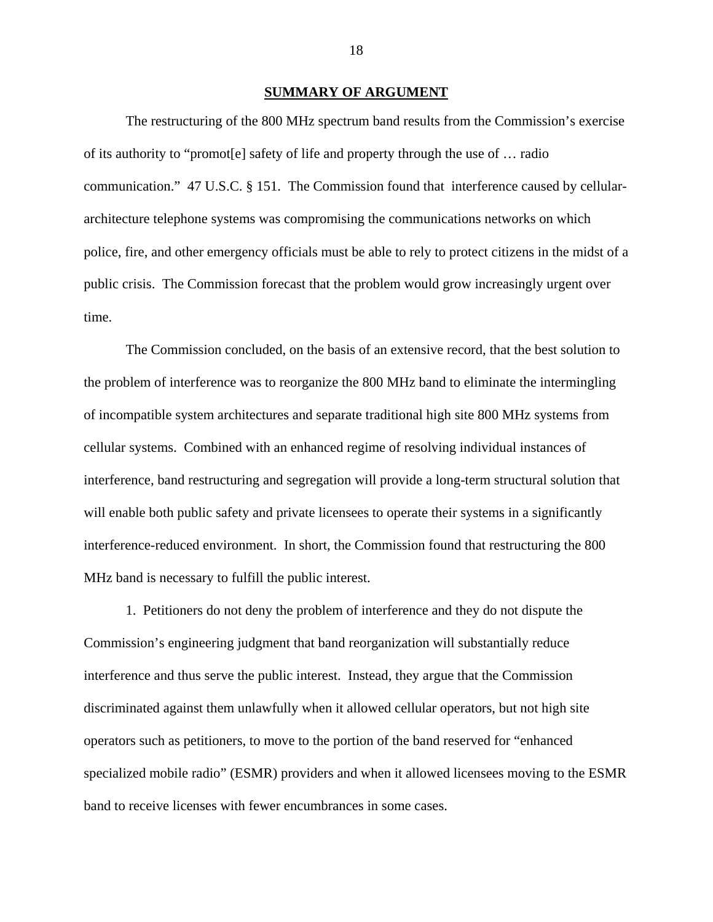## SUMMARY OF ARGUMENT

The restructuring of the 800 MHz spectrum band results from the Commission's exercise of its authority to "promot[e] safety of life and property through the use of … radio communication." 47 U.S.C. § 151. The Commission found that interference caused by cellular-architecture telephone systems was compromising the communications networks on which police, fire, and other emergency officials must be able to rely to protect citizens in the midst of a public crisis. The Commission forecast that the problem would grow increasingly urgent over time.

The Commission concluded, on the basis of an extensive record, that the best solution to the problem of interference was to reorganize the 800 MHz band to eliminate the intermingling of incompatible system architectures and separate traditional high site 800 MHz systems from cellular systems. Combined with an enhanced regime of resolving individual instances of interference, band restructuring and segregation will provide a long-term structural solution that will enable both public safety and private licensees to operate their systems in a significantly interference-reduced environment. In short, the Commission found that restructuring the 800 MHz band is necessary to fulfill the public interest.

1. Petitioners do not deny the problem of interference and they do not dispute the Commission's engineering judgment that band reorganization will substantially reduce interference and thus serve the public interest. Instead, they argue that the Commission discriminated against them unlawfully when it allowed cellular operators, but not high site operators such as petitioners, to move to the portion of the band reserved for "enhanced specialized mobile radio" (ESMR) providers and when it allowed licensees moving to the ESMR band to receive licenses with fewer encumbrances in some cases.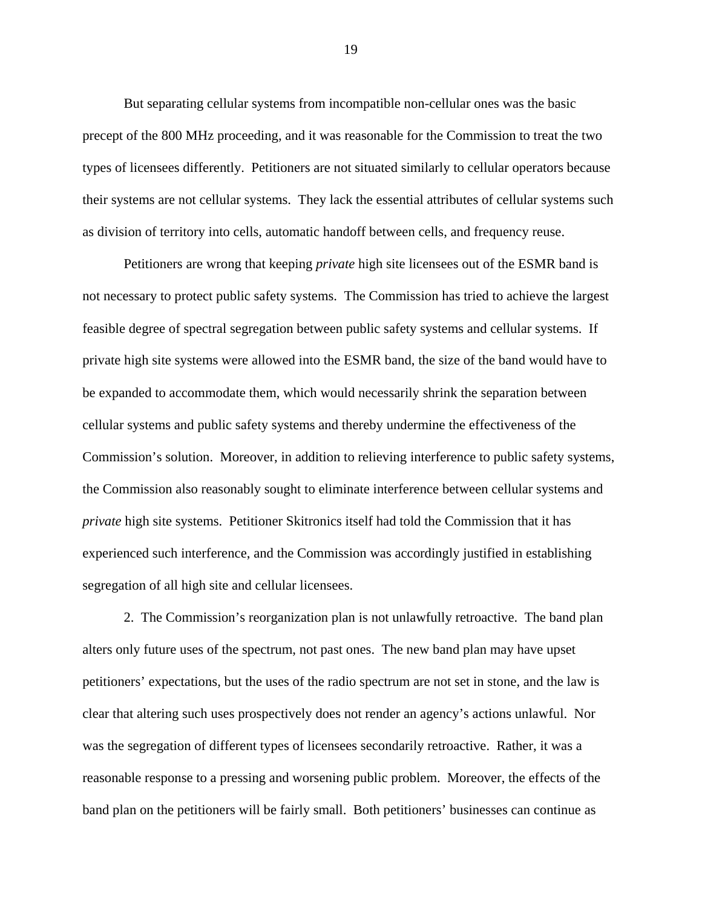But separating cellular systems from incompatible non-cellular ones was the basic precept of the 800 MHz proceeding, and it was reasonable for the Commission to treat the two types of licensees differently. Petitioners are not situated similarly to cellular operators because their systems are not cellular systems. They lack the essential attributes of cellular systems such as division of territory into cells, automatic handoff between cells, and frequency reuse.

Petitioners are wrong that keeping *private* high site licensees out of the ESMR band is not necessary to protect public safety systems. The Commission has tried to achieve the largest feasible degree of spectral segregation between public safety systems and cellular systems. If private high site systems were allowed into the ESMR band, the size of the band would have to be expanded to accommodate them, which would necessarily shrink the separation between cellular systems and public safety systems and thereby undermine the effectiveness of the Commission's solution. Moreover, in addition to relieving interference to public safety systems, the Commission also reasonably sought to eliminate interference between cellular systems and *private* high site systems. Petitioner Skitronics itself had told the Commission that it has experienced such interference, and the Commission was accordingly justified in establishing segregation of all high site and cellular licensees.

2. The Commission's reorganization plan is not unlawfully retroactive. The band plan alters only future uses of the spectrum, not past ones. The new band plan may have upset petitioners' expectations, but the uses of the radio spectrum are not set in stone, and the law is clear that altering such uses prospectively does not render an agency's actions unlawful. Nor was the segregation of different types of licensees secondarily retroactive. Rather, it was a reasonable response to a pressing and worsening public problem. Moreover, the effects of the band plan on the petitioners will be fairly small. Both petitioners' businesses can continue as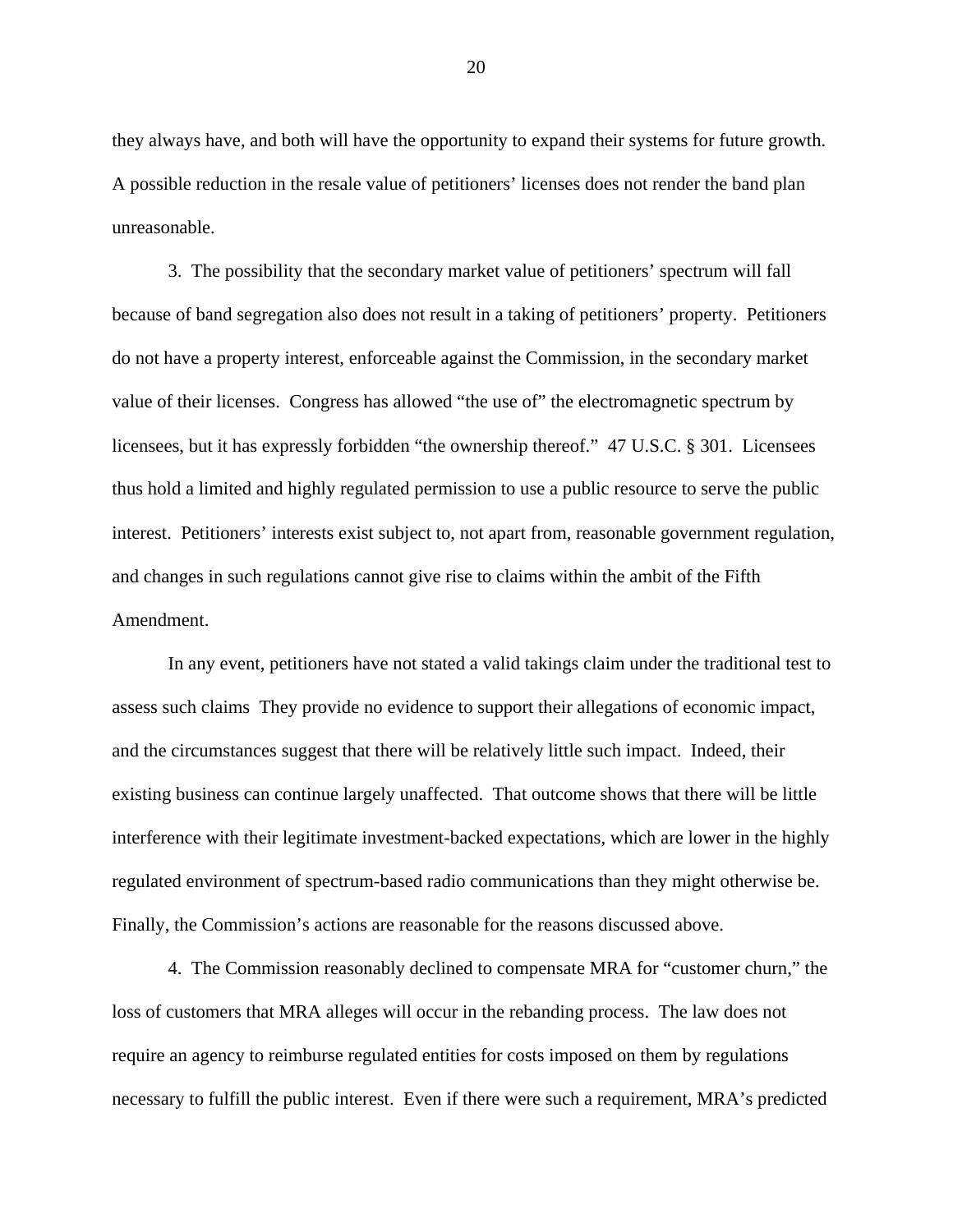they always have, and both will have the opportunity to expand their systems for future growth. A possible reduction in the resale value of petitioners' licenses does not render the band plan unreasonable.

3. The possibility that the secondary market value of petitioners' spectrum will fall because of band segregation also does not result in a taking of petitioners' property. Petitioners do not have a property interest, enforceable against the Commission, in the secondary market value of their licenses. Congress has allowed "the use of" the electromagnetic spectrum by licensees, but it has expressly forbidden "the ownership thereof." 47 U.S.C. § 301. Licensees thus hold a limited and highly regulated permission to use a public resource to serve the public interest. Petitioners' interests exist subject to, not apart from, reasonable government regulation, and changes in such regulations cannot give rise to claims within the ambit of the Fifth Amendment.

In any event, petitioners have not stated a valid takings claim under the traditional test to assess such claims They provide no evidence to support their allegations of economic impact, and the circumstances suggest that there will be relatively little such impact. Indeed, their existing business can continue largely unaffected. That outcome shows that there will be little interference with their legitimate investment-backed expectations, which are lower in the highly regulated environment of spectrum-based radio communications than they might otherwise be. Finally, the Commission's actions are reasonable for the reasons discussed above.

4. The Commission reasonably declined to compensate MRA for "customer churn," the loss of customers that MRA alleges will occur in the rebanding process. The law does not require an agency to reimburse regulated entities for costs imposed on them by regulations necessary to fulfill the public interest. Even if there were such a requirement, MRA's predicted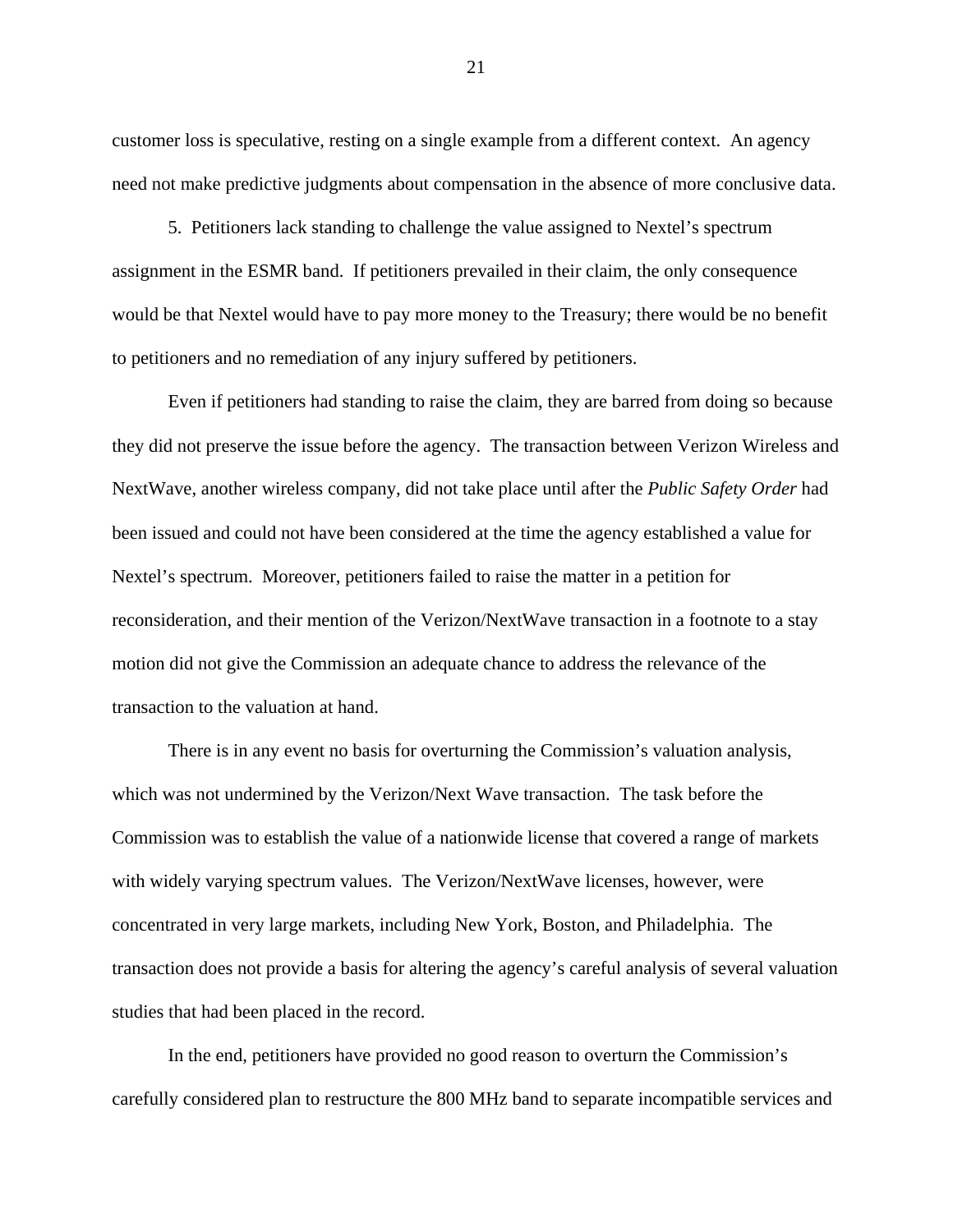customer loss is speculative, resting on a single example from a different context. An agency need not make predictive judgments about compensation in the absence of more conclusive data.

5. Petitioners lack standing to challenge the value assigned to Nextel's spectrum assignment in the ESMR band. If petitioners prevailed in their claim, the only consequence would be that Nextel would have to pay more money to the Treasury; there would be no benefit to petitioners and no remediation of any injury suffered by petitioners.

Even if petitioners had standing to raise the claim, they are barred from doing so because they did not preserve the issue before the agency. The transaction between Verizon Wireless and NextWave, another wireless company, did not take place until after the *Public Safety Order* had been issued and could not have been considered at the time the agency established a value for Nextel's spectrum. Moreover, petitioners failed to raise the matter in a petition for reconsideration, and their mention of the Verizon/NextWave transaction in a footnote to a stay motion did not give the Commission an adequate chance to address the relevance of the transaction to the valuation at hand.

There is in any event no basis for overturning the Commission's valuation analysis, which was not undermined by the Verizon/Next Wave transaction. The task before the Commission was to establish the value of a nationwide license that covered a range of markets with widely varying spectrum values. The Verizon/NextWave licenses, however, were concentrated in very large markets, including New York, Boston, and Philadelphia. The transaction does not provide a basis for altering the agency's careful analysis of several valuation studies that had been placed in the record.

In the end, petitioners have provided no good reason to overturn the Commission's carefully considered plan to restructure the 800 MHz band to separate incompatible services and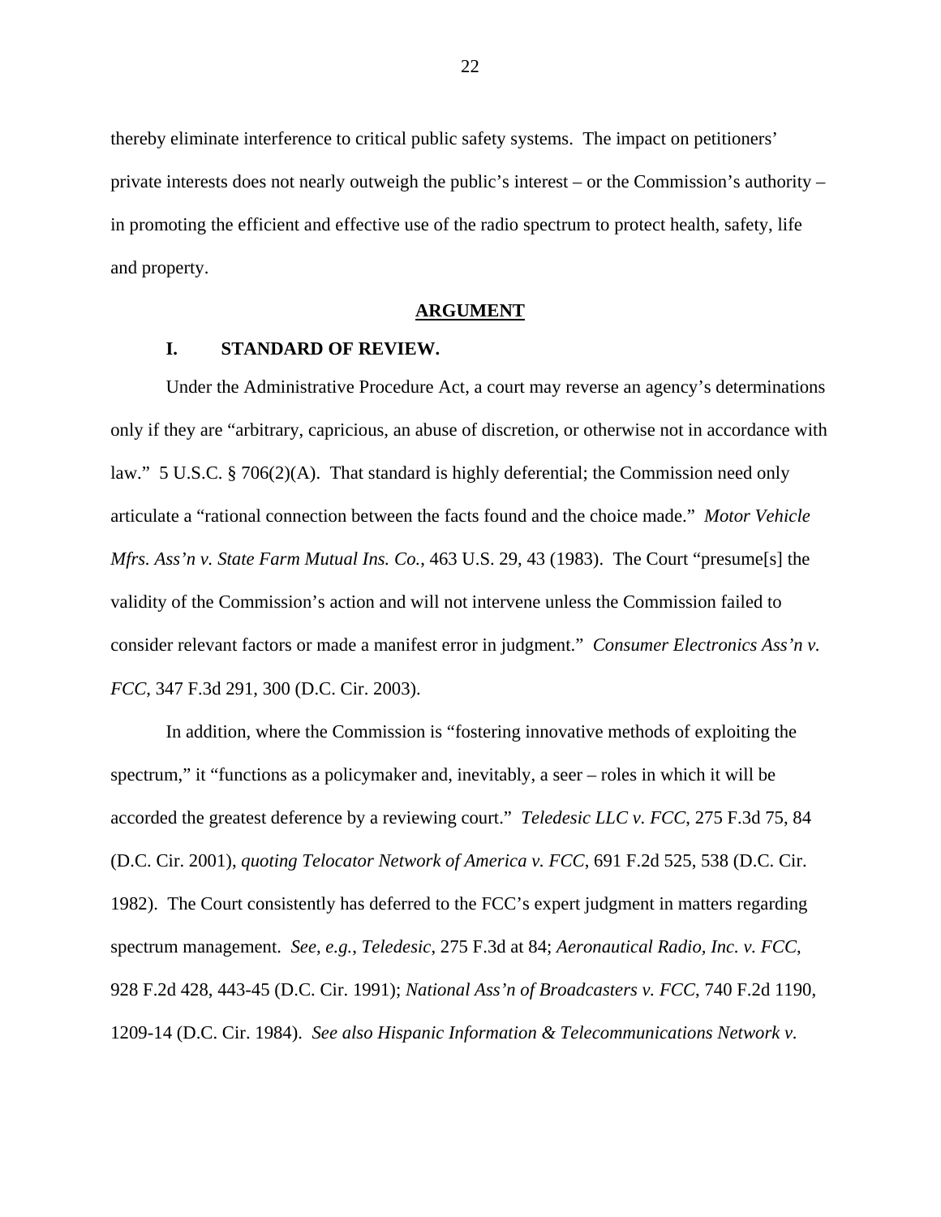thereby eliminate interference to critical public safety systems. The impact on petitioners' private interests does not nearly outweigh the public's interest – or the Commission's authority – in promoting the efficient and effective use of the radio spectrum to protect health, safety, life and property.

## ARGUMENT

### I. STANDARD OF REVIEW.

Under the Administrative Procedure Act, a court may reverse an agency's determinations only if they are "arbitrary, capricious, an abuse of discretion, or otherwise not in accordance with law." 5 U.S.C. § 706(2)(A). That standard is highly deferential; the Commission need only articulate a "rational connection between the facts found and the choice made." *Motor Vehicle Mfrs. Ass'n v. State Farm Mutual Ins. Co.*, 463 U.S. 29, 43 (1983). The Court "presume[s] the validity of the Commission's action and will not intervene unless the Commission failed to consider relevant factors or made a manifest error in judgment." *Consumer Electronics Ass'n v. FCC*, 347 F.3d 291, 300 (D.C. Cir. 2003).

In addition, where the Commission is "fostering innovative methods of exploiting the spectrum," it "functions as a policymaker and, inevitably, a seer – roles in which it will be accorded the greatest deference by a reviewing court." *Teledesic LLC v. FCC*, 275 F.3d 75, 84 (D.C. Cir. 2001), *quoting Telocator Network of America v. FCC*, 691 F.2d 525, 538 (D.C. Cir. 1982). The Court consistently has deferred to the FCC's expert judgment in matters regarding spectrum management. *See, e.g.*, *Teledesic*, 275 F.3d at 84; *Aeronautical Radio, Inc. v. FCC*, 928 F.2d 428, 443-45 (D.C. Cir. 1991); *National Ass'n of Broadcasters v. FCC*, 740 F.2d 1190, 1209-14 (D.C. Cir. 1984). *See also Hispanic Information & Telecommunications Network v.*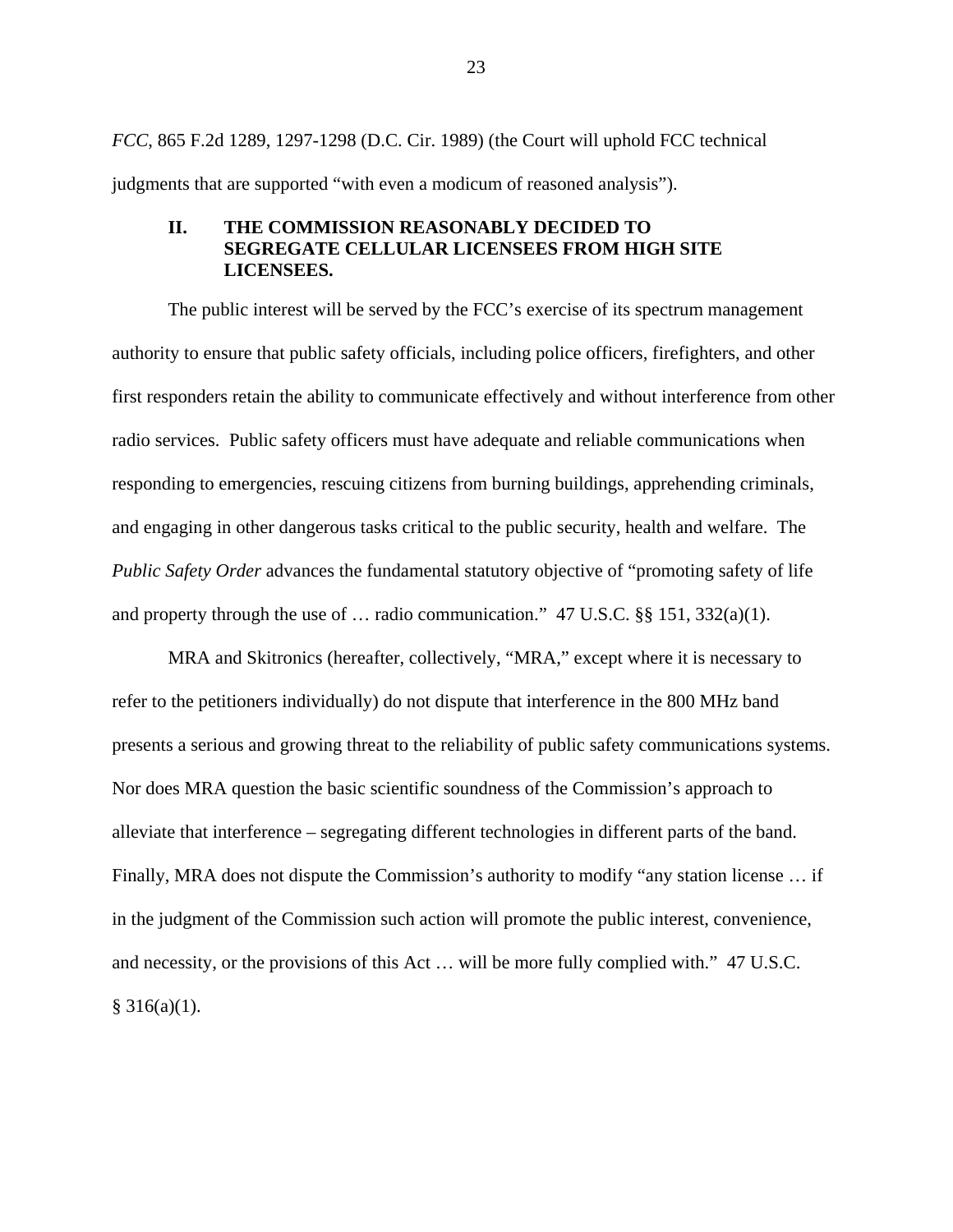*FCC*, 865 F.2d 1289, 1297-1298 (D.C. Cir. 1989) (the Court will uphold FCC technical judgments that are supported "with even a modicum of reasoned analysis").

## II. THE COMMISSION REASONABLY DECIDED TO SEGREGATE CELLULAR LICENSEES FROM HIGH SITE LICENSEES.

The public interest will be served by the FCC's exercise of its spectrum management authority to ensure that public safety officials, including police officers, firefighters, and other first responders retain the ability to communicate effectively and without interference from other radio services. Public safety officers must have adequate and reliable communications when responding to emergencies, rescuing citizens from burning buildings, apprehending criminals, and engaging in other dangerous tasks critical to the public security, health and welfare. The *Public Safety Order* advances the fundamental statutory objective of "promoting safety of life and property through the use of … radio communication." 47 U.S.C. §§ 151, 332(a)(1).

MRA and Skitronics (hereafter, collectively, "MRA," except where it is necessary to refer to the petitioners individually) do not dispute that interference in the 800 MHz band presents a serious and growing threat to the reliability of public safety communications systems. Nor does MRA question the basic scientific soundness of the Commission's approach to alleviate that interference – segregating different technologies in different parts of the band. Finally, MRA does not dispute the Commission's authority to modify "any station license … if in the judgment of the Commission such action will promote the public interest, convenience, and necessity, or the provisions of this Act … will be more fully complied with." 47 U.S.C. § 316(a)(1).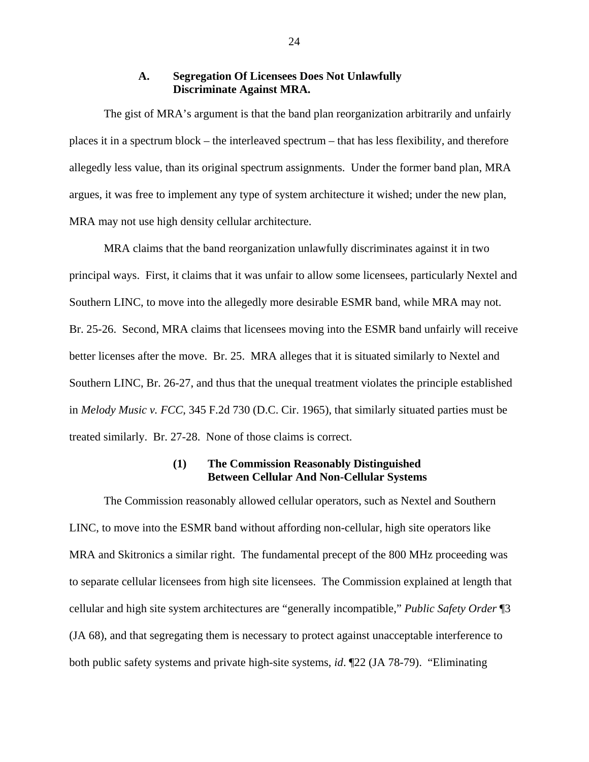### A. Segregation Of Licensees Does Not Unlawfully Discriminate Against MRA.

The gist of MRA's argument is that the band plan reorganization arbitrarily and unfairly places it in a spectrum block – the interleaved spectrum – that has less flexibility, and therefore allegedly less value, than its original spectrum assignments. Under the former band plan, MRA argues, it was free to implement any type of system architecture it wished; under the new plan, MRA may not use high density cellular architecture.

MRA claims that the band reorganization unlawfully discriminates against it in two principal ways. First, it claims that it was unfair to allow some licensees, particularly Nextel and Southern LINC, to move into the allegedly more desirable ESMR band, while MRA may not. Br. 25-26. Second, MRA claims that licensees moving into the ESMR band unfairly will receive better licenses after the move. Br. 25. MRA alleges that it is situated similarly to Nextel and Southern LINC, Br. 26-27, and thus that the unequal treatment violates the principle established in *Melody Music v. FCC*, 345 F.2d 730 (D.C. Cir. 1965), that similarly situated parties must be treated similarly. Br. 27-28. None of those claims is correct.

#### (1) The Commission Reasonably Distinguished Between Cellular And Non-Cellular Systems

The Commission reasonably allowed cellular operators, such as Nextel and Southern LINC, to move into the ESMR band without affording non-cellular, high site operators like MRA and Skitronics a similar right. The fundamental precept of the 800 MHz proceeding was to separate cellular licensees from high site licensees. The Commission explained at length that cellular and high site system architectures are "generally incompatible," *Public Safety Order* ¶3 (JA 68), and that segregating them is necessary to protect against unacceptable interference to both public safety systems and private high-site systems, *id*. ¶22 (JA 78-79). "Eliminating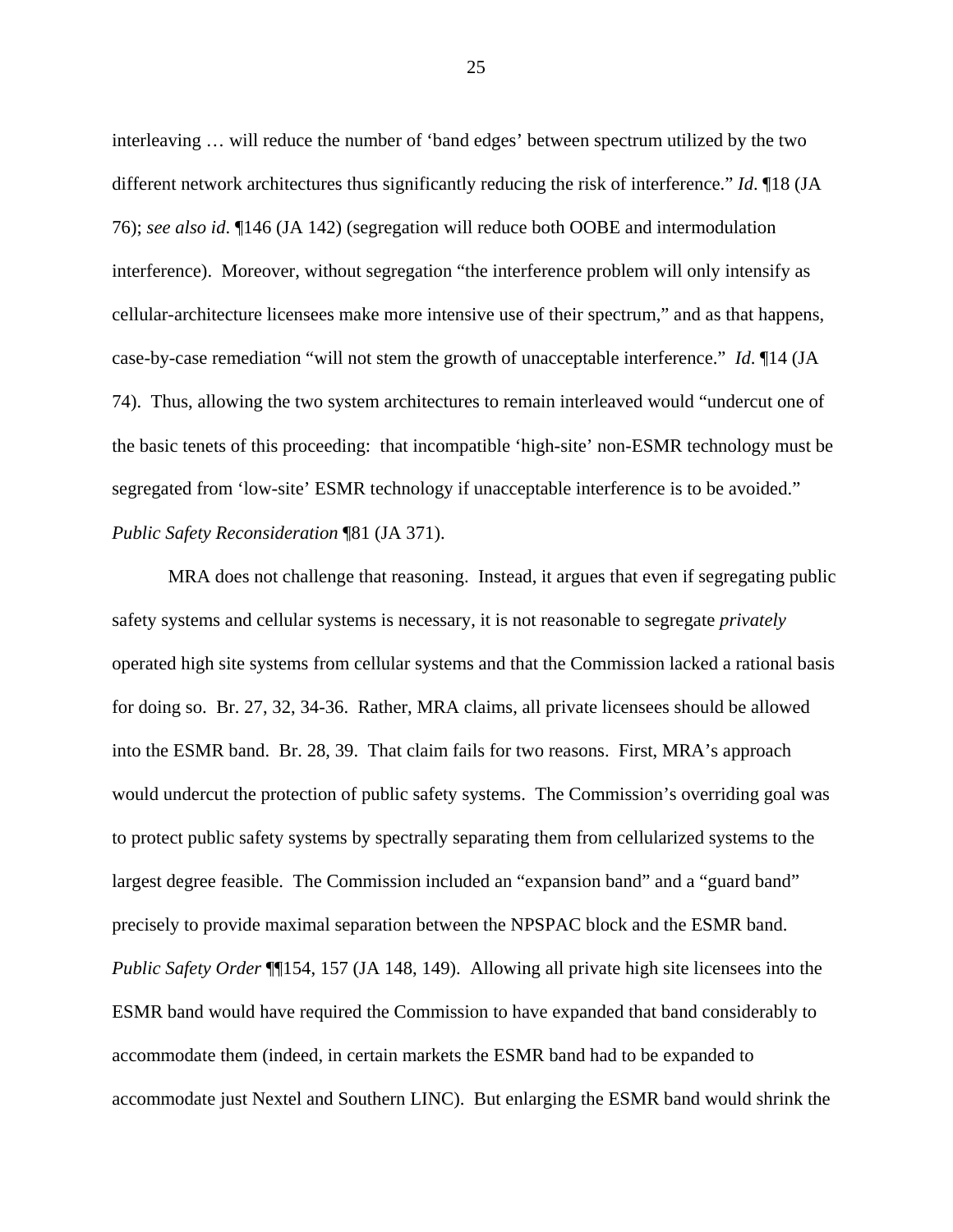interleaving … will reduce the number of 'band edges' between spectrum utilized by the two different network architectures thus significantly reducing the risk of interference." *Id*. ¶18 (JA 76); *see also id*. ¶146 (JA 142) (segregation will reduce both OOBE and intermodulation interference). Moreover, without segregation "the interference problem will only intensify as cellular-architecture licensees make more intensive use of their spectrum," and as that happens, case-by-case remediation "will not stem the growth of unacceptable interference." *Id*. ¶14 (JA 74). Thus, allowing the two system architectures to remain interleaved would "undercut one of the basic tenets of this proceeding: that incompatible 'high-site' non-ESMR technology must be segregated from 'low-site' ESMR technology if unacceptable interference is to be avoided." *Public Safety Reconsideration* ¶81 (JA 371).

MRA does not challenge that reasoning. Instead, it argues that even if segregating public safety systems and cellular systems is necessary, it is not reasonable to segregate *privately* operated high site systems from cellular systems and that the Commission lacked a rational basis for doing so. Br. 27, 32, 34-36. Rather, MRA claims, all private licensees should be allowed into the ESMR band. Br. 28, 39. That claim fails for two reasons. First, MRA's approach would undercut the protection of public safety systems. The Commission's overriding goal was to protect public safety systems by spectrally separating them from cellularized systems to the largest degree feasible. The Commission included an "expansion band" and a "guard band" precisely to provide maximal separation between the NPSPAC block and the ESMR band. *Public Safety Order* ¶¶154, 157 (JA 148, 149). Allowing all private high site licensees into the ESMR band would have required the Commission to have expanded that band considerably to accommodate them (indeed, in certain markets the ESMR band had to be expanded to accommodate just Nextel and Southern LINC). But enlarging the ESMR band would shrink the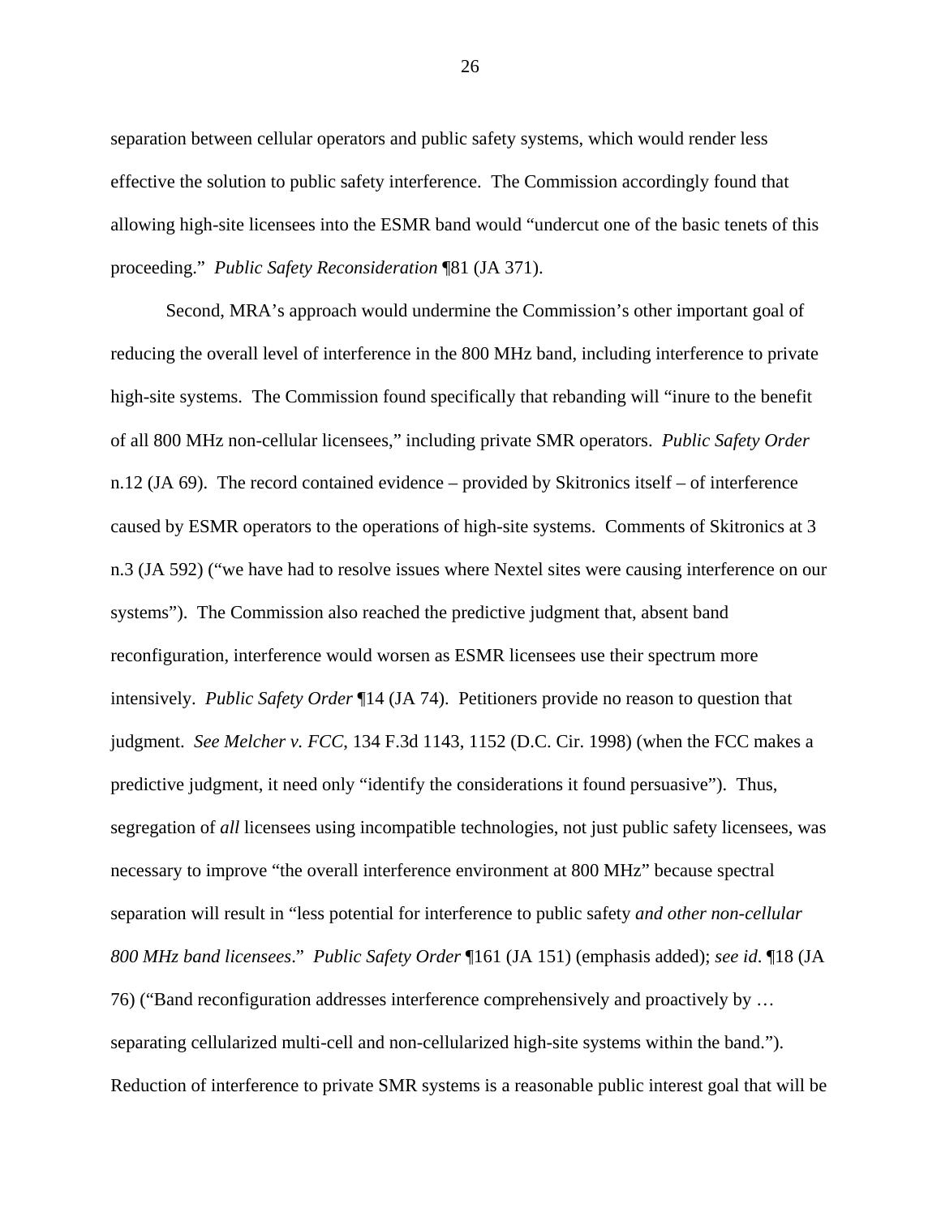separation between cellular operators and public safety systems, which would render less effective the solution to public safety interference. The Commission accordingly found that allowing high-site licensees into the ESMR band would "undercut one of the basic tenets of this proceeding." *Public Safety Reconsideration* ¶81 (JA 371).

Second, MRA's approach would undermine the Commission's other important goal of reducing the overall level of interference in the 800 MHz band, including interference to private high-site systems. The Commission found specifically that rebanding will "inure to the benefit of all 800 MHz non-cellular licensees," including private SMR operators. *Public Safety Order* n.12 (JA 69). The record contained evidence – provided by Skitronics itself – of interference caused by ESMR operators to the operations of high-site systems. Comments of Skitronics at 3 n.3 (JA 592) ("we have had to resolve issues where Nextel sites were causing interference on our systems"). The Commission also reached the predictive judgment that, absent band reconfiguration, interference would worsen as ESMR licensees use their spectrum more intensively. *Public Safety Order* ¶14 (JA 74). Petitioners provide no reason to question that judgment. *See Melcher v. FCC*, 134 F.3d 1143, 1152 (D.C. Cir. 1998) (when the FCC makes a predictive judgment, it need only "identify the considerations it found persuasive"). Thus, segregation of *all* licensees using incompatible technologies, not just public safety licensees, was necessary to improve "the overall interference environment at 800 MHz" because spectral separation will result in "less potential for interference to public safety *and other non-cellular 800 MHz band licensees*." *Public Safety Order* ¶161 (JA 151) (emphasis added); *see id*. ¶18 (JA 76) ("Band reconfiguration addresses interference comprehensively and proactively by … separating cellularized multi-cell and non-cellularized high-site systems within the band."). Reduction of interference to private SMR systems is a reasonable public interest goal that will be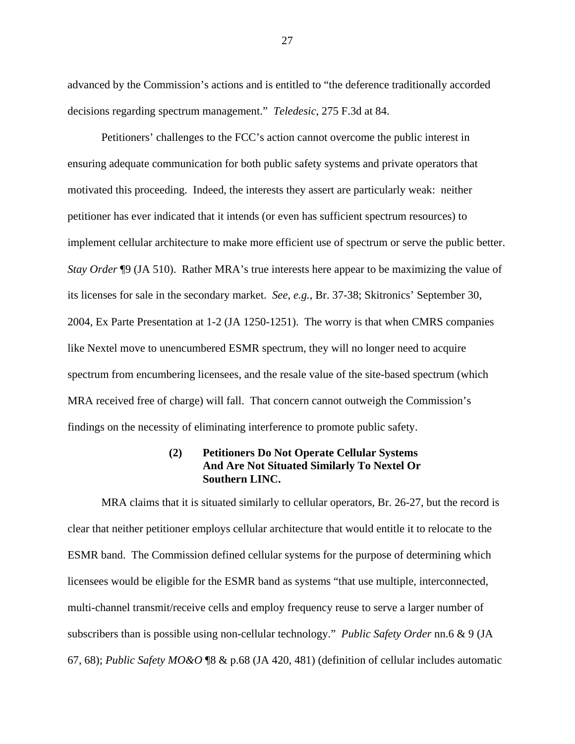advanced by the Commission's actions and is entitled to "the deference traditionally accorded decisions regarding spectrum management." *Teledesic*, 275 F.3d at 84.

Petitioners' challenges to the FCC's action cannot overcome the public interest in ensuring adequate communication for both public safety systems and private operators that motivated this proceeding. Indeed, the interests they assert are particularly weak: neither petitioner has ever indicated that it intends (or even has sufficient spectrum resources) to implement cellular architecture to make more efficient use of spectrum or serve the public better. *Stay Order* ¶9 (JA 510). Rather MRA's true interests here appear to be maximizing the value of its licenses for sale in the secondary market. *See, e.g.*, Br. 37-38; Skitronics' September 30, 2004, Ex Parte Presentation at 1-2 (JA 1250-1251). The worry is that when CMRS companies like Nextel move to unencumbered ESMR spectrum, they will no longer need to acquire spectrum from encumbering licensees, and the resale value of the site-based spectrum (which MRA received free of charge) will fall. That concern cannot outweigh the Commission's findings on the necessity of eliminating interference to promote public safety.

#### (2) Petitioners Do Not Operate Cellular Systems And Are Not Situated Similarly To Nextel Or Southern LINC.

MRA claims that it is situated similarly to cellular operators, Br. 26-27, but the record is clear that neither petitioner employs cellular architecture that would entitle it to relocate to the ESMR band. The Commission defined cellular systems for the purpose of determining which licensees would be eligible for the ESMR band as systems "that use multiple, interconnected, multi-channel transmit/receive cells and employ frequency reuse to serve a larger number of subscribers than is possible using non-cellular technology." *Public Safety Order* nn.6 & 9 (JA 67, 68); *Public Safety MO&O* ¶8 & p.68 (JA 420, 481) (definition of cellular includes automatic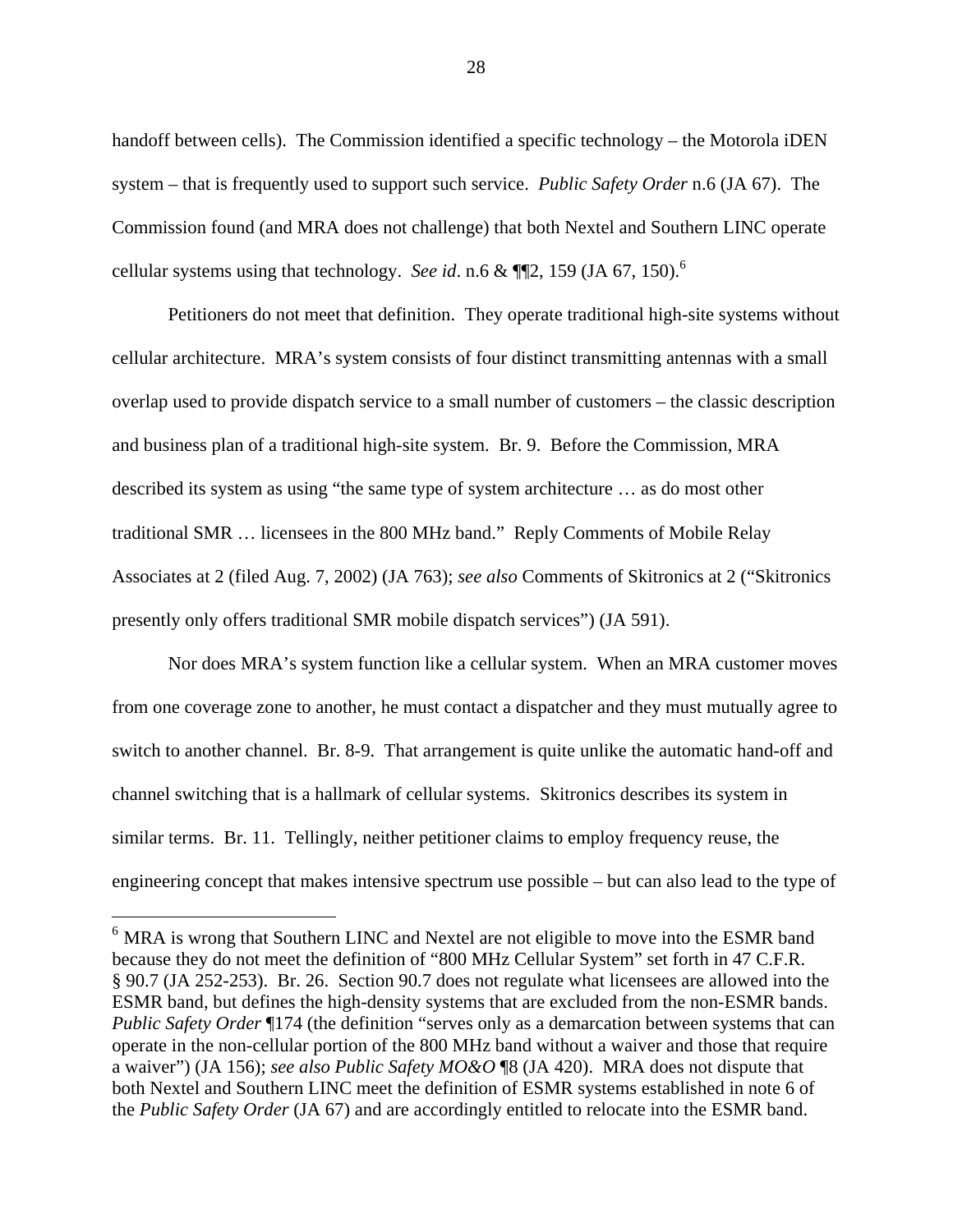handoff between cells). The Commission identified a specific technology – the Motorola iDEN system – that is frequently used to support such service. *Public Safety Order* n.6 (JA 67). The Commission found (and MRA does not challenge) that both Nextel and Southern LINC operate cellular systems using that technology. *See id*. n.6 & ¶¶2, 159 (JA 67, 150).[6]

Petitioners do not meet that definition. They operate traditional high-site systems without cellular architecture. MRA's system consists of four distinct transmitting antennas with a small overlap used to provide dispatch service to a small number of customers – the classic description and business plan of a traditional high-site system. Br. 9. Before the Commission, MRA described its system as using "the same type of system architecture … as do most other traditional SMR … licensees in the 800 MHz band." Reply Comments of Mobile Relay Associates at 2 (filed Aug. 7, 2002) (JA 763); *see also* Comments of Skitronics at 2 ("Skitronics presently only offers traditional SMR mobile dispatch services") (JA 591).

Nor does MRA's system function like a cellular system. When an MRA customer moves from one coverage zone to another, he must contact a dispatcher and they must mutually agree to switch to another channel. Br. 8-9. That arrangement is quite unlike the automatic hand-off and channel switching that is a hallmark of cellular systems. Skitronics describes its system in similar terms. Br. 11. Tellingly, neither petitioner claims to employ frequency reuse, the engineering concept that makes intensive spectrum use possible – but can also lead to the type of

---

[6] MRA is wrong that Southern LINC and Nextel are not eligible to move into the ESMR band because they do not meet the definition of "800 MHz Cellular System" set forth in 47 C.F.R. § 90.7 (JA 252-253). Br. 26. Section 90.7 does not regulate what licensees are allowed into the ESMR band, but defines the high-density systems that are excluded from the non-ESMR bands. *Public Safety Order* ¶174 (the definition "serves only as a demarcation between systems that can operate in the non-cellular portion of the 800 MHz band without a waiver and those that require a waiver") (JA 156); *see also Public Safety MO&O* ¶8 (JA 420). MRA does not dispute that both Nextel and Southern LINC meet the definition of ESMR systems established in note 6 of the *Public Safety Order* (JA 67) and are accordingly entitled to relocate into the ESMR band.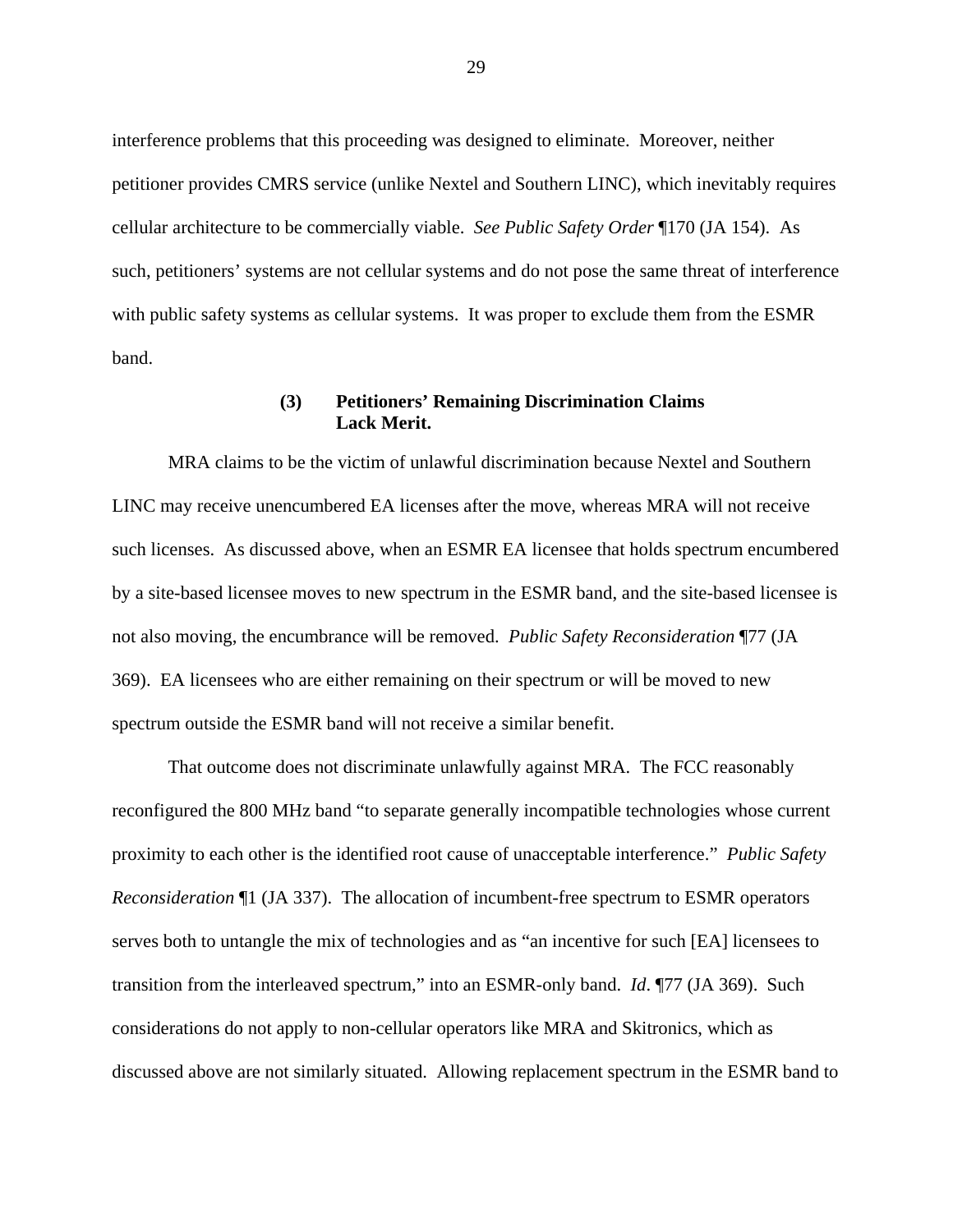interference problems that this proceeding was designed to eliminate. Moreover, neither petitioner provides CMRS service (unlike Nextel and Southern LINC), which inevitably requires cellular architecture to be commercially viable. *See Public Safety Order* ¶170 (JA 154). As such, petitioners' systems are not cellular systems and do not pose the same threat of interference with public safety systems as cellular systems. It was proper to exclude them from the ESMR band.

#### (3) Petitioners' Remaining Discrimination Claims Lack Merit.

MRA claims to be the victim of unlawful discrimination because Nextel and Southern LINC may receive unencumbered EA licenses after the move, whereas MRA will not receive such licenses. As discussed above, when an ESMR EA licensee that holds spectrum encumbered by a site-based licensee moves to new spectrum in the ESMR band, and the site-based licensee is not also moving, the encumbrance will be removed. *Public Safety Reconsideration* ¶77 (JA 369). EA licensees who are either remaining on their spectrum or will be moved to new spectrum outside the ESMR band will not receive a similar benefit.

That outcome does not discriminate unlawfully against MRA. The FCC reasonably reconfigured the 800 MHz band "to separate generally incompatible technologies whose current proximity to each other is the identified root cause of unacceptable interference." *Public Safety Reconsideration* ¶1 (JA 337). The allocation of incumbent-free spectrum to ESMR operators serves both to untangle the mix of technologies and as "an incentive for such [EA] licensees to transition from the interleaved spectrum," into an ESMR-only band. *Id*. ¶77 (JA 369). Such considerations do not apply to non-cellular operators like MRA and Skitronics, which as discussed above are not similarly situated. Allowing replacement spectrum in the ESMR band to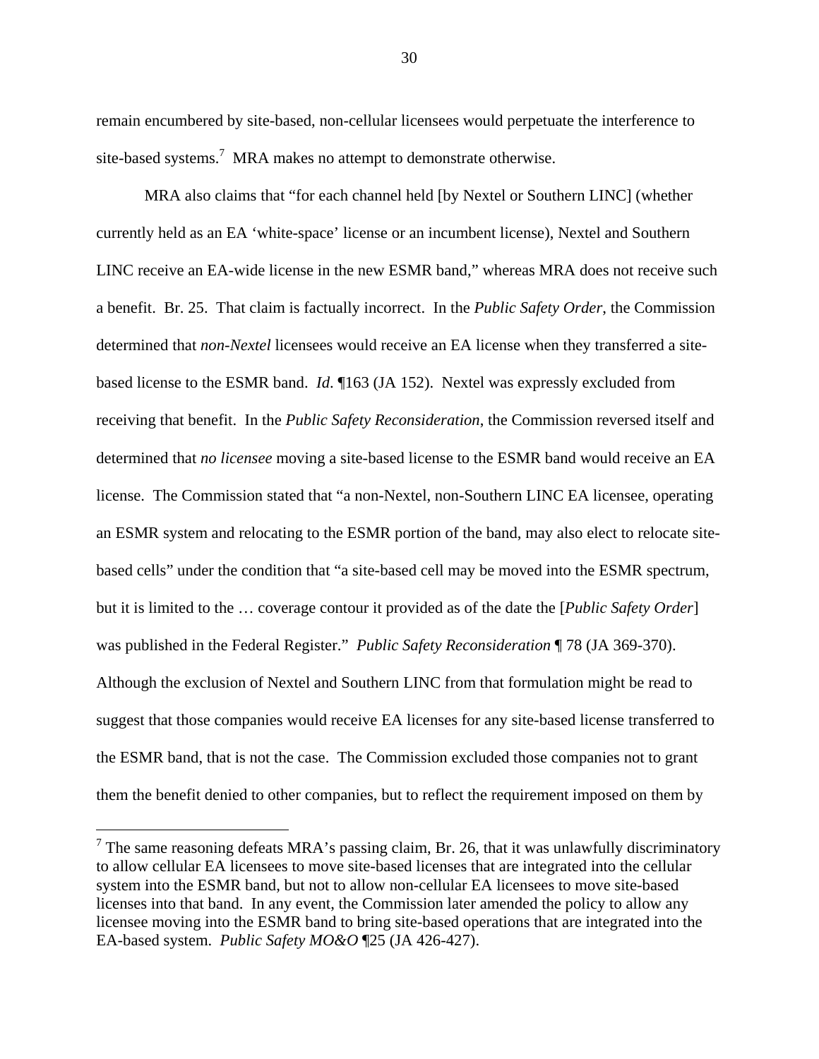remain encumbered by site-based, non-cellular licensees would perpetuate the interference to site-based systems.[7] MRA makes no attempt to demonstrate otherwise.

MRA also claims that "for each channel held [by Nextel or Southern LINC] (whether currently held as an EA 'white-space' license or an incumbent license), Nextel and Southern LINC receive an EA-wide license in the new ESMR band," whereas MRA does not receive such a benefit. Br. 25. That claim is factually incorrect. In the *Public Safety Order*, the Commission determined that *non-Nextel* licensees would receive an EA license when they transferred a site-based license to the ESMR band. *Id*. ¶163 (JA 152). Nextel was expressly excluded from receiving that benefit. In the *Public Safety Reconsideration*, the Commission reversed itself and determined that *no licensee* moving a site-based license to the ESMR band would receive an EA license. The Commission stated that "a non-Nextel, non-Southern LINC EA licensee, operating an ESMR system and relocating to the ESMR portion of the band, may also elect to relocate site-based cells" under the condition that "a site-based cell may be moved into the ESMR spectrum, but it is limited to the … coverage contour it provided as of the date the [*Public Safety Order*] was published in the Federal Register." *Public Safety Reconsideration* ¶ 78 (JA 369-370). Although the exclusion of Nextel and Southern LINC from that formulation might be read to suggest that those companies would receive EA licenses for any site-based license transferred to the ESMR band, that is not the case. The Commission excluded those companies not to grant them the benefit denied to other companies, but to reflect the requirement imposed on them by

[7] The same reasoning defeats MRA's passing claim, Br. 26, that it was unlawfully discriminatory to allow cellular EA licensees to move site-based licenses that are integrated into the cellular system into the ESMR band, but not to allow non-cellular EA licensees to move site-based licenses into that band. In any event, the Commission later amended the policy to allow any licensee moving into the ESMR band to bring site-based operations that are integrated into the EA-based system. *Public Safety MO&O* ¶25 (JA 426-427).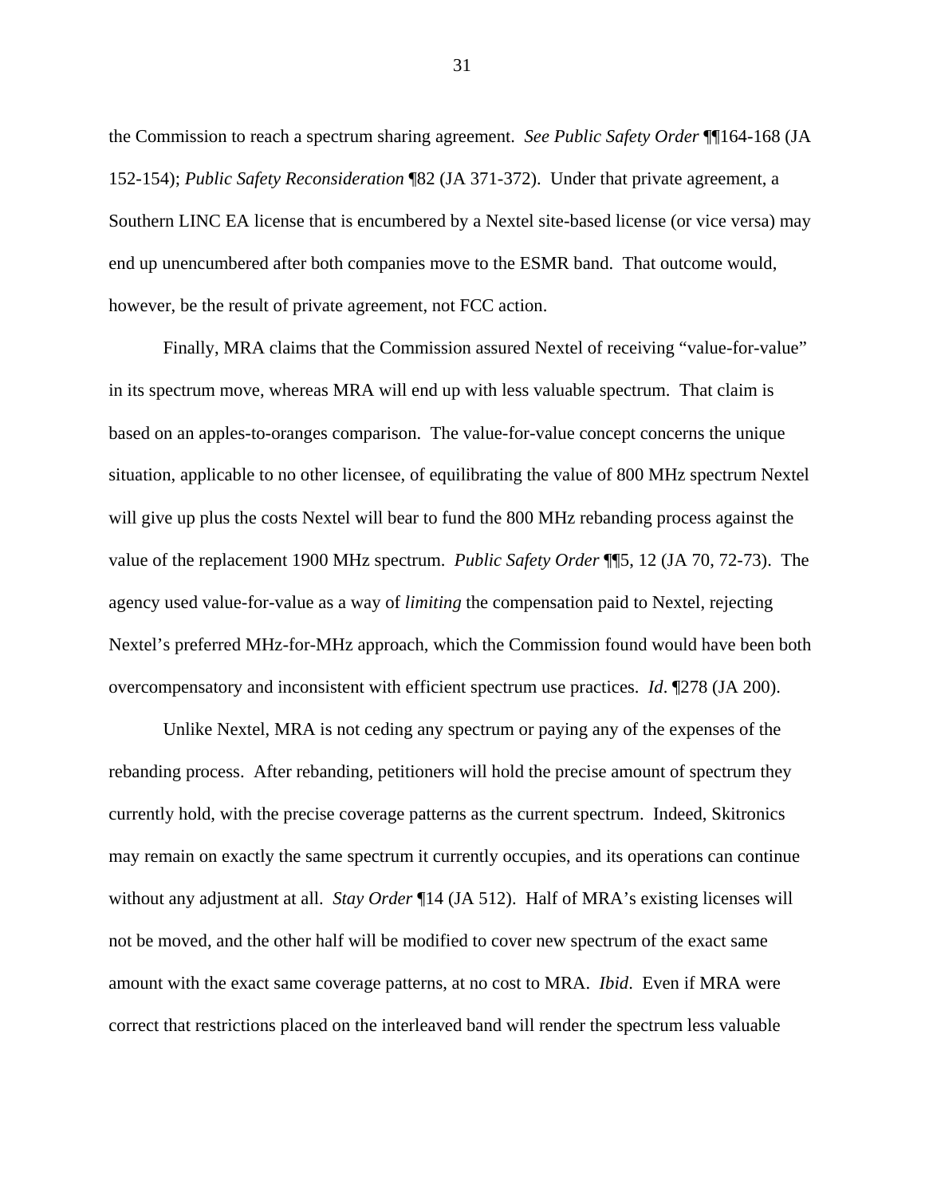the Commission to reach a spectrum sharing agreement. *See Public Safety Order* ¶¶164-168 (JA 152-154); *Public Safety Reconsideration* ¶82 (JA 371-372). Under that private agreement, a Southern LINC EA license that is encumbered by a Nextel site-based license (or vice versa) may end up unencumbered after both companies move to the ESMR band. That outcome would, however, be the result of private agreement, not FCC action.

Finally, MRA claims that the Commission assured Nextel of receiving "value-for-value" in its spectrum move, whereas MRA will end up with less valuable spectrum. That claim is based on an apples-to-oranges comparison. The value-for-value concept concerns the unique situation, applicable to no other licensee, of equilibrating the value of 800 MHz spectrum Nextel will give up plus the costs Nextel will bear to fund the 800 MHz rebanding process against the value of the replacement 1900 MHz spectrum. *Public Safety Order* ¶¶5, 12 (JA 70, 72-73). The agency used value-for-value as a way of *limiting* the compensation paid to Nextel, rejecting Nextel's preferred MHz-for-MHz approach, which the Commission found would have been both overcompensatory and inconsistent with efficient spectrum use practices. *Id*. ¶278 (JA 200).

Unlike Nextel, MRA is not ceding any spectrum or paying any of the expenses of the rebanding process. After rebanding, petitioners will hold the precise amount of spectrum they currently hold, with the precise coverage patterns as the current spectrum. Indeed, Skitronics may remain on exactly the same spectrum it currently occupies, and its operations can continue without any adjustment at all. *Stay Order* ¶14 (JA 512). Half of MRA's existing licenses will not be moved, and the other half will be modified to cover new spectrum of the exact same amount with the exact same coverage patterns, at no cost to MRA. *Ibid*. Even if MRA were correct that restrictions placed on the interleaved band will render the spectrum less valuable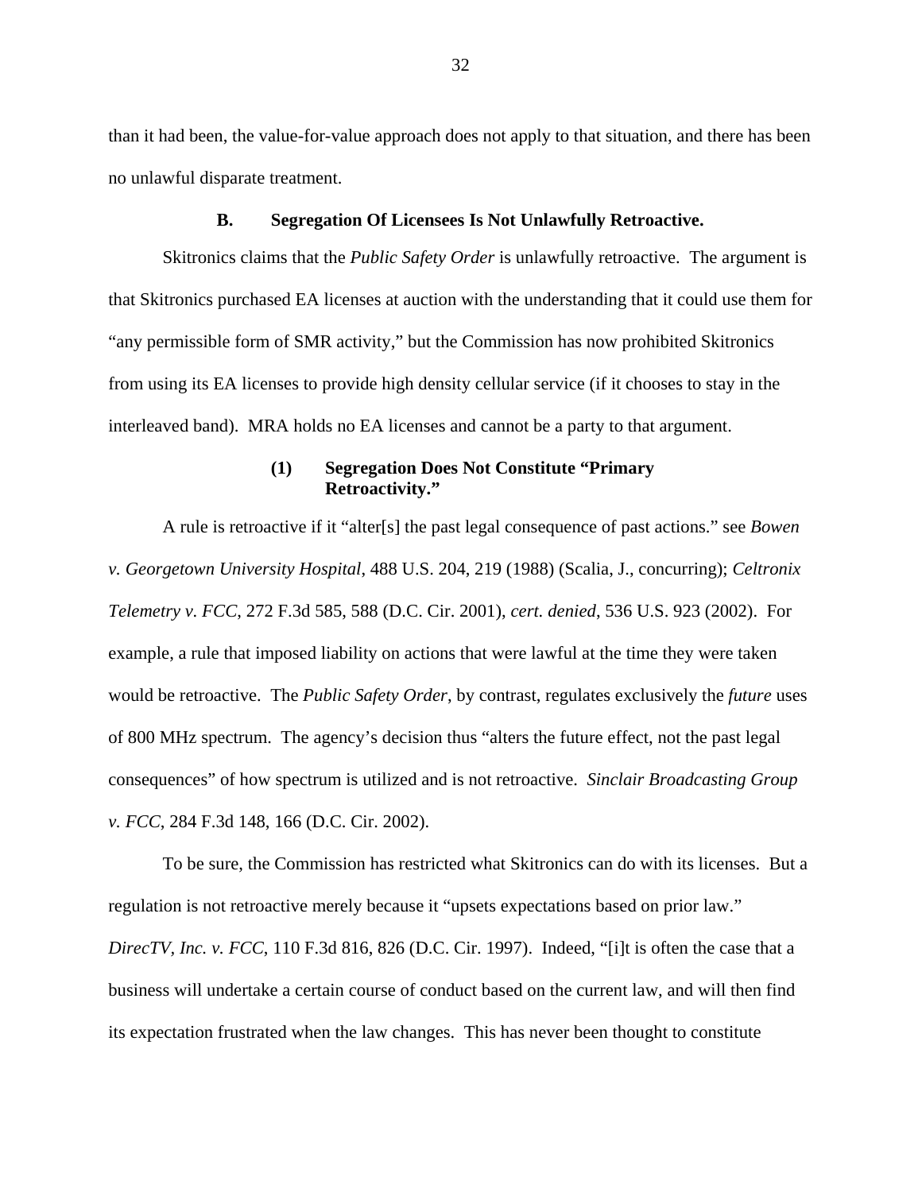than it had been, the value-for-value approach does not apply to that situation, and there has been no unlawful disparate treatment.

### B. Segregation Of Licensees Is Not Unlawfully Retroactive.

Skitronics claims that the *Public Safety Order* is unlawfully retroactive. The argument is that Skitronics purchased EA licenses at auction with the understanding that it could use them for "any permissible form of SMR activity," but the Commission has now prohibited Skitronics from using its EA licenses to provide high density cellular service (if it chooses to stay in the interleaved band). MRA holds no EA licenses and cannot be a party to that argument.

#### (1) Segregation Does Not Constitute "Primary Retroactivity."

A rule is retroactive if it "alter[s] the past legal consequence of past actions." see *Bowen v. Georgetown University Hospital*, 488 U.S. 204, 219 (1988) (Scalia, J., concurring); *Celtronix Telemetry v. FCC*, 272 F.3d 585, 588 (D.C. Cir. 2001), *cert. denied*, 536 U.S. 923 (2002). For example, a rule that imposed liability on actions that were lawful at the time they were taken would be retroactive. The *Public Safety Order*, by contrast, regulates exclusively the *future* uses of 800 MHz spectrum. The agency's decision thus "alters the future effect, not the past legal consequences" of how spectrum is utilized and is not retroactive. *Sinclair Broadcasting Group v. FCC*, 284 F.3d 148, 166 (D.C. Cir. 2002).

To be sure, the Commission has restricted what Skitronics can do with its licenses. But a regulation is not retroactive merely because it "upsets expectations based on prior law." *DirecTV, Inc. v. FCC*, 110 F.3d 816, 826 (D.C. Cir. 1997). Indeed, "[i]t is often the case that a business will undertake a certain course of conduct based on the current law, and will then find its expectation frustrated when the law changes. This has never been thought to constitute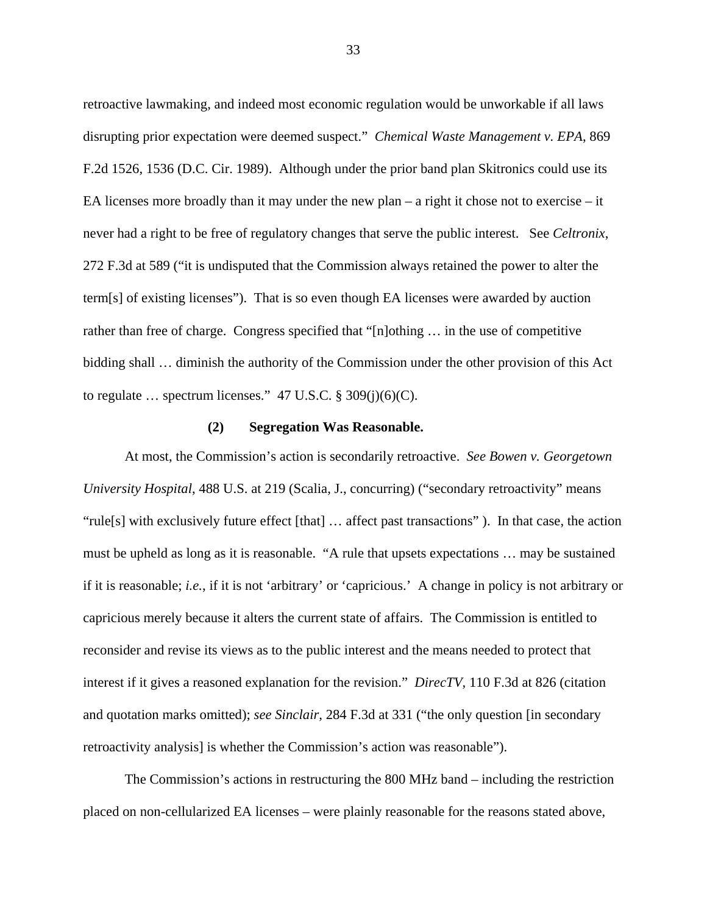retroactive lawmaking, and indeed most economic regulation would be unworkable if all laws disrupting prior expectation were deemed suspect." *Chemical Waste Management v. EPA*, 869 F.2d 1526, 1536 (D.C. Cir. 1989). Although under the prior band plan Skitronics could use its EA licenses more broadly than it may under the new plan – a right it chose not to exercise – it never had a right to be free of regulatory changes that serve the public interest. See *Celtronix*, 272 F.3d at 589 ("it is undisputed that the Commission always retained the power to alter the term[s] of existing licenses"). That is so even though EA licenses were awarded by auction rather than free of charge. Congress specified that "[n]othing … in the use of competitive bidding shall … diminish the authority of the Commission under the other provision of this Act to regulate … spectrum licenses." 47 U.S.C. § 309(j)(6)(C).

**(2) Segregation Was Reasonable.**

At most, the Commission's action is secondarily retroactive. *See Bowen v. Georgetown University Hospital*, 488 U.S. at 219 (Scalia, J., concurring) ("secondary retroactivity" means "rule[s] with exclusively future effect [that] … affect past transactions" ). In that case, the action must be upheld as long as it is reasonable. "A rule that upsets expectations … may be sustained if it is reasonable; *i.e.*, if it is not 'arbitrary' or 'capricious.' A change in policy is not arbitrary or capricious merely because it alters the current state of affairs. The Commission is entitled to reconsider and revise its views as to the public interest and the means needed to protect that interest if it gives a reasoned explanation for the revision." *DirecTV*, 110 F.3d at 826 (citation and quotation marks omitted); *see Sinclair*, 284 F.3d at 331 ("the only question [in secondary retroactivity analysis] is whether the Commission's action was reasonable").

The Commission's actions in restructuring the 800 MHz band – including the restriction placed on non-cellularized EA licenses – were plainly reasonable for the reasons stated above,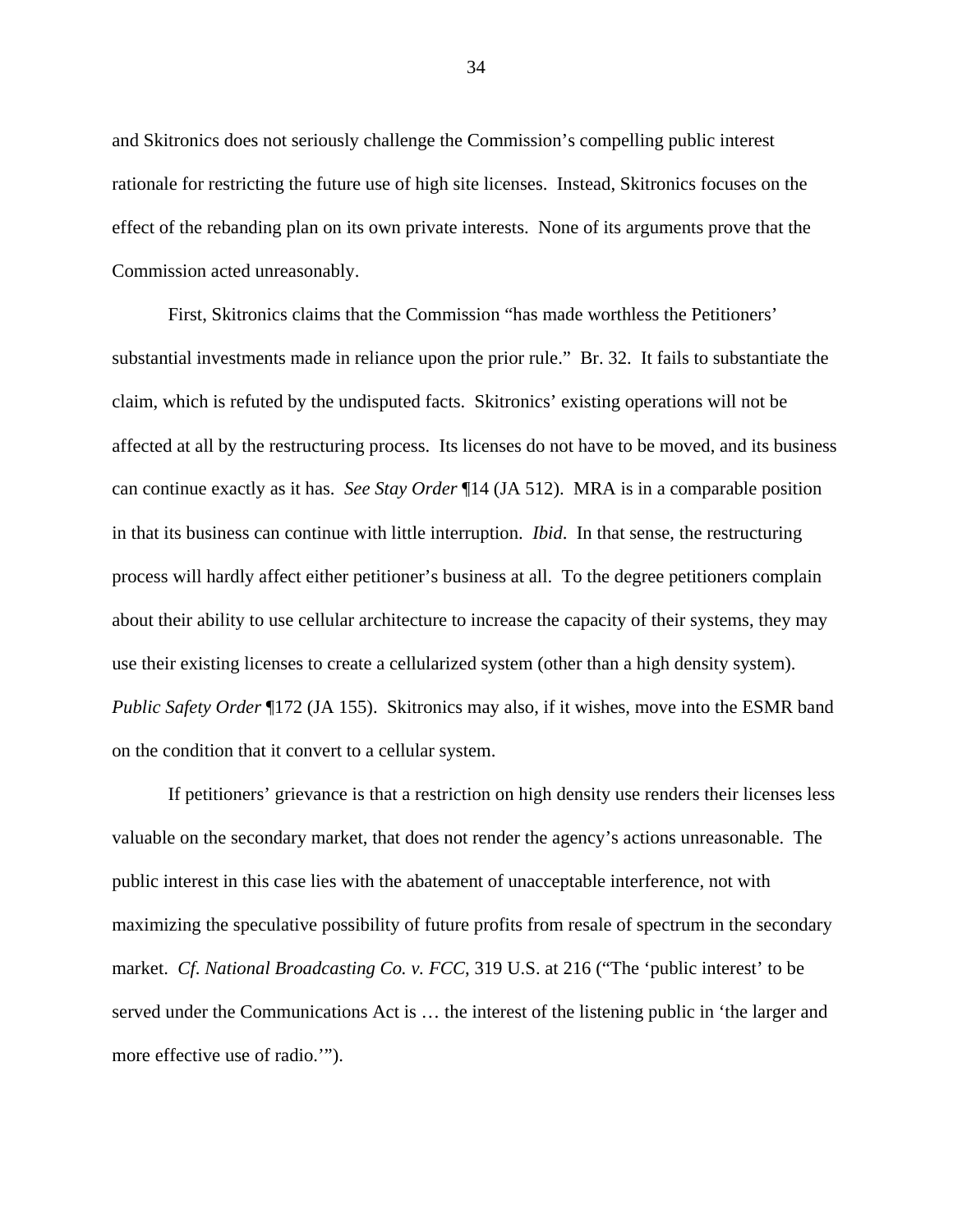and Skitronics does not seriously challenge the Commission's compelling public interest rationale for restricting the future use of high site licenses. Instead, Skitronics focuses on the effect of the rebanding plan on its own private interests. None of its arguments prove that the Commission acted unreasonably.

First, Skitronics claims that the Commission "has made worthless the Petitioners' substantial investments made in reliance upon the prior rule." Br. 32. It fails to substantiate the claim, which is refuted by the undisputed facts. Skitronics' existing operations will not be affected at all by the restructuring process. Its licenses do not have to be moved, and its business can continue exactly as it has. *See Stay Order* ¶14 (JA 512). MRA is in a comparable position in that its business can continue with little interruption. *Ibid*. In that sense, the restructuring process will hardly affect either petitioner's business at all. To the degree petitioners complain about their ability to use cellular architecture to increase the capacity of their systems, they may use their existing licenses to create a cellularized system (other than a high density system). *Public Safety Order* ¶172 (JA 155). Skitronics may also, if it wishes, move into the ESMR band on the condition that it convert to a cellular system.

If petitioners' grievance is that a restriction on high density use renders their licenses less valuable on the secondary market, that does not render the agency's actions unreasonable. The public interest in this case lies with the abatement of unacceptable interference, not with maximizing the speculative possibility of future profits from resale of spectrum in the secondary market. *Cf. National Broadcasting Co. v. FCC*, 319 U.S. at 216 ("The 'public interest' to be served under the Communications Act is … the interest of the listening public in 'the larger and more effective use of radio.'").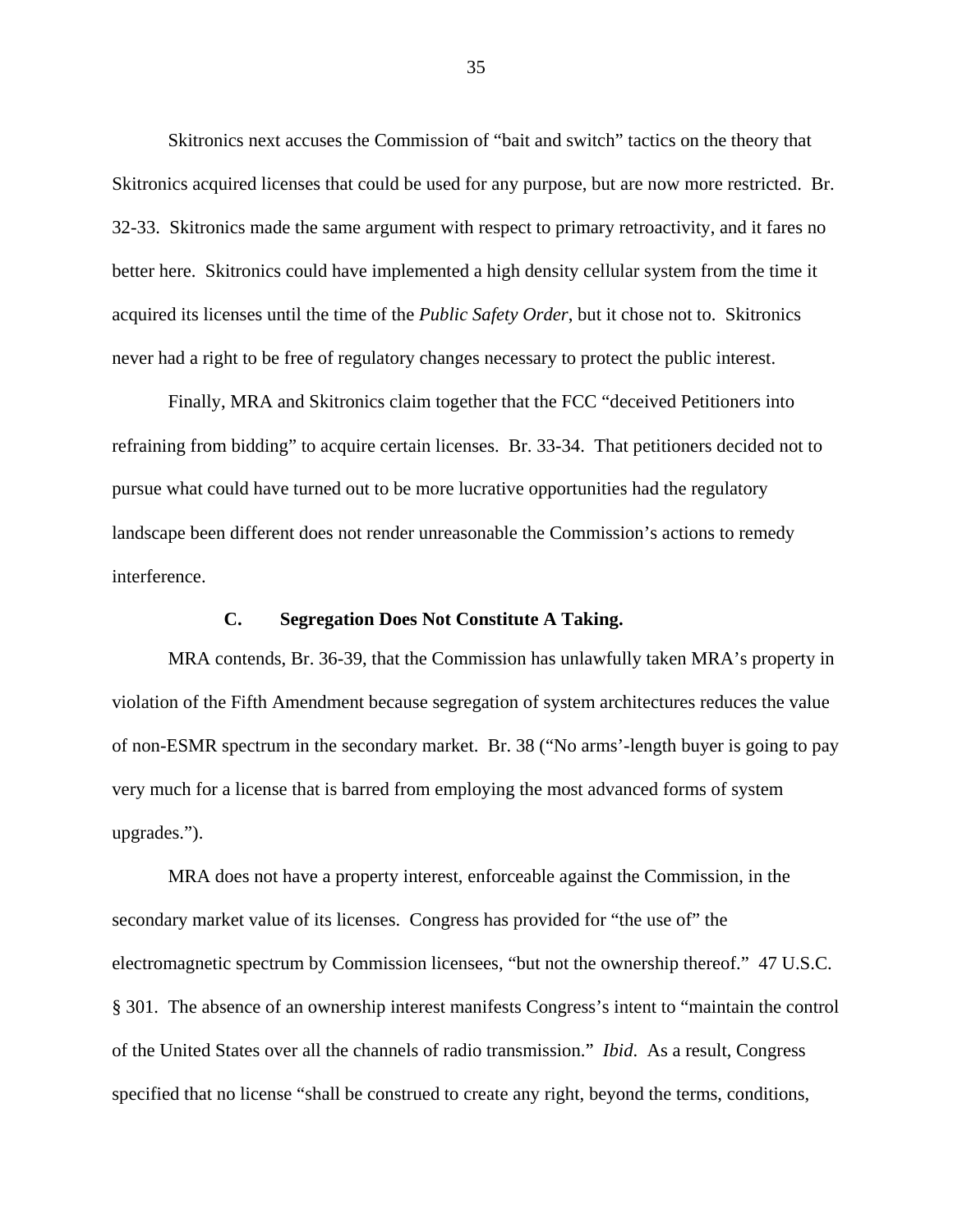Skitronics next accuses the Commission of "bait and switch" tactics on the theory that Skitronics acquired licenses that could be used for any purpose, but are now more restricted. Br. 32-33. Skitronics made the same argument with respect to primary retroactivity, and it fares no better here. Skitronics could have implemented a high density cellular system from the time it acquired its licenses until the time of the *Public Safety Order*, but it chose not to. Skitronics never had a right to be free of regulatory changes necessary to protect the public interest.

Finally, MRA and Skitronics claim together that the FCC "deceived Petitioners into refraining from bidding" to acquire certain licenses. Br. 33-34. That petitioners decided not to pursue what could have turned out to be more lucrative opportunities had the regulatory landscape been different does not render unreasonable the Commission's actions to remedy interference.

### C. Segregation Does Not Constitute A Taking.

MRA contends, Br. 36-39, that the Commission has unlawfully taken MRA's property in violation of the Fifth Amendment because segregation of system architectures reduces the value of non-ESMR spectrum in the secondary market. Br. 38 ("No arms'-length buyer is going to pay very much for a license that is barred from employing the most advanced forms of system upgrades.").

MRA does not have a property interest, enforceable against the Commission, in the secondary market value of its licenses. Congress has provided for "the use of" the electromagnetic spectrum by Commission licensees, "but not the ownership thereof." 47 U.S.C. § 301. The absence of an ownership interest manifests Congress's intent to "maintain the control of the United States over all the channels of radio transmission." *Ibid.* As a result, Congress specified that no license "shall be construed to create any right, beyond the terms, conditions,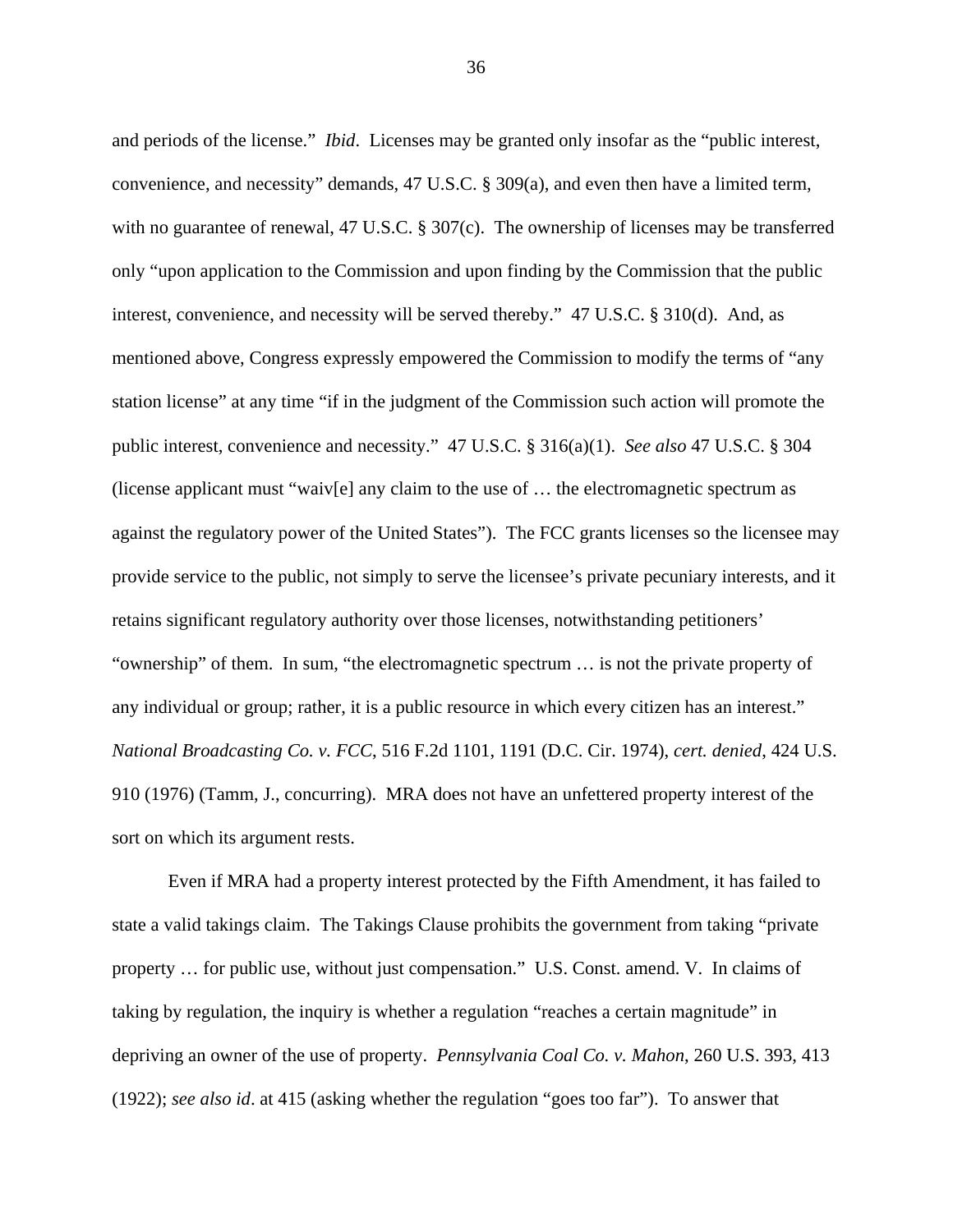and periods of the license." *Ibid*. Licenses may be granted only insofar as the "public interest, convenience, and necessity" demands, 47 U.S.C. § 309(a), and even then have a limited term, with no guarantee of renewal, 47 U.S.C. § 307(c). The ownership of licenses may be transferred only "upon application to the Commission and upon finding by the Commission that the public interest, convenience, and necessity will be served thereby." 47 U.S.C. § 310(d). And, as mentioned above, Congress expressly empowered the Commission to modify the terms of "any station license" at any time "if in the judgment of the Commission such action will promote the public interest, convenience and necessity." 47 U.S.C. § 316(a)(1). *See also* 47 U.S.C. § 304 (license applicant must "waiv[e] any claim to the use of … the electromagnetic spectrum as against the regulatory power of the United States"). The FCC grants licenses so the licensee may provide service to the public, not simply to serve the licensee's private pecuniary interests, and it retains significant regulatory authority over those licenses, notwithstanding petitioners' "ownership" of them. In sum, "the electromagnetic spectrum … is not the private property of any individual or group; rather, it is a public resource in which every citizen has an interest." *National Broadcasting Co. v. FCC*, 516 F.2d 1101, 1191 (D.C. Cir. 1974), *cert. denied*, 424 U.S. 910 (1976) (Tamm, J., concurring). MRA does not have an unfettered property interest of the sort on which its argument rests.

Even if MRA had a property interest protected by the Fifth Amendment, it has failed to state a valid takings claim. The Takings Clause prohibits the government from taking "private property … for public use, without just compensation." U.S. Const. amend. V. In claims of taking by regulation, the inquiry is whether a regulation "reaches a certain magnitude" in depriving an owner of the use of property. *Pennsylvania Coal Co. v. Mahon*, 260 U.S. 393, 413 (1922); *see also id*. at 415 (asking whether the regulation "goes too far"). To answer that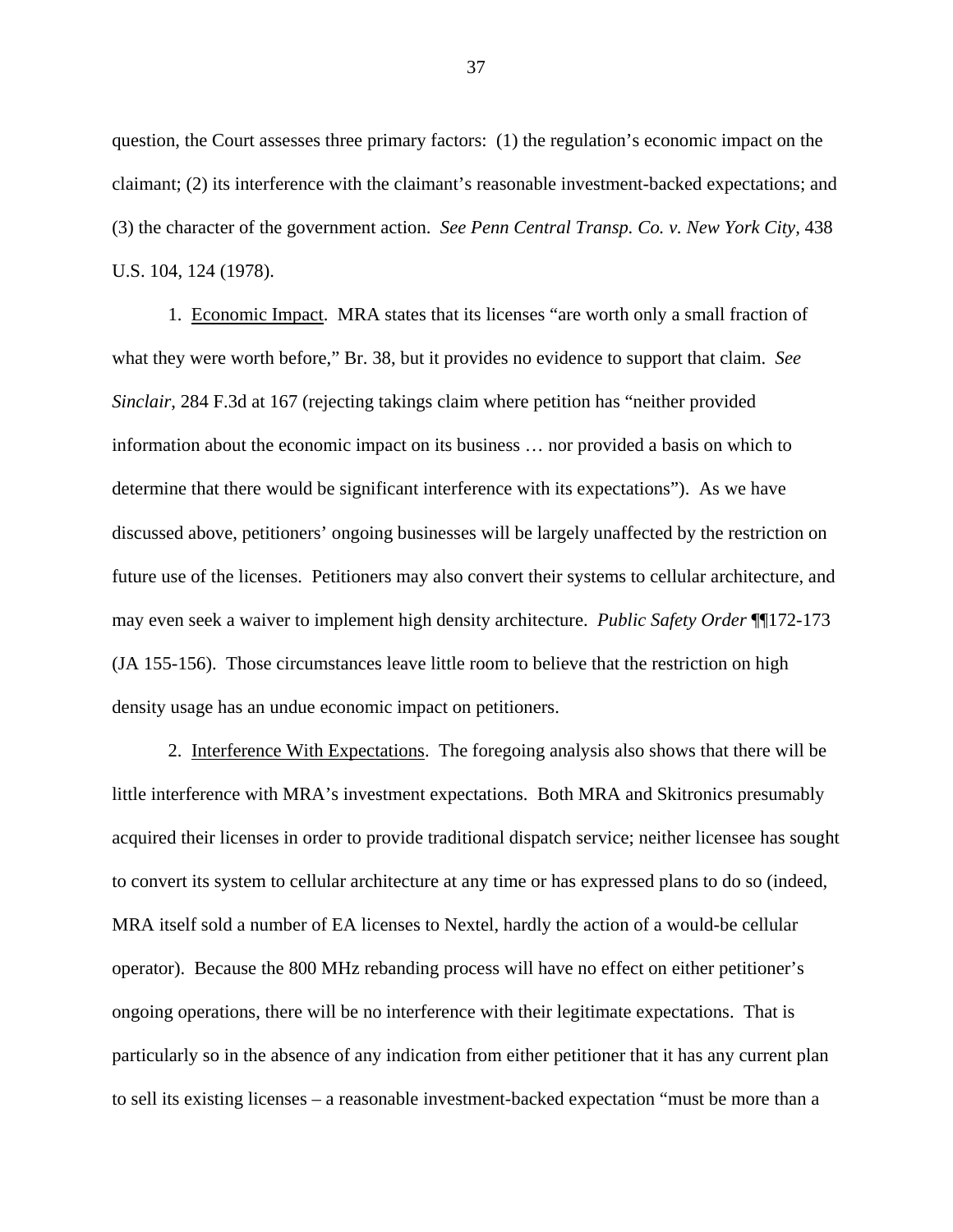question, the Court assesses three primary factors: (1) the regulation's economic impact on the claimant; (2) its interference with the claimant's reasonable investment-backed expectations; and (3) the character of the government action. *See Penn Central Transp. Co. v. New York City*, 438 U.S. 104, 124 (1978).

1. Economic Impact. MRA states that its licenses "are worth only a small fraction of what they were worth before," Br. 38, but it provides no evidence to support that claim. *See Sinclair*, 284 F.3d at 167 (rejecting takings claim where petition has "neither provided information about the economic impact on its business … nor provided a basis on which to determine that there would be significant interference with its expectations"). As we have discussed above, petitioners' ongoing businesses will be largely unaffected by the restriction on future use of the licenses. Petitioners may also convert their systems to cellular architecture, and may even seek a waiver to implement high density architecture. *Public Safety Order* ¶¶172-173 (JA 155-156). Those circumstances leave little room to believe that the restriction on high density usage has an undue economic impact on petitioners.

2. Interference With Expectations. The foregoing analysis also shows that there will be little interference with MRA's investment expectations. Both MRA and Skitronics presumably acquired their licenses in order to provide traditional dispatch service; neither licensee has sought to convert its system to cellular architecture at any time or has expressed plans to do so (indeed, MRA itself sold a number of EA licenses to Nextel, hardly the action of a would-be cellular operator). Because the 800 MHz rebanding process will have no effect on either petitioner's ongoing operations, there will be no interference with their legitimate expectations. That is particularly so in the absence of any indication from either petitioner that it has any current plan to sell its existing licenses – a reasonable investment-backed expectation "must be more than a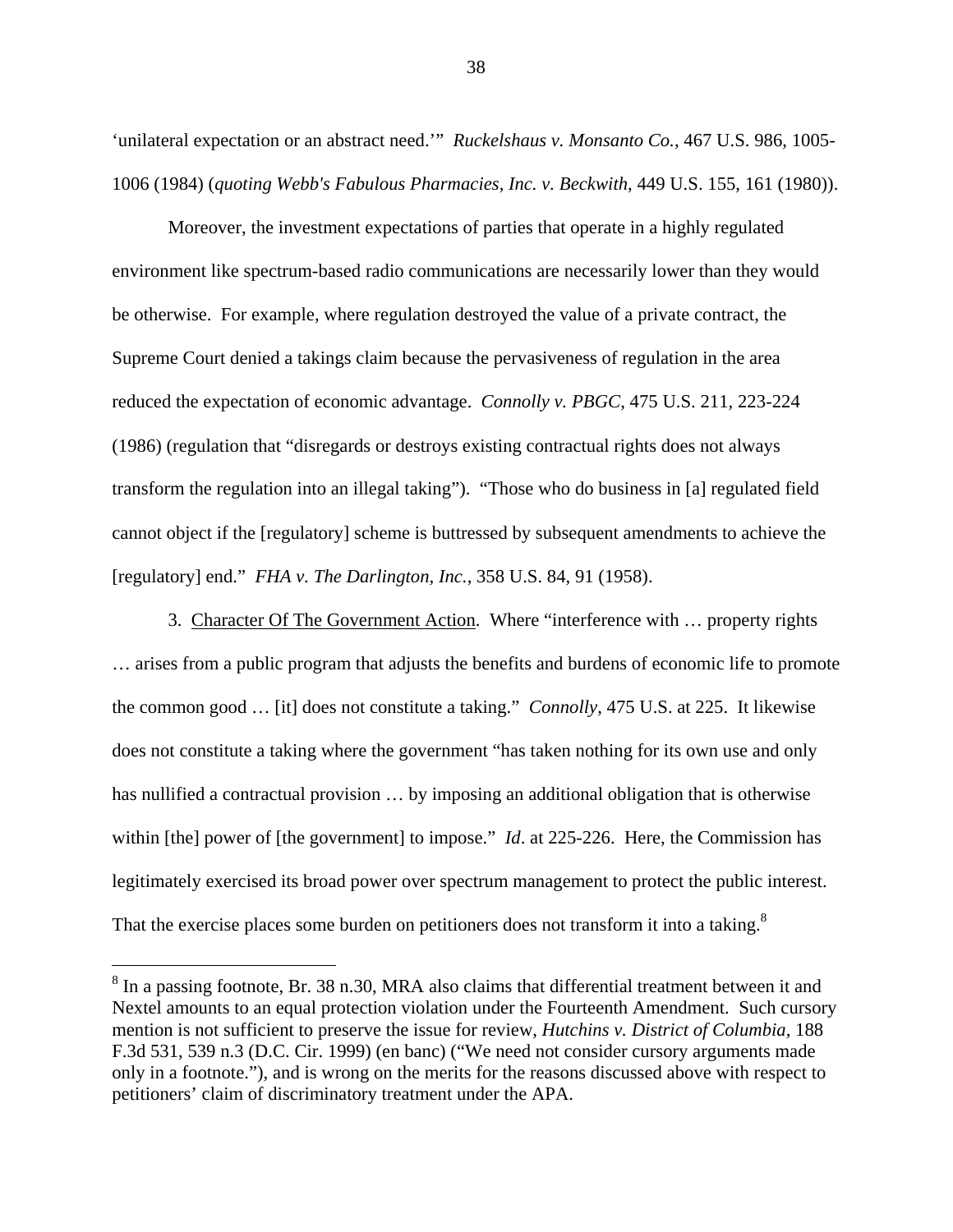'unilateral expectation or an abstract need.'" *Ruckelshaus v. Monsanto Co.*, 467 U.S. 986, 1005-1006 (1984) (*quoting Webb's Fabulous Pharmacies, Inc. v. Beckwith*, 449 U.S. 155, 161 (1980)).

Moreover, the investment expectations of parties that operate in a highly regulated environment like spectrum-based radio communications are necessarily lower than they would be otherwise. For example, where regulation destroyed the value of a private contract, the Supreme Court denied a takings claim because the pervasiveness of regulation in the area reduced the expectation of economic advantage. *Connolly v. PBGC*, 475 U.S. 211, 223-224 (1986) (regulation that "disregards or destroys existing contractual rights does not always transform the regulation into an illegal taking"). "Those who do business in [a] regulated field cannot object if the [regulatory] scheme is buttressed by subsequent amendments to achieve the [regulatory] end." *FHA v. The Darlington, Inc.*, 358 U.S. 84, 91 (1958).

3. <u>Character Of The Government Action</u>. Where "interference with … property rights … arises from a public program that adjusts the benefits and burdens of economic life to promote the common good … [it] does not constitute a taking." *Connolly*, 475 U.S. at 225. It likewise does not constitute a taking where the government "has taken nothing for its own use and only has nullified a contractual provision … by imposing an additional obligation that is otherwise within [the] power of [the government] to impose." *Id*. at 225-226. Here, the Commission has legitimately exercised its broad power over spectrum management to protect the public interest. That the exercise places some burden on petitioners does not transform it into a taking.[8]

---

[8] In a passing footnote, Br. 38 n.30, MRA also claims that differential treatment between it and Nextel amounts to an equal protection violation under the Fourteenth Amendment. Such cursory mention is not sufficient to preserve the issue for review, *Hutchins v. District of Columbia*, 188 F.3d 531, 539 n.3 (D.C. Cir. 1999) (en banc) ("We need not consider cursory arguments made only in a footnote."), and is wrong on the merits for the reasons discussed above with respect to petitioners' claim of discriminatory treatment under the APA.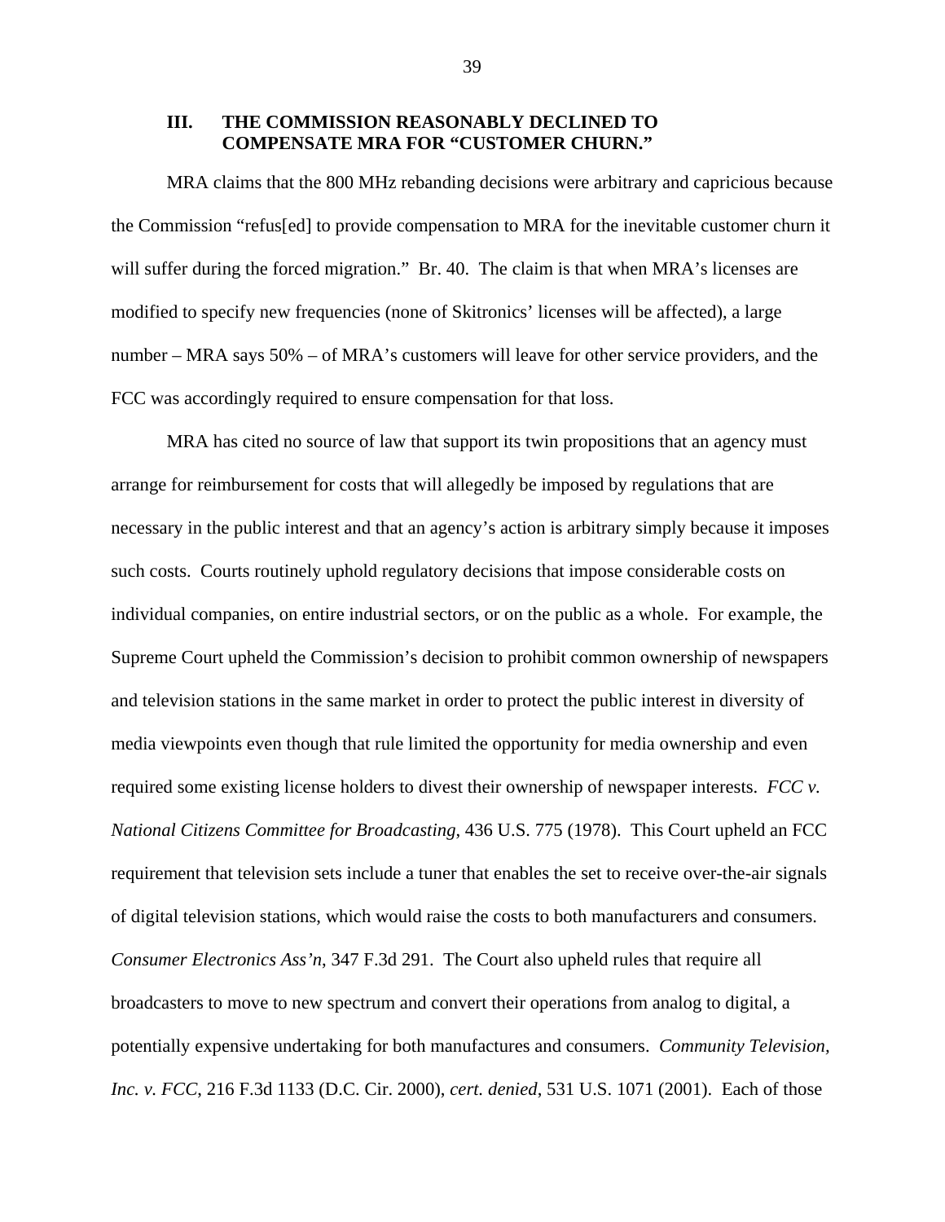### III. THE COMMISSION REASONABLY DECLINED TO COMPENSATE MRA FOR "CUSTOMER CHURN."

MRA claims that the 800 MHz rebanding decisions were arbitrary and capricious because the Commission "refus[ed] to provide compensation to MRA for the inevitable customer churn it will suffer during the forced migration." Br. 40. The claim is that when MRA's licenses are modified to specify new frequencies (none of Skitronics' licenses will be affected), a large number – MRA says 50% – of MRA's customers will leave for other service providers, and the FCC was accordingly required to ensure compensation for that loss.

MRA has cited no source of law that support its twin propositions that an agency must arrange for reimbursement for costs that will allegedly be imposed by regulations that are necessary in the public interest and that an agency's action is arbitrary simply because it imposes such costs. Courts routinely uphold regulatory decisions that impose considerable costs on individual companies, on entire industrial sectors, or on the public as a whole. For example, the Supreme Court upheld the Commission's decision to prohibit common ownership of newspapers and television stations in the same market in order to protect the public interest in diversity of media viewpoints even though that rule limited the opportunity for media ownership and even required some existing license holders to divest their ownership of newspaper interests. *FCC v. National Citizens Committee for Broadcasting*, 436 U.S. 775 (1978). This Court upheld an FCC requirement that television sets include a tuner that enables the set to receive over-the-air signals of digital television stations, which would raise the costs to both manufacturers and consumers. *Consumer Electronics Ass'n*, 347 F.3d 291. The Court also upheld rules that require all broadcasters to move to new spectrum and convert their operations from analog to digital, a potentially expensive undertaking for both manufactures and consumers. *Community Television, Inc. v. FCC*, 216 F.3d 1133 (D.C. Cir. 2000), *cert. denied*, 531 U.S. 1071 (2001). Each of those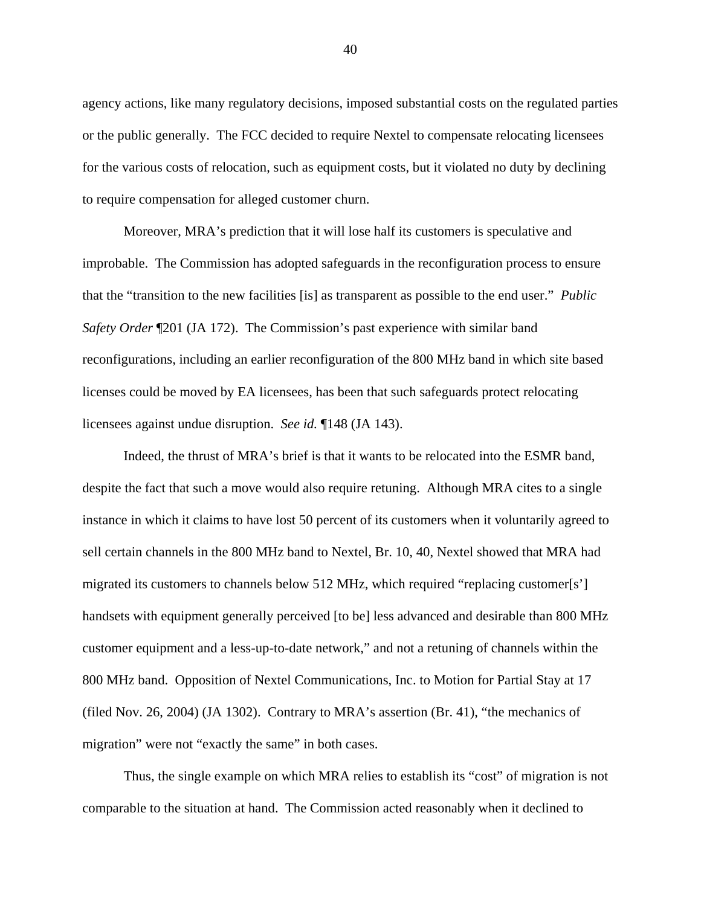agency actions, like many regulatory decisions, imposed substantial costs on the regulated parties or the public generally. The FCC decided to require Nextel to compensate relocating licensees for the various costs of relocation, such as equipment costs, but it violated no duty by declining to require compensation for alleged customer churn.

Moreover, MRA's prediction that it will lose half its customers is speculative and improbable. The Commission has adopted safeguards in the reconfiguration process to ensure that the "transition to the new facilities [is] as transparent as possible to the end user." *Public Safety Order* ¶201 (JA 172). The Commission's past experience with similar band reconfigurations, including an earlier reconfiguration of the 800 MHz band in which site based licenses could be moved by EA licensees, has been that such safeguards protect relocating licensees against undue disruption. *See id.* ¶148 (JA 143).

Indeed, the thrust of MRA's brief is that it wants to be relocated into the ESMR band, despite the fact that such a move would also require retuning. Although MRA cites to a single instance in which it claims to have lost 50 percent of its customers when it voluntarily agreed to sell certain channels in the 800 MHz band to Nextel, Br. 10, 40, Nextel showed that MRA had migrated its customers to channels below 512 MHz, which required "replacing customer[s'] handsets with equipment generally perceived [to be] less advanced and desirable than 800 MHz customer equipment and a less-up-to-date network," and not a retuning of channels within the 800 MHz band. Opposition of Nextel Communications, Inc. to Motion for Partial Stay at 17 (filed Nov. 26, 2004) (JA 1302). Contrary to MRA's assertion (Br. 41), "the mechanics of migration" were not "exactly the same" in both cases.

Thus, the single example on which MRA relies to establish its "cost" of migration is not comparable to the situation at hand. The Commission acted reasonably when it declined to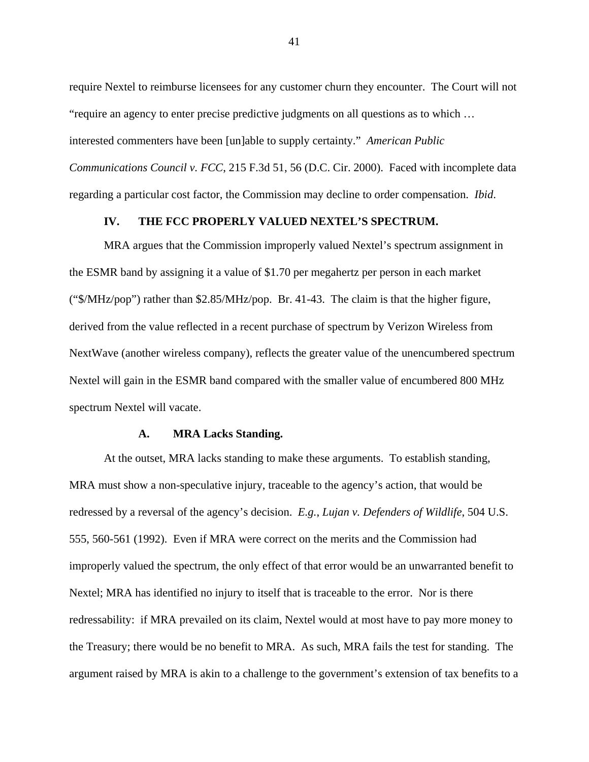require Nextel to reimburse licensees for any customer churn they encounter. The Court will not "require an agency to enter precise predictive judgments on all questions as to which … interested commenters have been [un]able to supply certainty." *American Public Communications Council v. FCC*, 215 F.3d 51, 56 (D.C. Cir. 2000). Faced with incomplete data regarding a particular cost factor, the Commission may decline to order compensation. *Ibid*.

## IV. THE FCC PROPERLY VALUED NEXTEL'S SPECTRUM.

MRA argues that the Commission improperly valued Nextel's spectrum assignment in the ESMR band by assigning it a value of $1.70 per megahertz per person in each market ("$/MHz/pop") rather than $2.85/MHz/pop. Br. 41-43. The claim is that the higher figure, derived from the value reflected in a recent purchase of spectrum by Verizon Wireless from NextWave (another wireless company), reflects the greater value of the unencumbered spectrum Nextel will gain in the ESMR band compared with the smaller value of encumbered 800 MHz spectrum Nextel will vacate.

### A. MRA Lacks Standing.

At the outset, MRA lacks standing to make these arguments. To establish standing, MRA must show a non-speculative injury, traceable to the agency's action, that would be redressed by a reversal of the agency's decision. *E.g.*, *Lujan v. Defenders of Wildlife*, 504 U.S. 555, 560-561 (1992). Even if MRA were correct on the merits and the Commission had improperly valued the spectrum, the only effect of that error would be an unwarranted benefit to Nextel; MRA has identified no injury to itself that is traceable to the error. Nor is there redressability: if MRA prevailed on its claim, Nextel would at most have to pay more money to the Treasury; there would be no benefit to MRA. As such, MRA fails the test for standing. The argument raised by MRA is akin to a challenge to the government's extension of tax benefits to a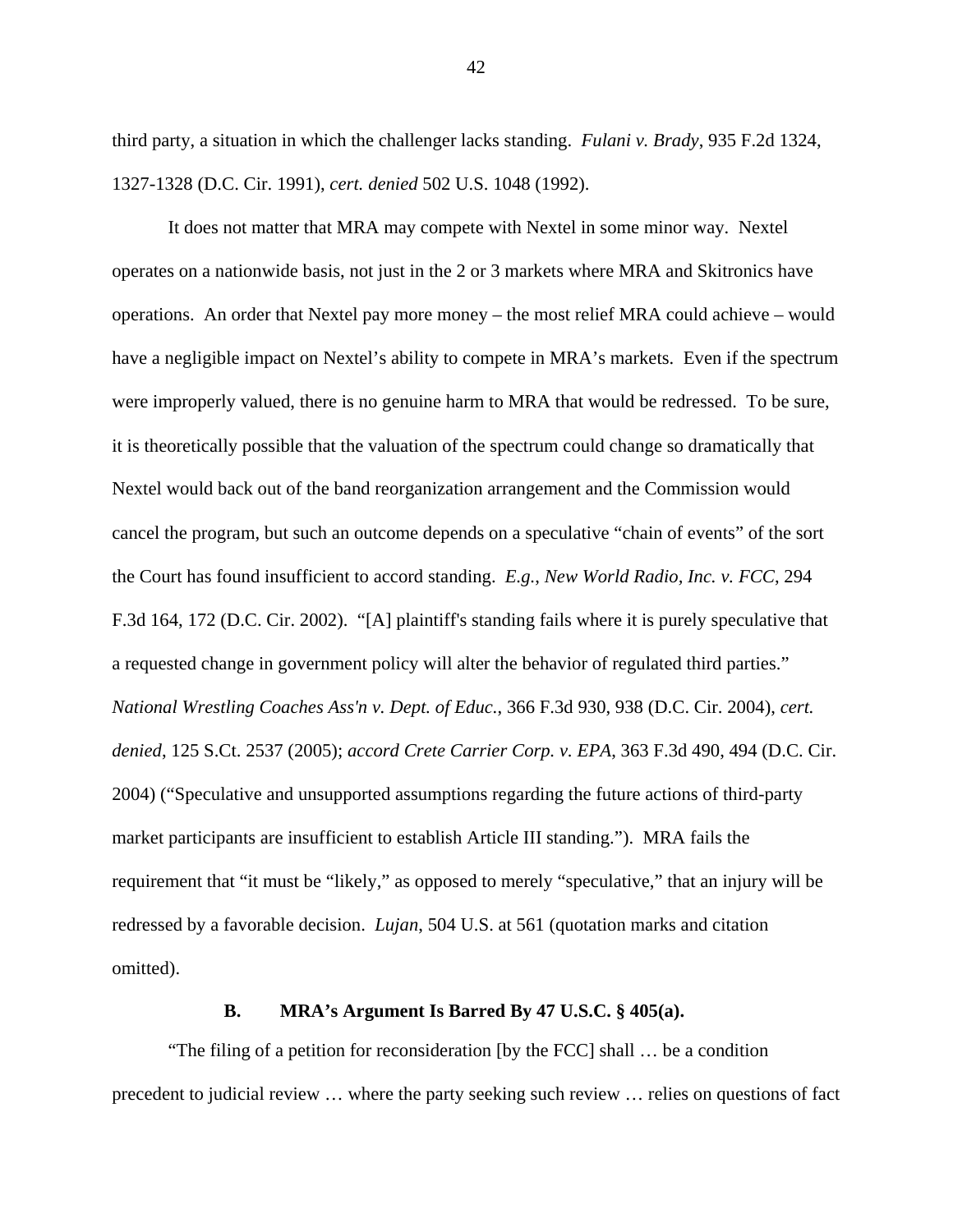third party, a situation in which the challenger lacks standing. *Fulani v. Brady*, 935 F.2d 1324, 1327-1328 (D.C. Cir. 1991), *cert. denied* 502 U.S. 1048 (1992).

It does not matter that MRA may compete with Nextel in some minor way. Nextel operates on a nationwide basis, not just in the 2 or 3 markets where MRA and Skitronics have operations. An order that Nextel pay more money – the most relief MRA could achieve – would have a negligible impact on Nextel's ability to compete in MRA's markets. Even if the spectrum were improperly valued, there is no genuine harm to MRA that would be redressed. To be sure, it is theoretically possible that the valuation of the spectrum could change so dramatically that Nextel would back out of the band reorganization arrangement and the Commission would cancel the program, but such an outcome depends on a speculative "chain of events" of the sort the Court has found insufficient to accord standing. *E.g.*, *New World Radio, Inc. v. FCC*, 294 F.3d 164, 172 (D.C. Cir. 2002). "[A] plaintiff's standing fails where it is purely speculative that a requested change in government policy will alter the behavior of regulated third parties." *National Wrestling Coaches Ass'n v. Dept. of Educ.*, 366 F.3d 930, 938 (D.C. Cir. 2004), *cert. denied*, 125 S.Ct. 2537 (2005); *accord Crete Carrier Corp. v. EPA*, 363 F.3d 490, 494 (D.C. Cir. 2004) ("Speculative and unsupported assumptions regarding the future actions of third-party market participants are insufficient to establish Article III standing."). MRA fails the requirement that "it must be "likely," as opposed to merely "speculative," that an injury will be redressed by a favorable decision. *Lujan*, 504 U.S. at 561 (quotation marks and citation omitted).

### B. MRA's Argument Is Barred By 47 U.S.C. § 405(a).

"The filing of a petition for reconsideration [by the FCC] shall … be a condition precedent to judicial review … where the party seeking such review … relies on questions of fact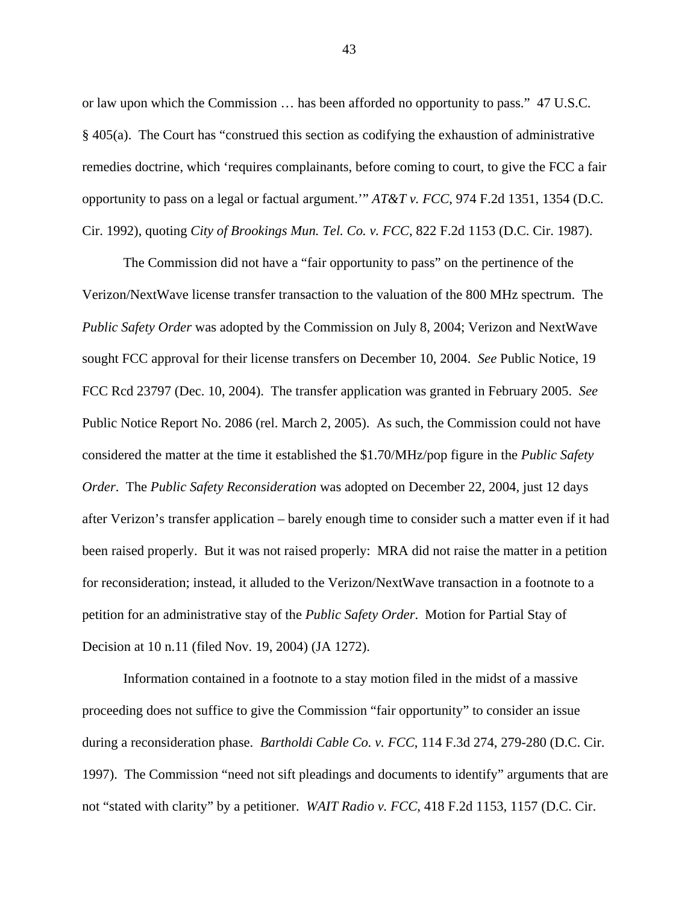or law upon which the Commission … has been afforded no opportunity to pass." 47 U.S.C. § 405(a). The Court has "construed this section as codifying the exhaustion of administrative remedies doctrine, which 'requires complainants, before coming to court, to give the FCC a fair opportunity to pass on a legal or factual argument.'" *AT&T v. FCC*, 974 F.2d 1351, 1354 (D.C. Cir. 1992), quoting *City of Brookings Mun. Tel. Co. v. FCC*, 822 F.2d 1153 (D.C. Cir. 1987).

The Commission did not have a "fair opportunity to pass" on the pertinence of the Verizon/NextWave license transfer transaction to the valuation of the 800 MHz spectrum. The *Public Safety Order* was adopted by the Commission on July 8, 2004; Verizon and NextWave sought FCC approval for their license transfers on December 10, 2004. *See* Public Notice, 19 FCC Rcd 23797 (Dec. 10, 2004). The transfer application was granted in February 2005. *See* Public Notice Report No. 2086 (rel. March 2, 2005). As such, the Commission could not have considered the matter at the time it established the $1.70/MHz/pop figure in the *Public Safety Order*. The *Public Safety Reconsideration* was adopted on December 22, 2004, just 12 days after Verizon's transfer application – barely enough time to consider such a matter even if it had been raised properly. But it was not raised properly: MRA did not raise the matter in a petition for reconsideration; instead, it alluded to the Verizon/NextWave transaction in a footnote to a petition for an administrative stay of the *Public Safety Order*. Motion for Partial Stay of Decision at 10 n.11 (filed Nov. 19, 2004) (JA 1272).

Information contained in a footnote to a stay motion filed in the midst of a massive proceeding does not suffice to give the Commission "fair opportunity" to consider an issue during a reconsideration phase. *Bartholdi Cable Co. v. FCC*, 114 F.3d 274, 279-280 (D.C. Cir. 1997). The Commission "need not sift pleadings and documents to identify" arguments that are not "stated with clarity" by a petitioner. *WAIT Radio v. FCC*, 418 F.2d 1153, 1157 (D.C. Cir.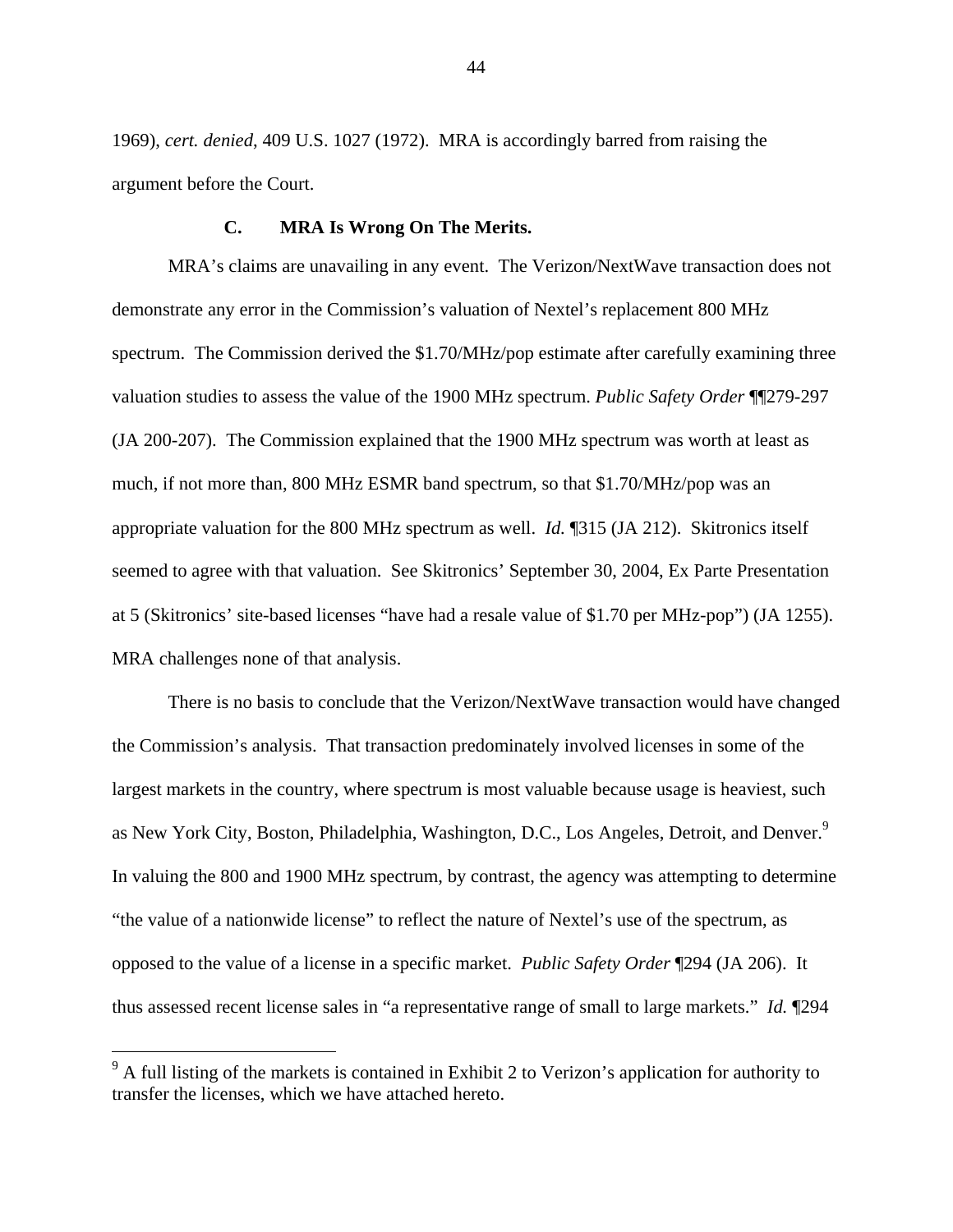1969), *cert. denied*, 409 U.S. 1027 (1972). MRA is accordingly barred from raising the argument before the Court.

### C. MRA Is Wrong On The Merits.

MRA's claims are unavailing in any event. The Verizon/NextWave transaction does not demonstrate any error in the Commission's valuation of Nextel's replacement 800 MHz spectrum. The Commission derived the $1.70/MHz/pop estimate after carefully examining three valuation studies to assess the value of the 1900 MHz spectrum. *Public Safety Order* ¶¶279-297 (JA 200-207). The Commission explained that the 1900 MHz spectrum was worth at least as much, if not more than, 800 MHz ESMR band spectrum, so that $1.70/MHz/pop was an appropriate valuation for the 800 MHz spectrum as well. *Id.* ¶315 (JA 212). Skitronics itself seemed to agree with that valuation. See Skitronics' September 30, 2004, Ex Parte Presentation at 5 (Skitronics' site-based licenses "have had a resale value of $1.70 per MHz-pop") (JA 1255). MRA challenges none of that analysis.

There is no basis to conclude that the Verizon/NextWave transaction would have changed the Commission's analysis. That transaction predominately involved licenses in some of the largest markets in the country, where spectrum is most valuable because usage is heaviest, such as New York City, Boston, Philadelphia, Washington, D.C., Los Angeles, Detroit, and Denver.[9] In valuing the 800 and 1900 MHz spectrum, by contrast, the agency was attempting to determine "the value of a nationwide license" to reflect the nature of Nextel's use of the spectrum, as opposed to the value of a license in a specific market. *Public Safety Order* ¶294 (JA 206). It thus assessed recent license sales in "a representative range of small to large markets." *Id.* ¶294

---

[9] A full listing of the markets is contained in Exhibit 2 to Verizon's application for authority to transfer the licenses, which we have attached hereto.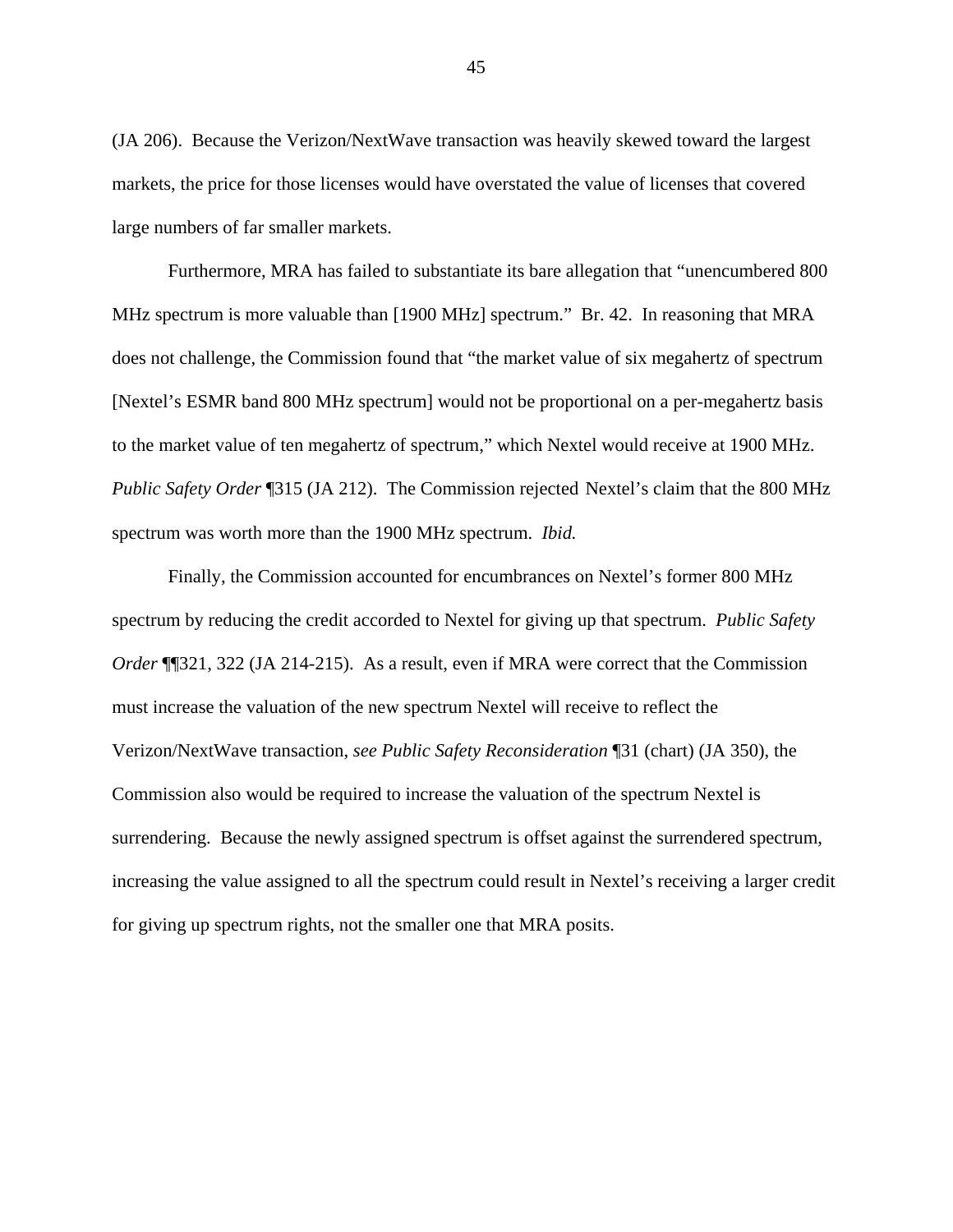(JA 206). Because the Verizon/NextWave transaction was heavily skewed toward the largest markets, the price for those licenses would have overstated the value of licenses that covered large numbers of far smaller markets.

Furthermore, MRA has failed to substantiate its bare allegation that "unencumbered 800 MHz spectrum is more valuable than [1900 MHz] spectrum." Br. 42. In reasoning that MRA does not challenge, the Commission found that "the market value of six megahertz of spectrum [Nextel's ESMR band 800 MHz spectrum] would not be proportional on a per-megahertz basis to the market value of ten megahertz of spectrum," which Nextel would receive at 1900 MHz. *Public Safety Order* ¶315 (JA 212). The Commission rejected Nextel's claim that the 800 MHz spectrum was worth more than the 1900 MHz spectrum. *Ibid.*

Finally, the Commission accounted for encumbrances on Nextel's former 800 MHz spectrum by reducing the credit accorded to Nextel for giving up that spectrum. *Public Safety Order* ¶¶321, 322 (JA 214-215). As a result, even if MRA were correct that the Commission must increase the valuation of the new spectrum Nextel will receive to reflect the Verizon/NextWave transaction, *see Public Safety Reconsideration* ¶31 (chart) (JA 350), the Commission also would be required to increase the valuation of the spectrum Nextel is surrendering. Because the newly assigned spectrum is offset against the surrendered spectrum, increasing the value assigned to all the spectrum could result in Nextel's receiving a larger credit for giving up spectrum rights, not the smaller one that MRA posits.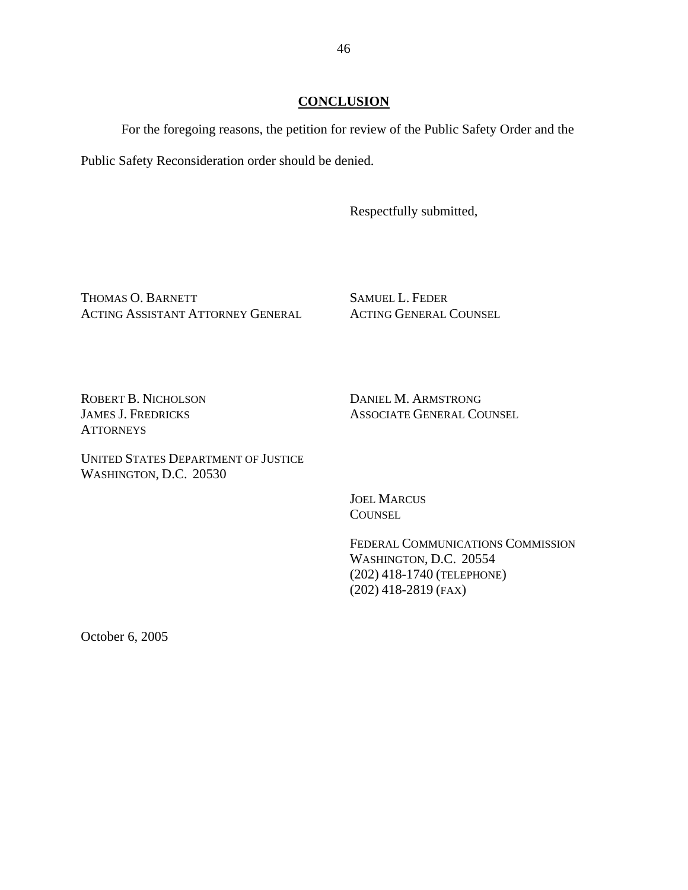## CONCLUSION

For the foregoing reasons, the petition for review of the Public Safety Order and the Public Safety Reconsideration order should be denied.

Respectfully submitted,

THOMAS O. BARNETT
ACTING ASSISTANT ATTORNEY GENERAL

SAMUEL L. FEDER
ACTING GENERAL COUNSEL

ROBERT B. NICHOLSON
JAMES J. FREDRICKS
ATTORNEYS

DANIEL M. ARMSTRONG
ASSOCIATE GENERAL COUNSEL

UNITED STATES DEPARTMENT OF JUSTICE
WASHINGTON, D.C. 20530

JOEL MARCUS
COUNSEL

FEDERAL COMMUNICATIONS COMMISSION
WASHINGTON, D.C. 20554
(202) 418-1740 (TELEPHONE)
(202) 418-2819 (FAX)

October 6, 2005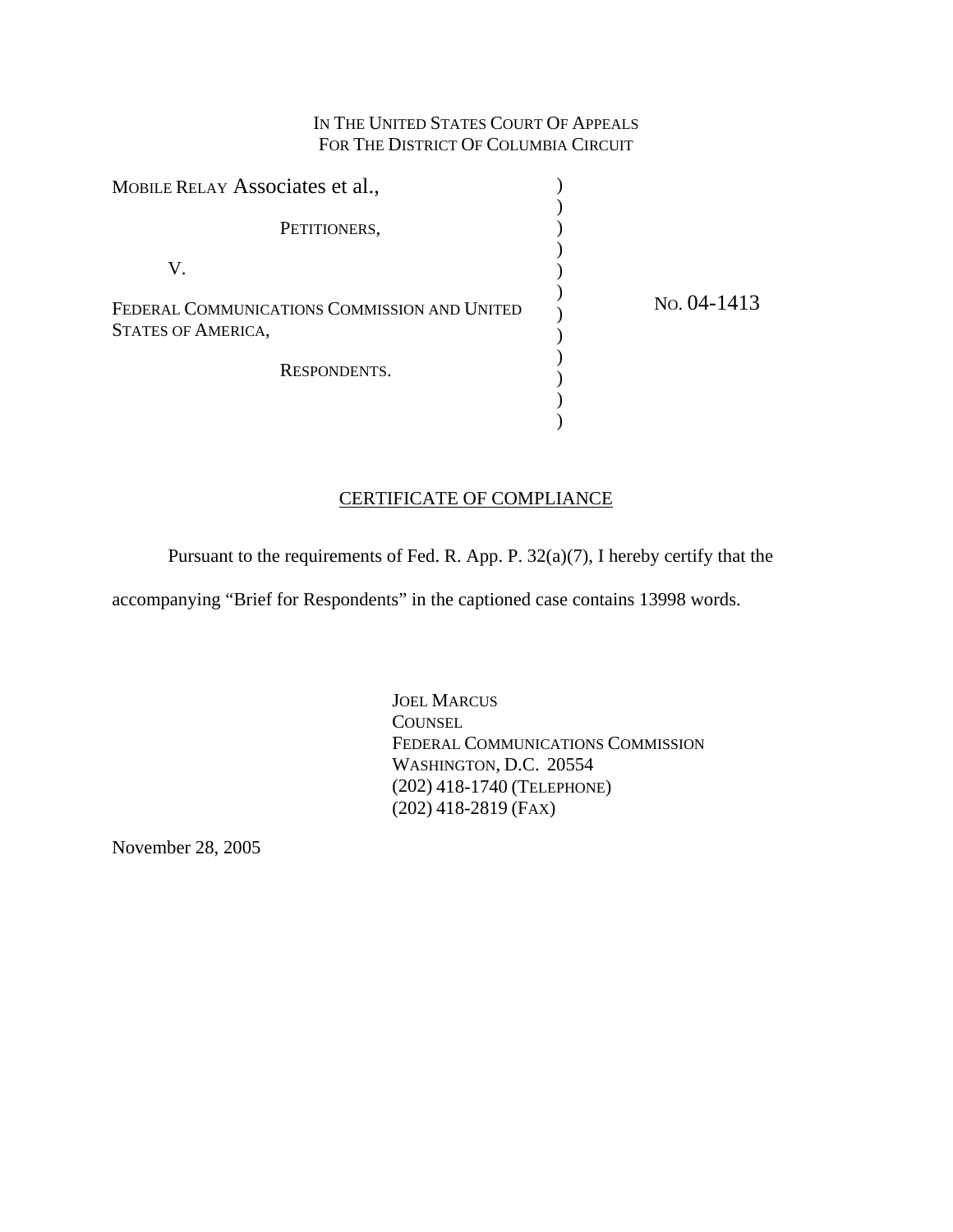IN THE UNITED STATES COURT OF APPEALS
FOR THE DISTRICT OF COLUMBIA CIRCUIT

| | | |
|---|---|---|
| MOBILE RELAY Associates et al.,<br><br>PETITIONERS,<br><br>V.<br><br>FEDERAL COMMUNICATIONS COMMISSION AND UNITED STATES OF AMERICA,<br><br>RESPONDENTS. | ) | NO. 04-1413 |

## CERTIFICATE OF COMPLIANCE

Pursuant to the requirements of Fed. R. App. P. 32(a)(7), I hereby certify that the accompanying "Brief for Respondents" in the captioned case contains 13998 words.

JOEL MARCUS
COUNSEL
FEDERAL COMMUNICATIONS COMMISSION
WASHINGTON, D.C. 20554
(202) 418-1740 (TELEPHONE)
(202) 418-2819 (FAX)

November 28, 2005